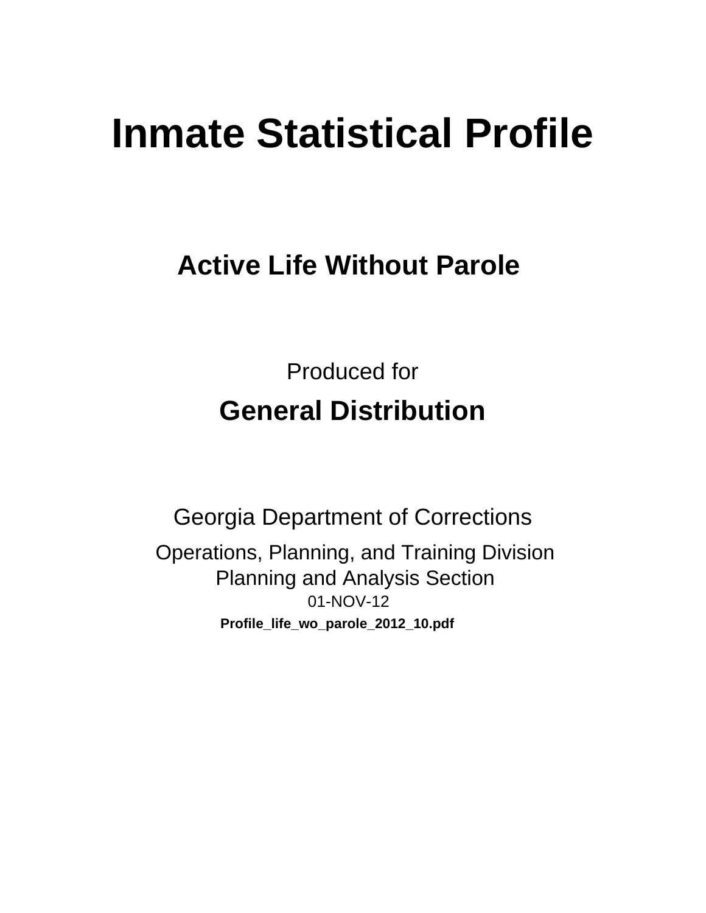# Inmate Statistical Profile

## Active Life Without Parole

Produced for

**General Distribution**

Georgia Department of Corrections

Operations, Planning, and Training Division
Planning and Analysis Section
01-NOV-12

**Profile_life_wo_parole_2012_10.pdf**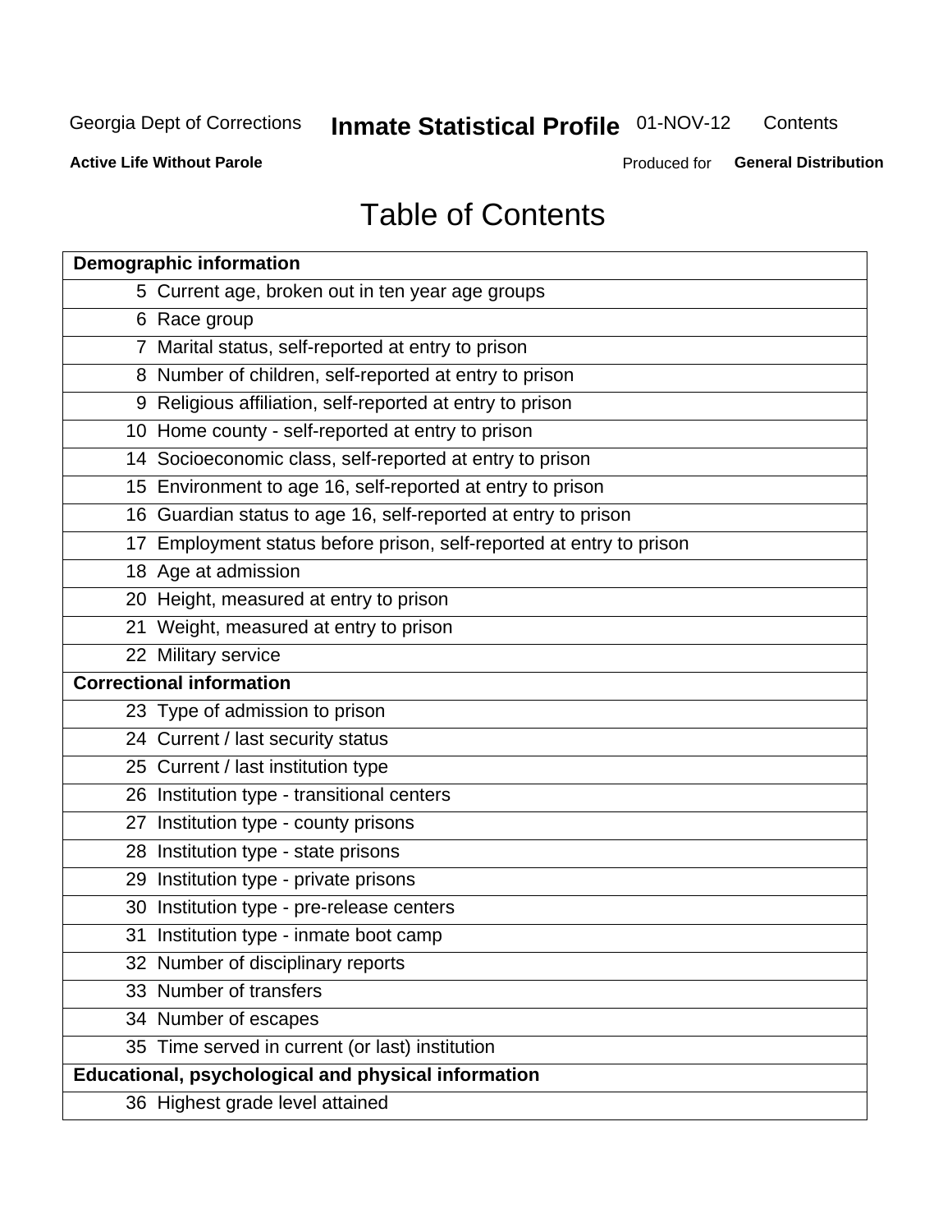# Table of Contents

| Demographic information | |
|---|---|
| 5 | Current age, broken out in ten year age groups |
| 6 | Race group |
| 7 | Marital status, self-reported at entry to prison |
| 8 | Number of children, self-reported at entry to prison |
| 9 | Religious affiliation, self-reported at entry to prison |
| 10 | Home county - self-reported at entry to prison |
| 14 | Socioeconomic class, self-reported at entry to prison |
| 15 | Environment to age 16, self-reported at entry to prison |
| 16 | Guardian status to age 16, self-reported at entry to prison |
| 17 | Employment status before prison, self-reported at entry to prison |
| 18 | Age at admission |
| 20 | Height, measured at entry to prison |
| 21 | Weight, measured at entry to prison |
| 22 | Military service |
| **Correctional information** | |
| 23 | Type of admission to prison |
| 24 | Current / last security status |
| 25 | Current / last institution type |
| 26 | Institution type - transitional centers |
| 27 | Institution type - county prisons |
| 28 | Institution type - state prisons |
| 29 | Institution type - private prisons |
| 30 | Institution type - pre-release centers |
| 31 | Institution type - inmate boot camp |
| 32 | Number of disciplinary reports |
| 33 | Number of transfers |
| 34 | Number of escapes |
| 35 | Time served in current (or last) institution |
| **Educational, psychological and physical information** | |
| 36 | Highest grade level attained |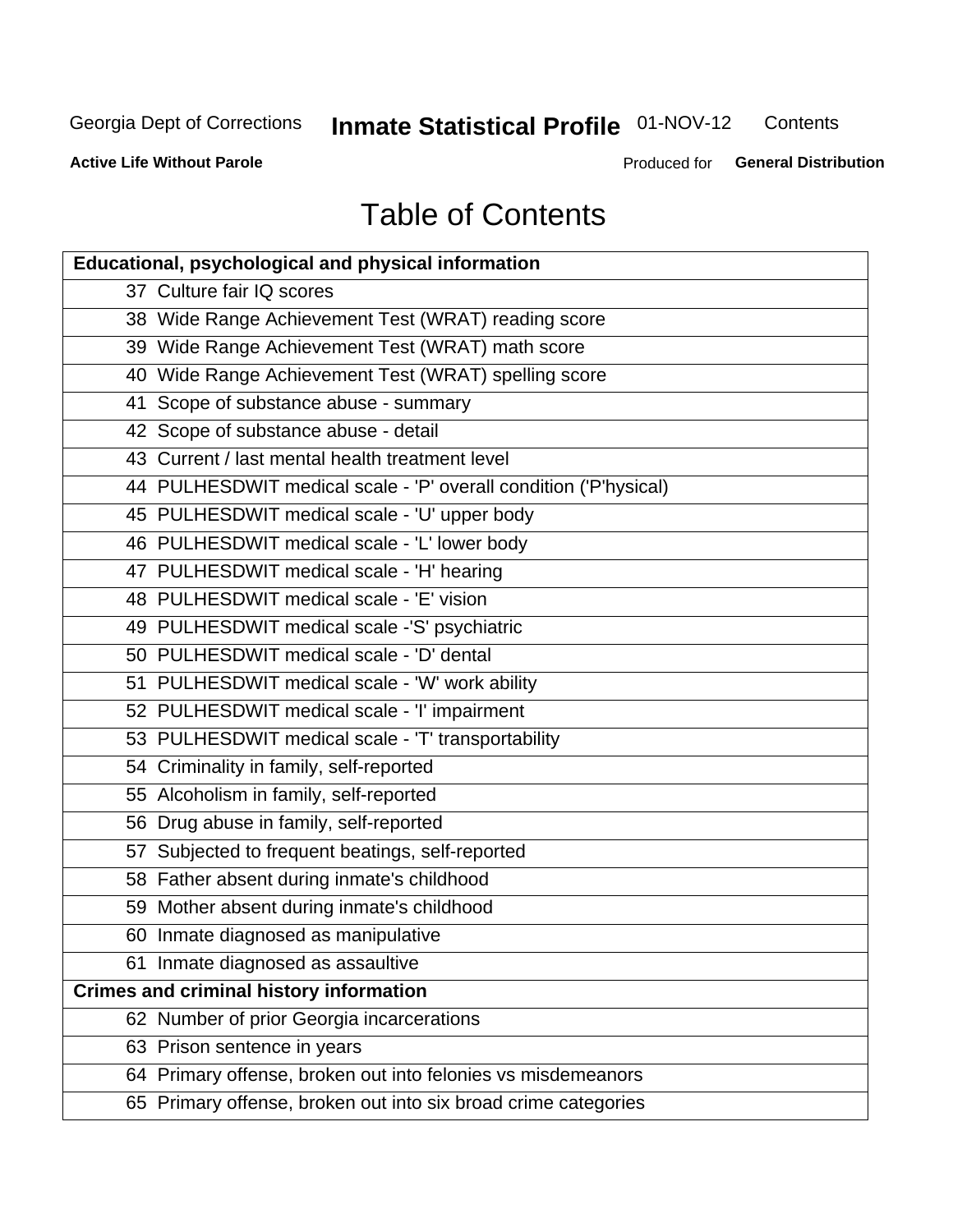# Table of Contents

| Educational, psychological and physical information | |
|---|---|
| 37 | Culture fair IQ scores |
| 38 | Wide Range Achievement Test (WRAT) reading score |
| 39 | Wide Range Achievement Test (WRAT) math score |
| 40 | Wide Range Achievement Test (WRAT) spelling score |
| 41 | Scope of substance abuse - summary |
| 42 | Scope of substance abuse - detail |
| 43 | Current / last mental health treatment level |
| 44 | PULHESDWIT medical scale - 'P' overall condition ('P'hysical) |
| 45 | PULHESDWIT medical scale - 'U' upper body |
| 46 | PULHESDWIT medical scale - 'L' lower body |
| 47 | PULHESDWIT medical scale - 'H' hearing |
| 48 | PULHESDWIT medical scale - 'E' vision |
| 49 | PULHESDWIT medical scale -'S' psychiatric |
| 50 | PULHESDWIT medical scale - 'D' dental |
| 51 | PULHESDWIT medical scale - 'W' work ability |
| 52 | PULHESDWIT medical scale - 'I' impairment |
| 53 | PULHESDWIT medical scale - 'T' transportability |
| 54 | Criminality in family, self-reported |
| 55 | Alcoholism in family, self-reported |
| 56 | Drug abuse in family, self-reported |
| 57 | Subjected to frequent beatings, self-reported |
| 58 | Father absent during inmate's childhood |
| 59 | Mother absent during inmate's childhood |
| 60 | Inmate diagnosed as manipulative |
| 61 | Inmate diagnosed as assaultive |
| **Crimes and criminal history information** | |
| 62 | Number of prior Georgia incarcerations |
| 63 | Prison sentence in years |
| 64 | Primary offense, broken out into felonies vs misdemeanors |
| 65 | Primary offense, broken out into six broad crime categories |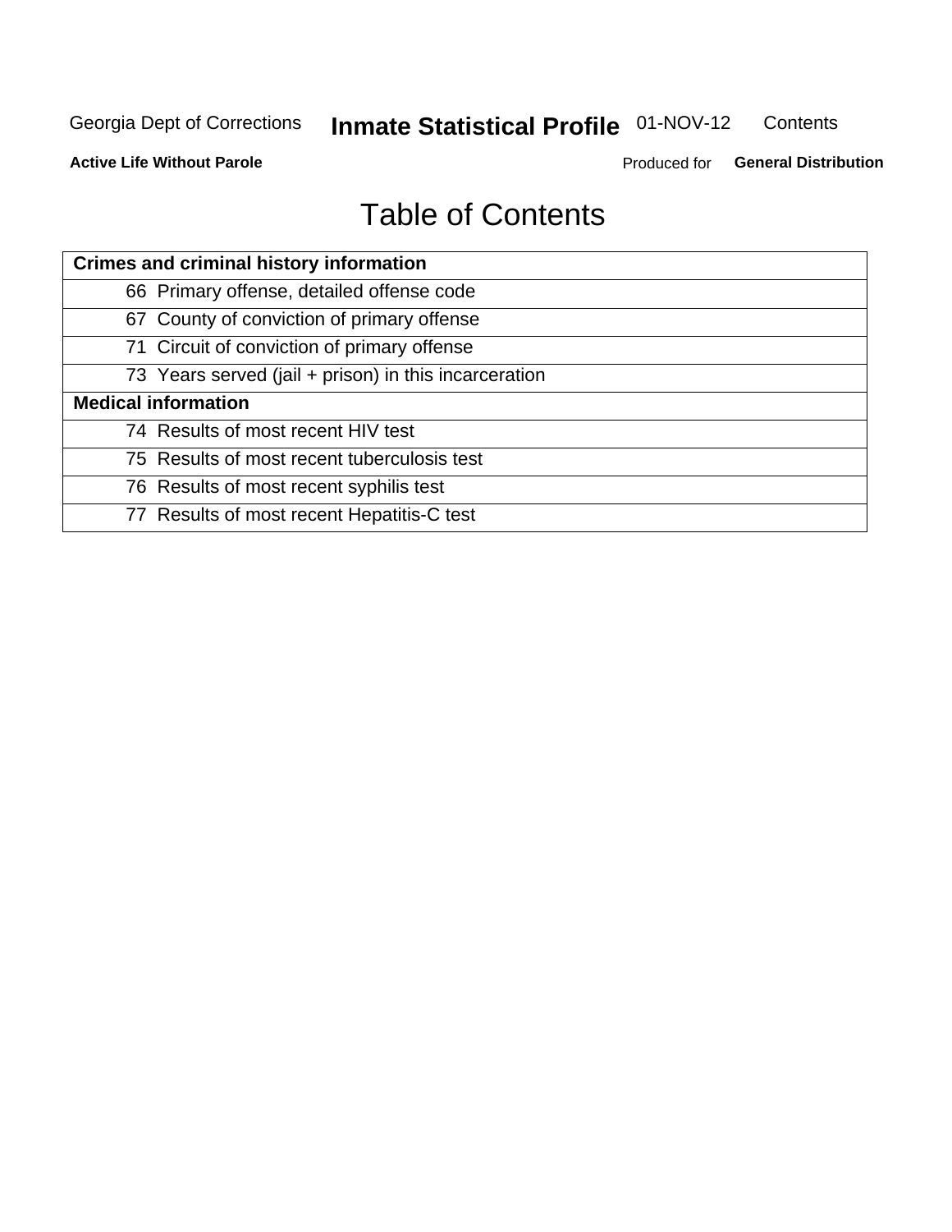# Table of Contents

| Crimes and criminal history information |
|---|
| 66 Primary offense, detailed offense code |
| 67 County of conviction of primary offense |
| 71 Circuit of conviction of primary offense |
| 73 Years served (jail + prison) in this incarceration |
| **Medical information** |
| 74 Results of most recent HIV test |
| 75 Results of most recent tuberculosis test |
| 76 Results of most recent syphilis test |
| 77 Results of most recent Hepatitis-C test |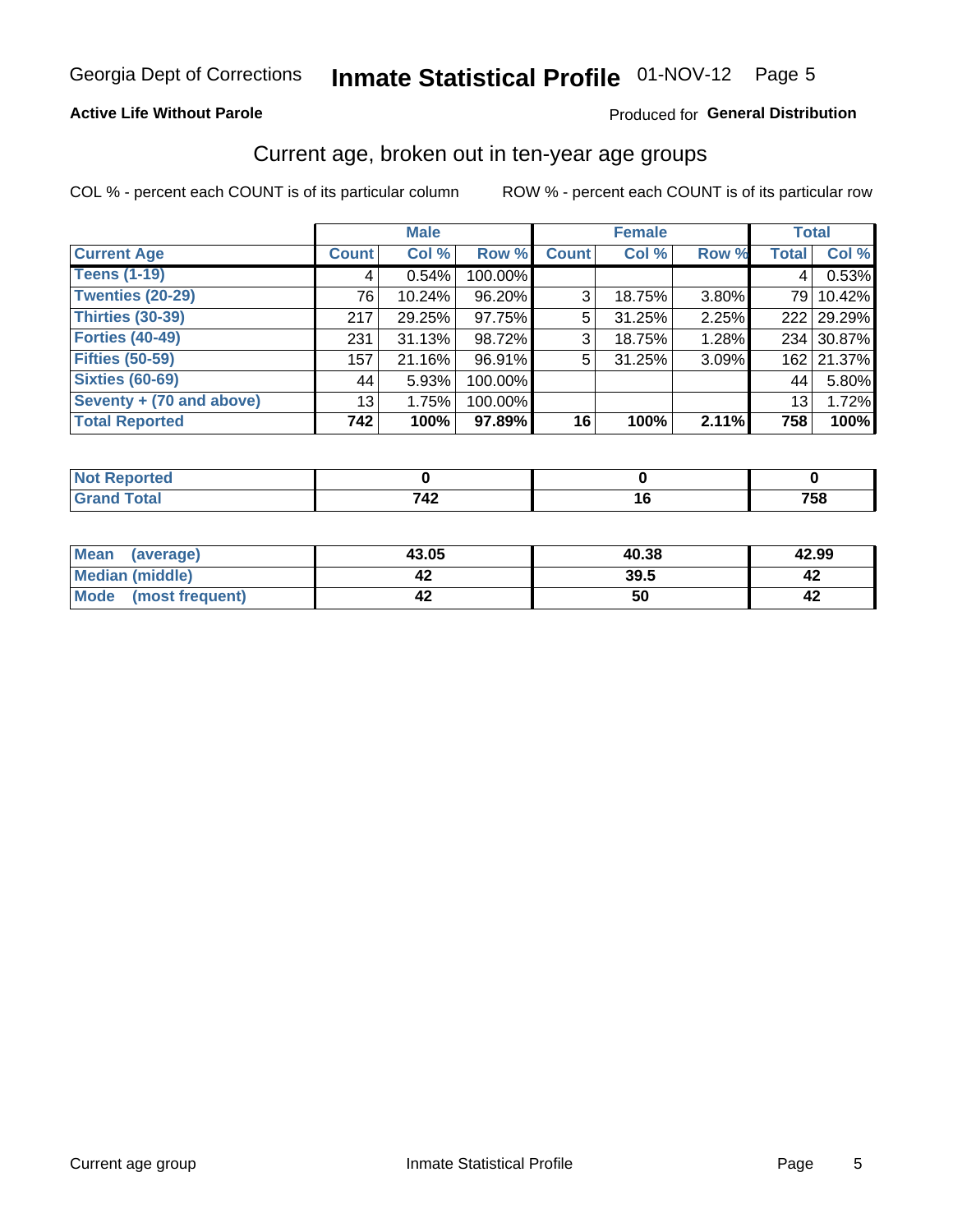Georgia Dept of Corrections **Inmate Statistical Profile** 01-NOV-12

**Active Life Without Parole**

Produced for **General Distribution**

## Current age, broken out in ten-year age groups

COL % - percent each COUNT is of its particular column

ROW % - percent each COUNT is of its particular row

| | Male | | | Female | | | Total | |
|---|---|---|---|---|---|---|---|---|
| **Current Age** | **Count** | **Col %** | **Row %** | **Count** | **Col %** | **Row %** | **Total** | **Col %** |
| **Teens (1-19)** | 4 | 0.54% | 100.00% | | | | 4 | 0.53% |
| **Twenties (20-29)** | 76 | 10.24% | 96.20% | 3 | 18.75% | 3.80% | 79 | 10.42% |
| **Thirties (30-39)** | 217 | 29.25% | 97.75% | 5 | 31.25% | 2.25% | 222 | 29.29% |
| **Forties (40-49)** | 231 | 31.13% | 98.72% | 3 | 18.75% | 1.28% | 234 | 30.87% |
| **Fifties (50-59)** | 157 | 21.16% | 96.91% | 5 | 31.25% | 3.09% | 162 | 21.37% |
| **Sixties (60-69)** | 44 | 5.93% | 100.00% | | | | 44 | 5.80% |
| **Seventy + (70 and above)** | 13 | 1.75% | 100.00% | | | | 13 | 1.72% |
| **Total Reported** | **742** | **100%** | **97.89%** | **16** | **100%** | **2.11%** | **758** | **100%** |

| | Male | Female | Total |
|---|---|---|---|
| **Not Reported** | **0** | **0** | **0** |
| **Grand Total** | **742** | **16** | **758** |

| | Male | Female | Total |
|---|---|---|---|
| **Mean (average)** | **43.05** | **40.38** | **42.99** |
| **Median (middle)** | **42** | **39.5** | **42** |
| **Mode (most frequent)** | **42** | **50** | **42** |

Current age group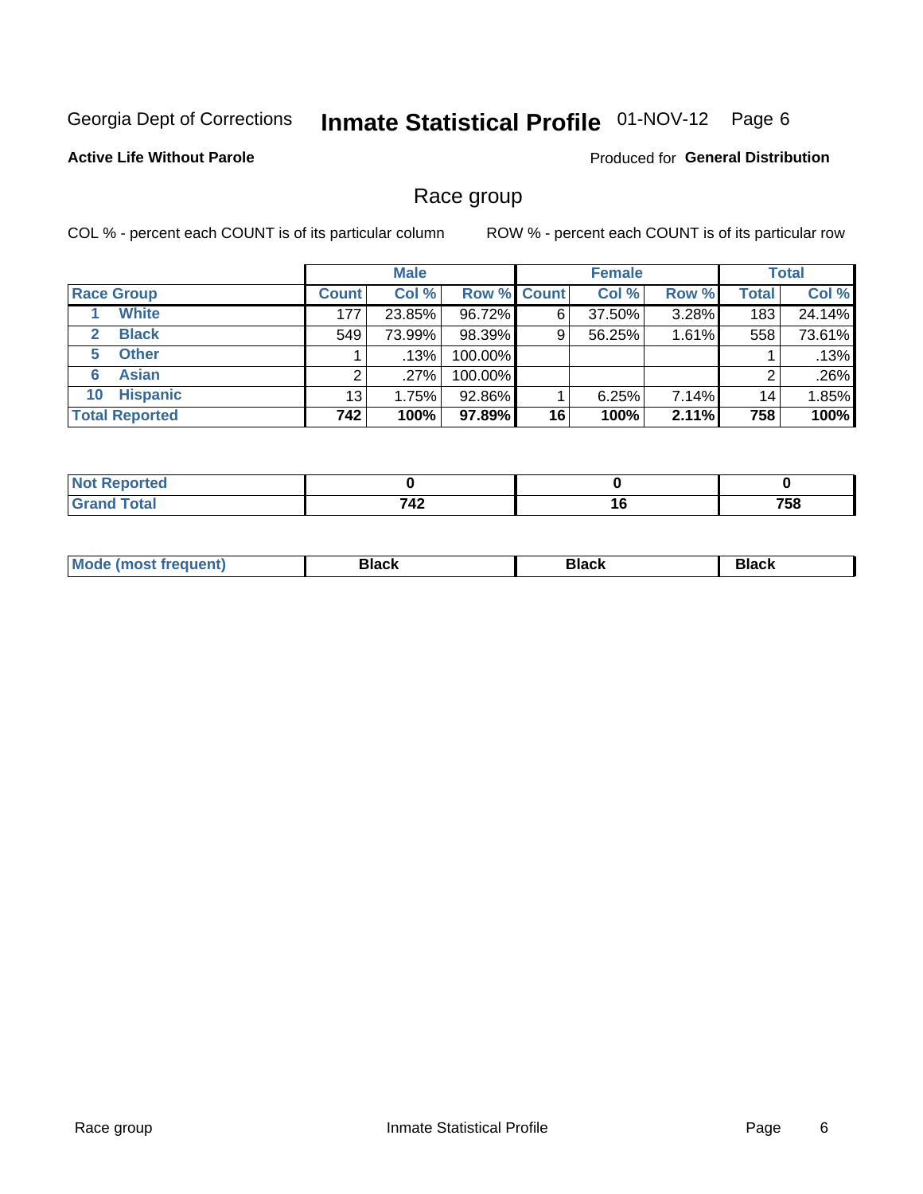Georgia Dept of Corrections **Inmate Statistical Profile** 01-NOV-12 Page 6

**Active Life Without Parole**

Produced for **General Distribution**

## Race group

COL % - percent each COUNT is of its particular column

ROW % - percent each COUNT is of its particular row

| | Male | | | Female | | | Total | |
|---|---|---|---|---|---|---|---|---|
| **Race Group** | **Count** | **Col %** | **Row %** | **Count** | **Col %** | **Row %** | **Total** | **Col %** |
| 1 **White** | 177 | 23.85% | 96.72% | 6 | 37.50% | 3.28% | 183 | 24.14% |
| 2 **Black** | 549 | 73.99% | 98.39% | 9 | 56.25% | 1.61% | 558 | 73.61% |
| 5 **Other** | 1 | .13% | 100.00% | | | | 1 | .13% |
| 6 **Asian** | 2 | .27% | 100.00% | | | | 2 | .26% |
| 10 **Hispanic** | 13 | 1.75% | 92.86% | 1 | 6.25% | 7.14% | 14 | 1.85% |
| **Total Reported** | **742** | **100%** | **97.89%** | **16** | **100%** | **2.11%** | **758** | **100%** |

| | Male | Female | Total |
|---|---|---|---|
| **Not Reported** | **0** | **0** | **0** |
| **Grand Total** | **742** | **16** | **758** |

| | Male | Female | Total |
|---|---|---|---|
| **Mode (most frequent)** | **Black** | **Black** | **Black** |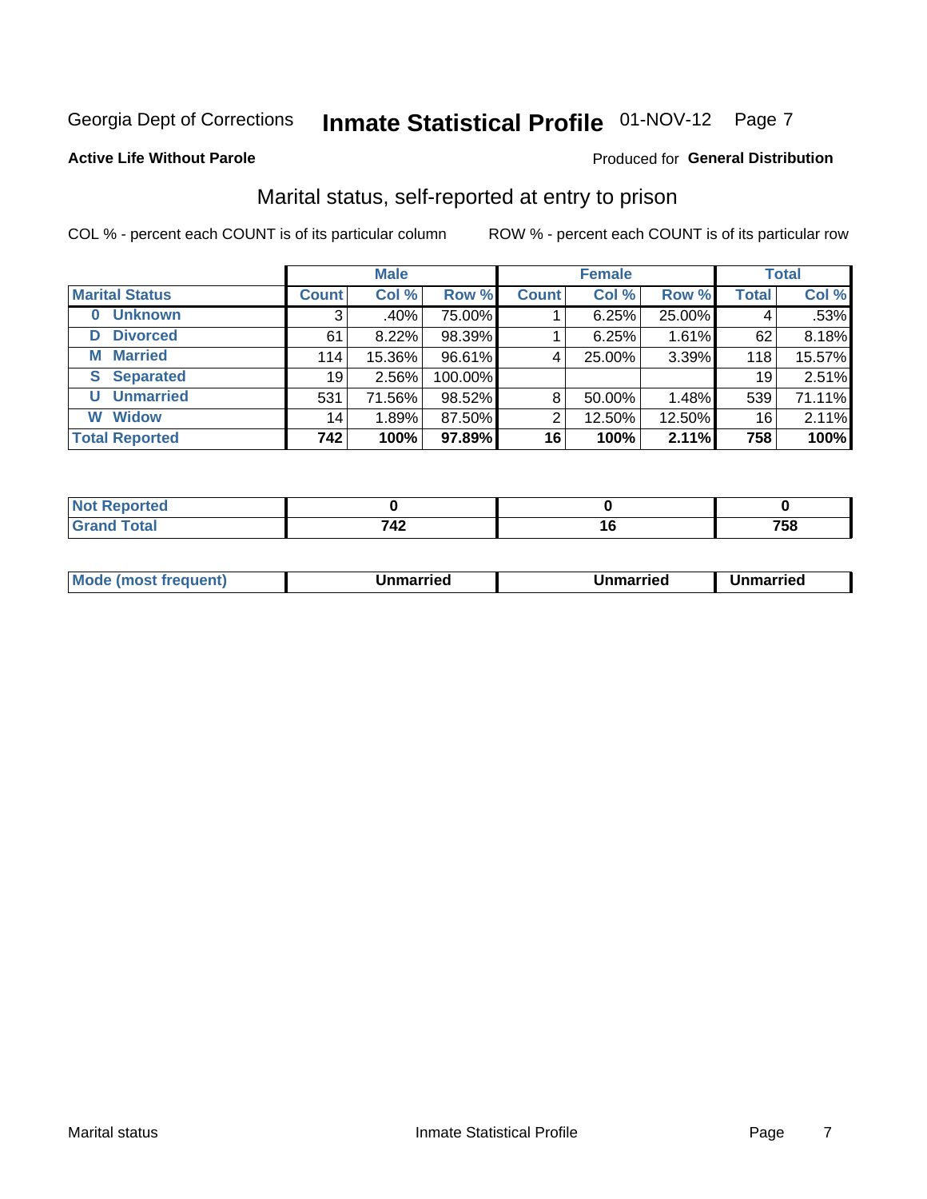Georgia Dept of Corrections **Inmate Statistical Profile** 01-NOV-12 Page 7

**Active Life Without Parole**

Produced for **General Distribution**

## Marital status, self-reported at entry to prison

COL % - percent each COUNT is of its particular column

ROW % - percent each COUNT is of its particular row

| | Male | | | Female | | | Total | |
|---|---|---|---|---|---|---|---|---|
| **Marital Status** | **Count** | **Col %** | **Row %** | **Count** | **Col %** | **Row %** | **Total** | **Col %** |
| **0 Unknown** | 3 | .40% | 75.00% | 1 | 6.25% | 25.00% | 4 | .53% |
| **D Divorced** | 61 | 8.22% | 98.39% | 1 | 6.25% | 1.61% | 62 | 8.18% |
| **M Married** | 114 | 15.36% | 96.61% | 4 | 25.00% | 3.39% | 118 | 15.57% |
| **S Separated** | 19 | 2.56% | 100.00% | | | | 19 | 2.51% |
| **U Unmarried** | 531 | 71.56% | 98.52% | 8 | 50.00% | 1.48% | 539 | 71.11% |
| **W Widow** | 14 | 1.89% | 87.50% | 2 | 12.50% | 12.50% | 16 | 2.11% |
| **Total Reported** | **742** | **100%** | **97.89%** | **16** | **100%** | **2.11%** | **758** | **100%** |

| | Male | Female | Total |
|---|---|---|---|
| **Not Reported** | **0** | **0** | **0** |
| **Grand Total** | **742** | **16** | **758** |

| | Male | Female | Total |
|---|---|---|---|
| **Mode (most frequent)** | **Unmarried** | **Unmarried** | **Unmarried** |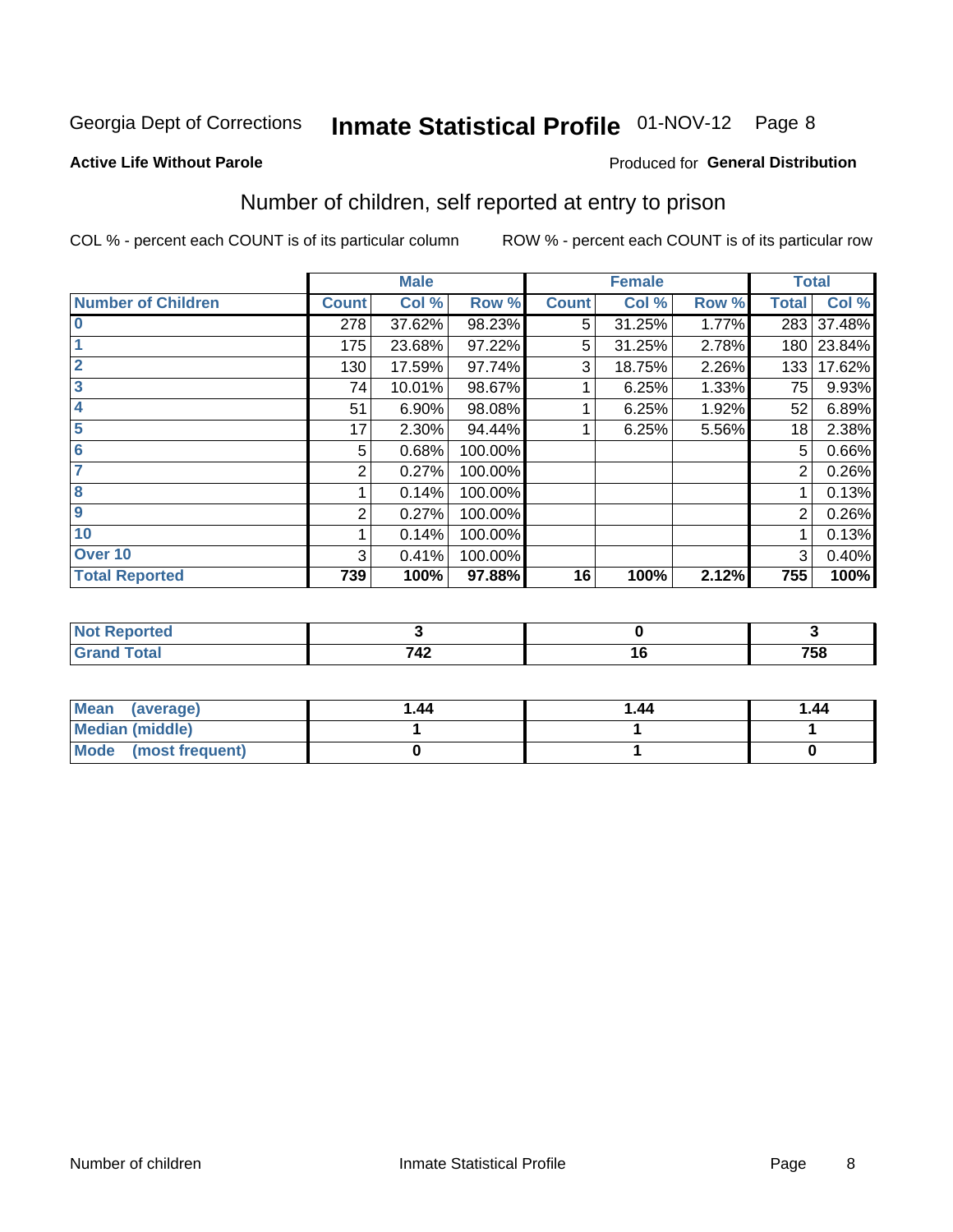Georgia Dept of Corrections **Inmate Statistical Profile** 01-NOV-12 Page 8

**Active Life Without Parole**

Produced for **General Distribution**

## Number of children, self reported at entry to prison

COL % - percent each COUNT is of its particular column ROW % - percent each COUNT is of its particular row

| | Male | | | Female | | | Total | |
|---|---|---|---|---|---|---|---|---|
| **Number of Children** | **Count** | **Col %** | **Row %** | **Count** | **Col %** | **Row %** | **Total** | **Col %** |
| **0** | 278 | 37.62% | 98.23% | 5 | 31.25% | 1.77% | 283 | 37.48% |
| **1** | 175 | 23.68% | 97.22% | 5 | 31.25% | 2.78% | 180 | 23.84% |
| **2** | 130 | 17.59% | 97.74% | 3 | 18.75% | 2.26% | 133 | 17.62% |
| **3** | 74 | 10.01% | 98.67% | 1 | 6.25% | 1.33% | 75 | 9.93% |
| **4** | 51 | 6.90% | 98.08% | 1 | 6.25% | 1.92% | 52 | 6.89% |
| **5** | 17 | 2.30% | 94.44% | 1 | 6.25% | 5.56% | 18 | 2.38% |
| **6** | 5 | 0.68% | 100.00% | | | | 5 | 0.66% |
| **7** | 2 | 0.27% | 100.00% | | | | 2 | 0.26% |
| **8** | 1 | 0.14% | 100.00% | | | | 1 | 0.13% |
| **9** | 2 | 0.27% | 100.00% | | | | 2 | 0.26% |
| **10** | 1 | 0.14% | 100.00% | | | | 1 | 0.13% |
| **Over 10** | 3 | 0.41% | 100.00% | | | | 3 | 0.40% |
| **Total Reported** | **739** | **100%** | **97.88%** | **16** | **100%** | **2.12%** | **755** | **100%** |

| | Male | Female | Total |
|---|---|---|---|
| **Not Reported** | **3** | **0** | **3** |
| **Grand Total** | **742** | **16** | **758** |

| | Male | Female | Total |
|---|---|---|---|
| **Mean (average)** | **1.44** | **1.44** | **1.44** |
| **Median (middle)** | **1** | **1** | **1** |
| **Mode (most frequent)** | **0** | **1** | **0** |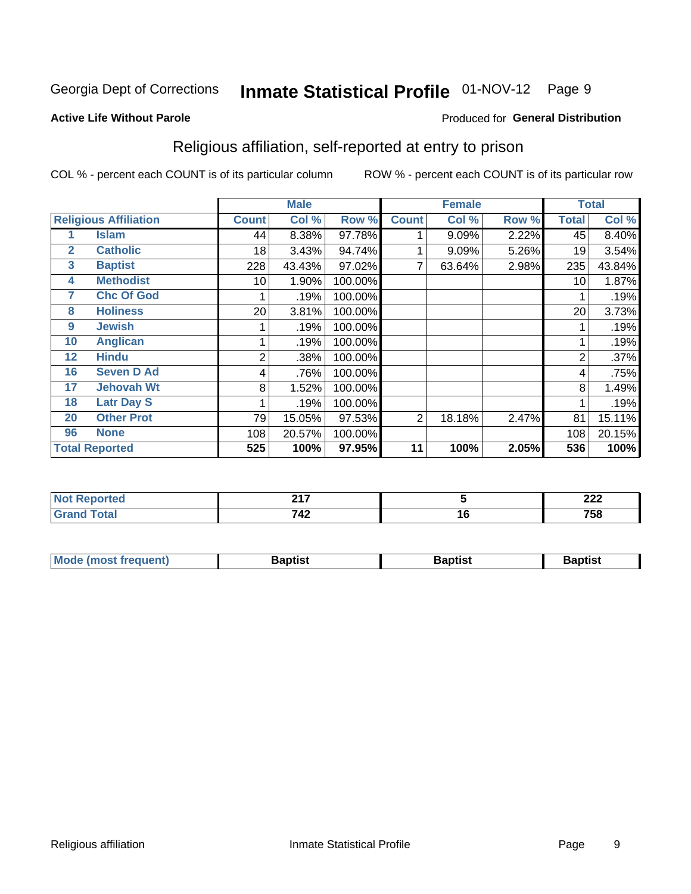Georgia Dept of Corrections **Inmate Statistical Profile** 01-NOV-12

**Active Life Without Parole**

Produced for **General Distribution**

## Religious affiliation, self-reported at entry to prison

COL % - percent each COUNT is of its particular column    ROW % - percent each COUNT is of its particular row

| Religious Affiliation | | Male Count | Male Col % | Male Row % | Female Count | Female Col % | Female Row % | Total | Total Col % |
|---|---|---|---|---|---|---|---|---|---|
| 1 | Islam | 44 | 8.38% | 97.78% | 1 | 9.09% | 2.22% | 45 | 8.40% |
| 2 | Catholic | 18 | 3.43% | 94.74% | 1 | 9.09% | 5.26% | 19 | 3.54% |
| 3 | Baptist | 228 | 43.43% | 97.02% | 7 | 63.64% | 2.98% | 235 | 43.84% |
| 4 | Methodist | 10 | 1.90% | 100.00% | | | | 10 | 1.87% |
| 7 | Chc Of God | 1 | .19% | 100.00% | | | | 1 | .19% |
| 8 | Holiness | 20 | 3.81% | 100.00% | | | | 20 | 3.73% |
| 9 | Jewish | 1 | .19% | 100.00% | | | | 1 | .19% |
| 10 | Anglican | 1 | .19% | 100.00% | | | | 1 | .19% |
| 12 | Hindu | 2 | .38% | 100.00% | | | | 2 | .37% |
| 16 | Seven D Ad | 4 | .76% | 100.00% | | | | 4 | .75% |
| 17 | Jehovah Wt | 8 | 1.52% | 100.00% | | | | 8 | 1.49% |
| 18 | Latr Day S | 1 | .19% | 100.00% | | | | 1 | .19% |
| 20 | Other Prot | 79 | 15.05% | 97.53% | 2 | 18.18% | 2.47% | 81 | 15.11% |
| 96 | None | 108 | 20.57% | 100.00% | | | | 108 | 20.15% |
| **Total Reported** | | **525** | **100%** | **97.95%** | **11** | **100%** | **2.05%** | **536** | **100%** |

| | Male | Female | Total |
|---|---|---|---|
| Not Reported | 217 | 5 | 222 |
| Grand Total | 742 | 16 | 758 |

| | Male | Female | Total |
|---|---|---|---|
| Mode (most frequent) | Baptist | Baptist | Baptist |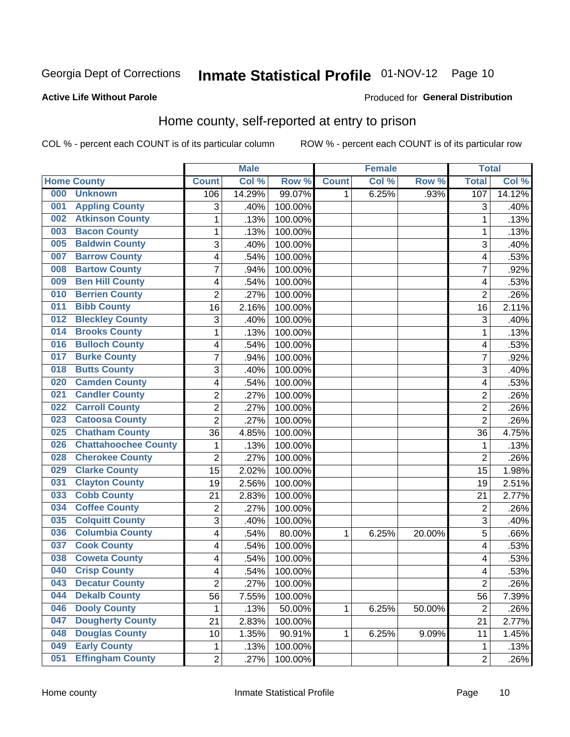Georgia Dept of Corrections **Inmate Statistical Profile** 01-NOV-12

**Active Life Without Parole**

Produced for **General Distribution**

## Home county, self-reported at entry to prison

COL % - percent each COUNT is of its particular column ROW % - percent each COUNT is of its particular row

| Home County | | Male | | | Female | | | Total | |
|---|---|---|---|---|---|---|---|---|---|
| | | Count | Col % | Row % | Count | Col % | Row % | Total | Col % |
| 000 | Unknown | 106 | 14.29% | 99.07% | 1 | 6.25% | .93% | 107 | 14.12% |
| 001 | Appling County | 3 | .40% | 100.00% | | | | 3 | .40% |
| 002 | Atkinson County | 1 | .13% | 100.00% | | | | 1 | .13% |
| 003 | Bacon County | 1 | .13% | 100.00% | | | | 1 | .13% |
| 005 | Baldwin County | 3 | .40% | 100.00% | | | | 3 | .40% |
| 007 | Barrow County | 4 | .54% | 100.00% | | | | 4 | .53% |
| 008 | Bartow County | 7 | .94% | 100.00% | | | | 7 | .92% |
| 009 | Ben Hill County | 4 | .54% | 100.00% | | | | 4 | .53% |
| 010 | Berrien County | 2 | .27% | 100.00% | | | | 2 | .26% |
| 011 | Bibb County | 16 | 2.16% | 100.00% | | | | 16 | 2.11% |
| 012 | Bleckley County | 3 | .40% | 100.00% | | | | 3 | .40% |
| 014 | Brooks County | 1 | .13% | 100.00% | | | | 1 | .13% |
| 016 | Bulloch County | 4 | .54% | 100.00% | | | | 4 | .53% |
| 017 | Burke County | 7 | .94% | 100.00% | | | | 7 | .92% |
| 018 | Butts County | 3 | .40% | 100.00% | | | | 3 | .40% |
| 020 | Camden County | 4 | .54% | 100.00% | | | | 4 | .53% |
| 021 | Candler County | 2 | .27% | 100.00% | | | | 2 | .26% |
| 022 | Carroll County | 2 | .27% | 100.00% | | | | 2 | .26% |
| 023 | Catoosa County | 2 | .27% | 100.00% | | | | 2 | .26% |
| 025 | Chatham County | 36 | 4.85% | 100.00% | | | | 36 | 4.75% |
| 026 | Chattahoochee County | 1 | .13% | 100.00% | | | | 1 | .13% |
| 028 | Cherokee County | 2 | .27% | 100.00% | | | | 2 | .26% |
| 029 | Clarke County | 15 | 2.02% | 100.00% | | | | 15 | 1.98% |
| 031 | Clayton County | 19 | 2.56% | 100.00% | | | | 19 | 2.51% |
| 033 | Cobb County | 21 | 2.83% | 100.00% | | | | 21 | 2.77% |
| 034 | Coffee County | 2 | .27% | 100.00% | | | | 2 | .26% |
| 035 | Colquitt County | 3 | .40% | 100.00% | | | | 3 | .40% |
| 036 | Columbia County | 4 | .54% | 80.00% | 1 | 6.25% | 20.00% | 5 | .66% |
| 037 | Cook County | 4 | .54% | 100.00% | | | | 4 | .53% |
| 038 | Coweta County | 4 | .54% | 100.00% | | | | 4 | .53% |
| 040 | Crisp County | 4 | .54% | 100.00% | | | | 4 | .53% |
| 043 | Decatur County | 2 | .27% | 100.00% | | | | 2 | .26% |
| 044 | Dekalb County | 56 | 7.55% | 100.00% | | | | 56 | 7.39% |
| 046 | Dooly County | 1 | .13% | 50.00% | 1 | 6.25% | 50.00% | 2 | .26% |
| 047 | Dougherty County | 21 | 2.83% | 100.00% | | | | 21 | 2.77% |
| 048 | Douglas County | 10 | 1.35% | 90.91% | 1 | 6.25% | 9.09% | 11 | 1.45% |
| 049 | Early County | 1 | .13% | 100.00% | | | | 1 | .13% |
| 051 | Effingham County | 2 | .27% | 100.00% | | | | 2 | .26% |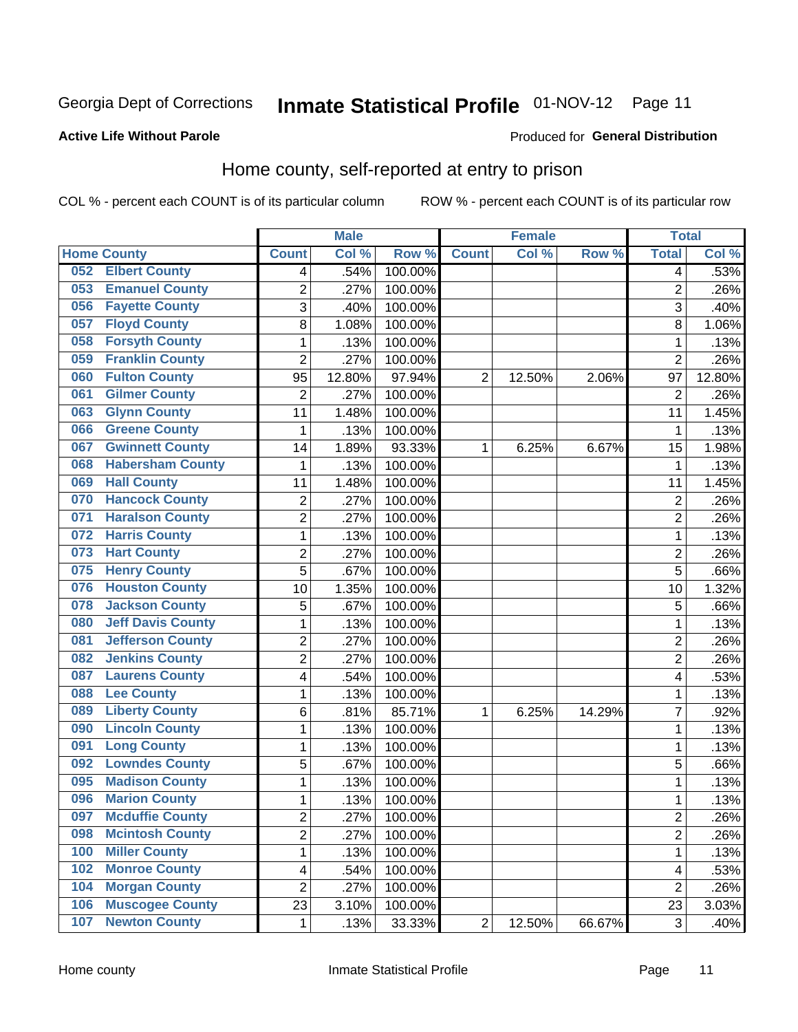Georgia Dept of Corrections **Inmate Statistical Profile** 01-NOV-12

**Active Life Without Parole**

Produced for **General Distribution**

## Home county, self-reported at entry to prison

COL % - percent each COUNT is of its particular column ROW % - percent each COUNT is of its particular row

| Home County | Male | | | Female | | | Total | |
|---|---|---|---|---|---|---|---|---|
| | Count | Col % | Row % | Count | Col % | Row % | Total | Col % |
| 052 Elbert County | 4 | .54% | 100.00% | | | | 4 | .53% |
| 053 Emanuel County | 2 | .27% | 100.00% | | | | 2 | .26% |
| 056 Fayette County | 3 | .40% | 100.00% | | | | 3 | .40% |
| 057 Floyd County | 8 | 1.08% | 100.00% | | | | 8 | 1.06% |
| 058 Forsyth County | 1 | .13% | 100.00% | | | | 1 | .13% |
| 059 Franklin County | 2 | .27% | 100.00% | | | | 2 | .26% |
| 060 Fulton County | 95 | 12.80% | 97.94% | 2 | 12.50% | 2.06% | 97 | 12.80% |
| 061 Gilmer County | 2 | .27% | 100.00% | | | | 2 | .26% |
| 063 Glynn County | 11 | 1.48% | 100.00% | | | | 11 | 1.45% |
| 066 Greene County | 1 | .13% | 100.00% | | | | 1 | .13% |
| 067 Gwinnett County | 14 | 1.89% | 93.33% | 1 | 6.25% | 6.67% | 15 | 1.98% |
| 068 Habersham County | 1 | .13% | 100.00% | | | | 1 | .13% |
| 069 Hall County | 11 | 1.48% | 100.00% | | | | 11 | 1.45% |
| 070 Hancock County | 2 | .27% | 100.00% | | | | 2 | .26% |
| 071 Haralson County | 2 | .27% | 100.00% | | | | 2 | .26% |
| 072 Harris County | 1 | .13% | 100.00% | | | | 1 | .13% |
| 073 Hart County | 2 | .27% | 100.00% | | | | 2 | .26% |
| 075 Henry County | 5 | .67% | 100.00% | | | | 5 | .66% |
| 076 Houston County | 10 | 1.35% | 100.00% | | | | 10 | 1.32% |
| 078 Jackson County | 5 | .67% | 100.00% | | | | 5 | .66% |
| 080 Jeff Davis County | 1 | .13% | 100.00% | | | | 1 | .13% |
| 081 Jefferson County | 2 | .27% | 100.00% | | | | 2 | .26% |
| 082 Jenkins County | 2 | .27% | 100.00% | | | | 2 | .26% |
| 087 Laurens County | 4 | .54% | 100.00% | | | | 4 | .53% |
| 088 Lee County | 1 | .13% | 100.00% | | | | 1 | .13% |
| 089 Liberty County | 6 | .81% | 85.71% | 1 | 6.25% | 14.29% | 7 | .92% |
| 090 Lincoln County | 1 | .13% | 100.00% | | | | 1 | .13% |
| 091 Long County | 1 | .13% | 100.00% | | | | 1 | .13% |
| 092 Lowndes County | 5 | .67% | 100.00% | | | | 5 | .66% |
| 095 Madison County | 1 | .13% | 100.00% | | | | 1 | .13% |
| 096 Marion County | 1 | .13% | 100.00% | | | | 1 | .13% |
| 097 Mcduffie County | 2 | .27% | 100.00% | | | | 2 | .26% |
| 098 Mcintosh County | 2 | .27% | 100.00% | | | | 2 | .26% |
| 100 Miller County | 1 | .13% | 100.00% | | | | 1 | .13% |
| 102 Monroe County | 4 | .54% | 100.00% | | | | 4 | .53% |
| 104 Morgan County | 2 | .27% | 100.00% | | | | 2 | .26% |
| 106 Muscogee County | 23 | 3.10% | 100.00% | | | | 23 | 3.03% |
| 107 Newton County | 1 | .13% | 33.33% | 2 | 12.50% | 66.67% | 3 | .40% |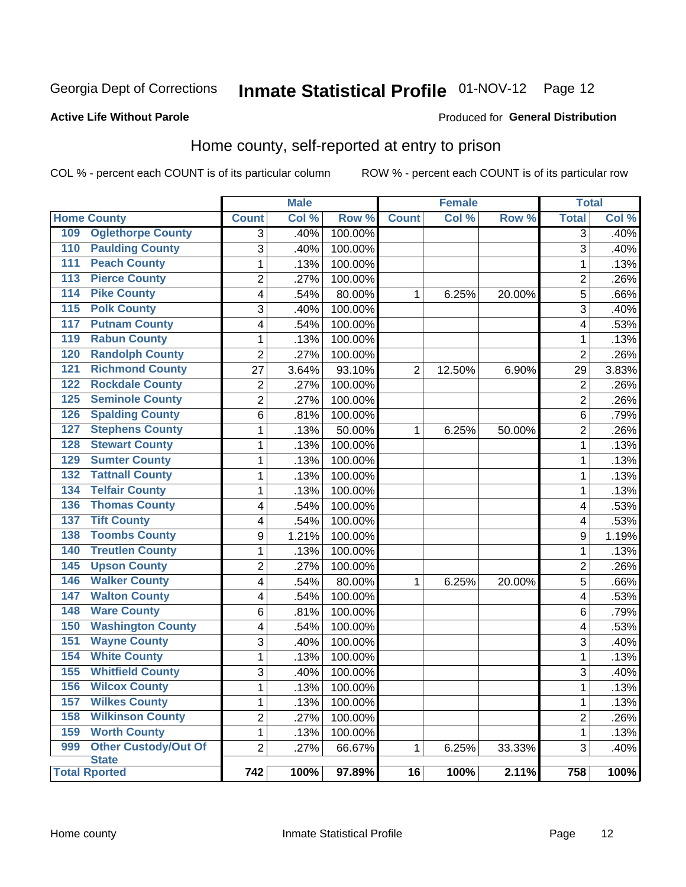Georgia Dept of Corrections **Inmate Statistical Profile** 01-NOV-12

**Active Life Without Parole**

Produced for **General Distribution**

## Home county, self-reported at entry to prison

COL % - percent each COUNT is of its particular column ROW % - percent each COUNT is of its particular row

| Home County | | Male | | | Female | | | Total | |
|---|---|---|---|---|---|---|---|---|---|
| | | Count | Col % | Row % | Count | Col % | Row % | Total | Col % |
| 109 | Oglethorpe County | 3 | .40% | 100.00% | | | | 3 | .40% |
| 110 | Paulding County | 3 | .40% | 100.00% | | | | 3 | .40% |
| 111 | Peach County | 1 | .13% | 100.00% | | | | 1 | .13% |
| 113 | Pierce County | 2 | .27% | 100.00% | | | | 2 | .26% |
| 114 | Pike County | 4 | .54% | 80.00% | 1 | 6.25% | 20.00% | 5 | .66% |
| 115 | Polk County | 3 | .40% | 100.00% | | | | 3 | .40% |
| 117 | Putnam County | 4 | .54% | 100.00% | | | | 4 | .53% |
| 119 | Rabun County | 1 | .13% | 100.00% | | | | 1 | .13% |
| 120 | Randolph County | 2 | .27% | 100.00% | | | | 2 | .26% |
| 121 | Richmond County | 27 | 3.64% | 93.10% | 2 | 12.50% | 6.90% | 29 | 3.83% |
| 122 | Rockdale County | 2 | .27% | 100.00% | | | | 2 | .26% |
| 125 | Seminole County | 2 | .27% | 100.00% | | | | 2 | .26% |
| 126 | Spalding County | 6 | .81% | 100.00% | | | | 6 | .79% |
| 127 | Stephens County | 1 | .13% | 50.00% | 1 | 6.25% | 50.00% | 2 | .26% |
| 128 | Stewart County | 1 | .13% | 100.00% | | | | 1 | .13% |
| 129 | Sumter County | 1 | .13% | 100.00% | | | | 1 | .13% |
| 132 | Tattnall County | 1 | .13% | 100.00% | | | | 1 | .13% |
| 134 | Telfair County | 1 | .13% | 100.00% | | | | 1 | .13% |
| 136 | Thomas County | 4 | .54% | 100.00% | | | | 4 | .53% |
| 137 | Tift County | 4 | .54% | 100.00% | | | | 4 | .53% |
| 138 | Toombs County | 9 | 1.21% | 100.00% | | | | 9 | 1.19% |
| 140 | Treutlen County | 1 | .13% | 100.00% | | | | 1 | .13% |
| 145 | Upson County | 2 | .27% | 100.00% | | | | 2 | .26% |
| 146 | Walker County | 4 | .54% | 80.00% | 1 | 6.25% | 20.00% | 5 | .66% |
| 147 | Walton County | 4 | .54% | 100.00% | | | | 4 | .53% |
| 148 | Ware County | 6 | .81% | 100.00% | | | | 6 | .79% |
| 150 | Washington County | 4 | .54% | 100.00% | | | | 4 | .53% |
| 151 | Wayne County | 3 | .40% | 100.00% | | | | 3 | .40% |
| 154 | White County | 1 | .13% | 100.00% | | | | 1 | .13% |
| 155 | Whitfield County | 3 | .40% | 100.00% | | | | 3 | .40% |
| 156 | Wilcox County | 1 | .13% | 100.00% | | | | 1 | .13% |
| 157 | Wilkes County | 1 | .13% | 100.00% | | | | 1 | .13% |
| 158 | Wilkinson County | 2 | .27% | 100.00% | | | | 2 | .26% |
| 159 | Worth County | 1 | .13% | 100.00% | | | | 1 | .13% |
| 999 | Other Custody/Out Of State | 2 | .27% | 66.67% | 1 | 6.25% | 33.33% | 3 | .40% |
| Total Rported | | 742 | 100% | 97.89% | 16 | 100% | 2.11% | 758 | 100% |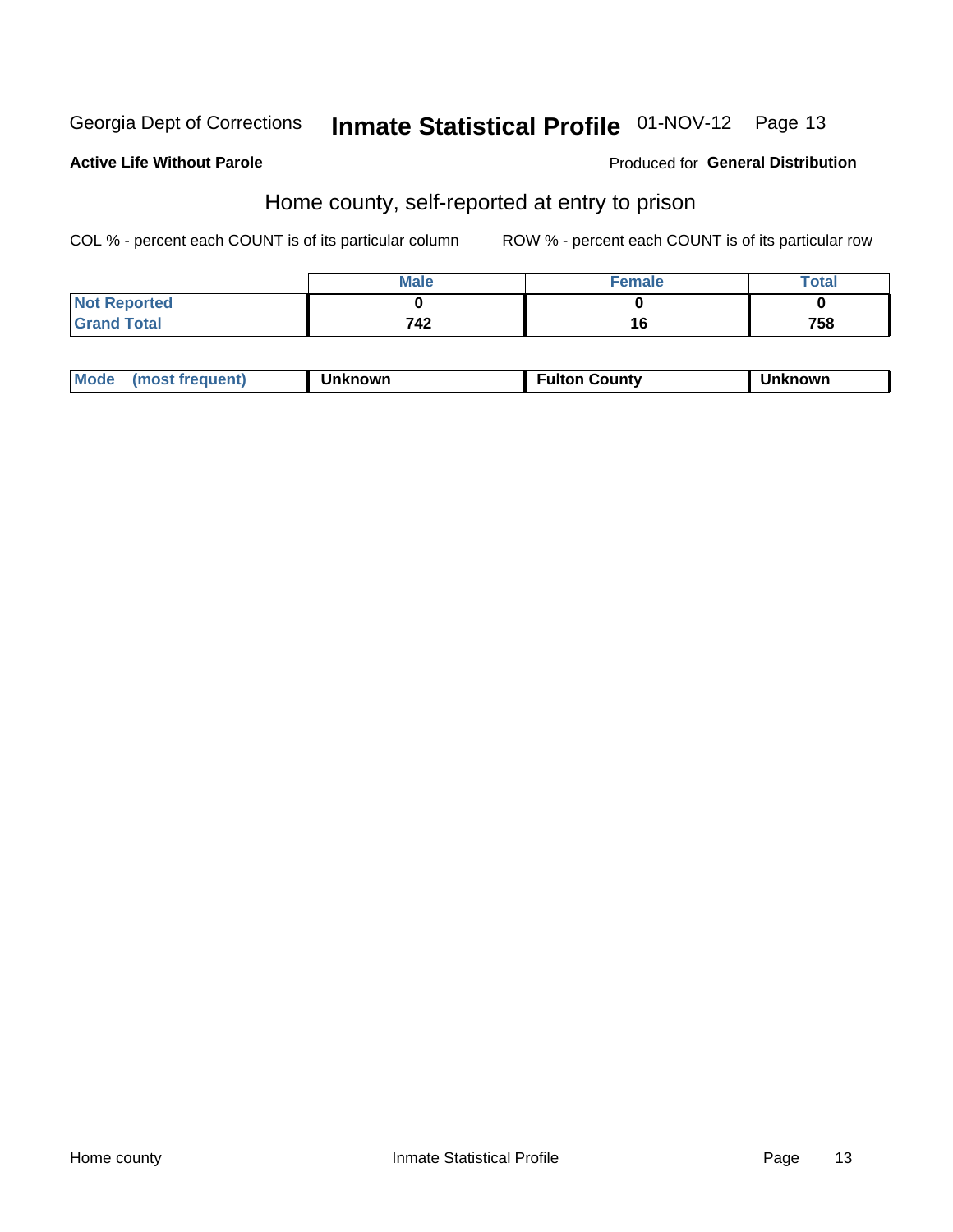Georgia Dept of Corrections **Inmate Statistical Profile** 01-NOV-12

**Active Life Without Parole**

Produced for **General Distribution**

## Home county, self-reported at entry to prison

COL % - percent each COUNT is of its particular column

ROW % - percent each COUNT is of its particular row

| | Male | Female | Total |
|---|---|---|---|
| Not Reported | 0 | 0 | 0 |
| Grand Total | 742 | 16 | 758 |

| Mode (most frequent) | Unknown | Fulton County | Unknown |
|---|---|---|---|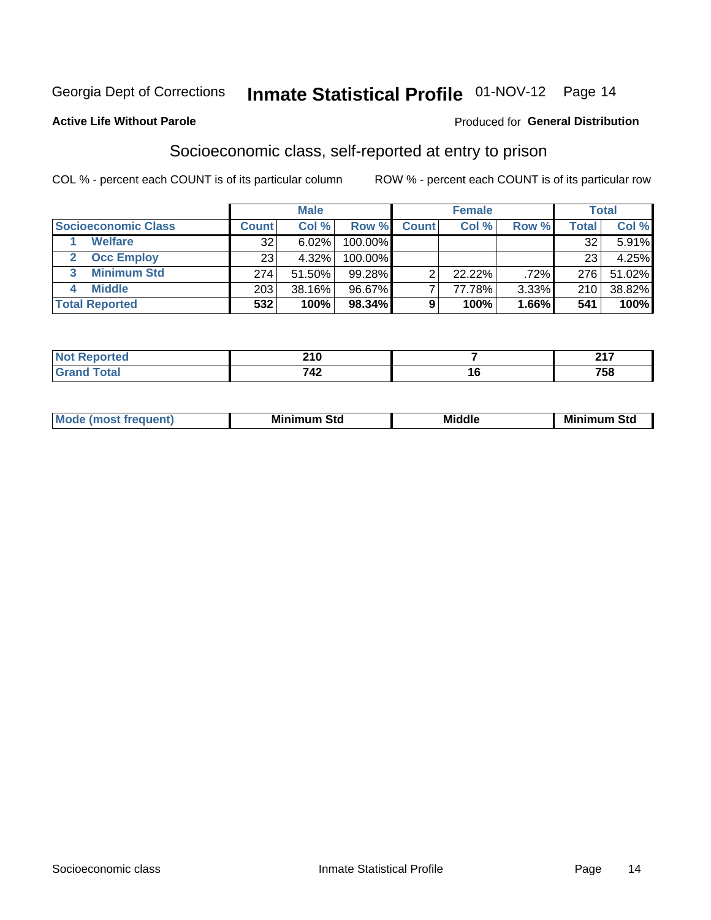Georgia Dept of Corrections **Inmate Statistical Profile** 01-NOV-12

**Active Life Without Parole**

Produced for **General Distribution**

## Socioeconomic class, self-reported at entry to prison

COL % - percent each COUNT is of its particular column

ROW % - percent each COUNT is of its particular row

| Socioeconomic Class | Male | | | Female | | | Total | |
|---|---|---|---|---|---|---|---|---|
| | Count | Col % | Row % | Count | Col % | Row % | Total | Col % |
| 1 Welfare | 32 | 6.02% | 100.00% | | | | 32 | 5.91% |
| 2 Occ Employ | 23 | 4.32% | 100.00% | | | | 23 | 4.25% |
| 3 Minimum Std | 274 | 51.50% | 99.28% | 2 | 22.22% | .72% | 276 | 51.02% |
| 4 Middle | 203 | 38.16% | 96.67% | 7 | 77.78% | 3.33% | 210 | 38.82% |
| **Total Reported** | **532** | **100%** | **98.34%** | **9** | **100%** | **1.66%** | **541** | **100%** |

| | Male | Female | Total |
|---|---|---|---|
| Not Reported | 210 | 7 | 217 |
| Grand Total | 742 | 16 | 758 |

| | Male | Female | Total |
|---|---|---|---|
| Mode (most frequent) | Minimum Std | Middle | Minimum Std |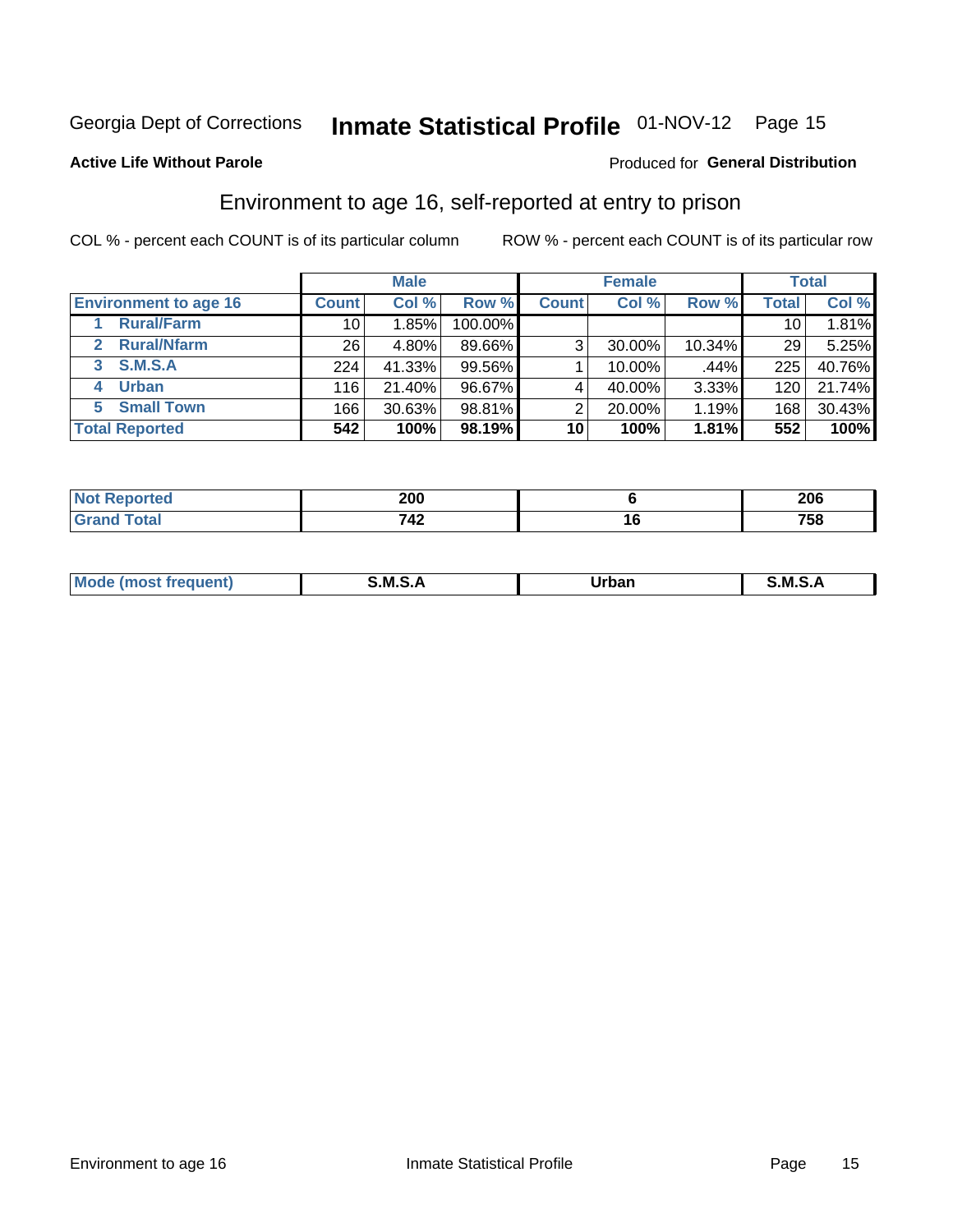Georgia Dept of Corrections **Inmate Statistical Profile** 01-NOV-12 Page 15

**Active Life Without Parole**

Produced for **General Distribution**

## Environment to age 16, self-reported at entry to prison

COL % - percent each COUNT is of its particular column

ROW % - percent each COUNT is of its particular row

| | Male | | | Female | | | Total | |
|---|---|---|---|---|---|---|---|---|
| **Environment to age 16** | **Count** | **Col %** | **Row %** | **Count** | **Col %** | **Row %** | **Total** | **Col %** |
| **1 Rural/Farm** | 10 | 1.85% | 100.00% | | | | 10 | 1.81% |
| **2 Rural/Nfarm** | 26 | 4.80% | 89.66% | 3 | 30.00% | 10.34% | 29 | 5.25% |
| **3 S.M.S.A** | 224 | 41.33% | 99.56% | 1 | 10.00% | .44% | 225 | 40.76% |
| **4 Urban** | 116 | 21.40% | 96.67% | 4 | 40.00% | 3.33% | 120 | 21.74% |
| **5 Small Town** | 166 | 30.63% | 98.81% | 2 | 20.00% | 1.19% | 168 | 30.43% |
| **Total Reported** | **542** | **100%** | **98.19%** | **10** | **100%** | **1.81%** | **552** | **100%** |

| | Male | Female | Total |
|---|---|---|---|
| **Not Reported** | **200** | **6** | **206** |
| **Grand Total** | **742** | **16** | **758** |

| | Male | Female | Total |
|---|---|---|---|
| **Mode (most frequent)** | **S.M.S.A** | **Urban** | **S.M.S.A** |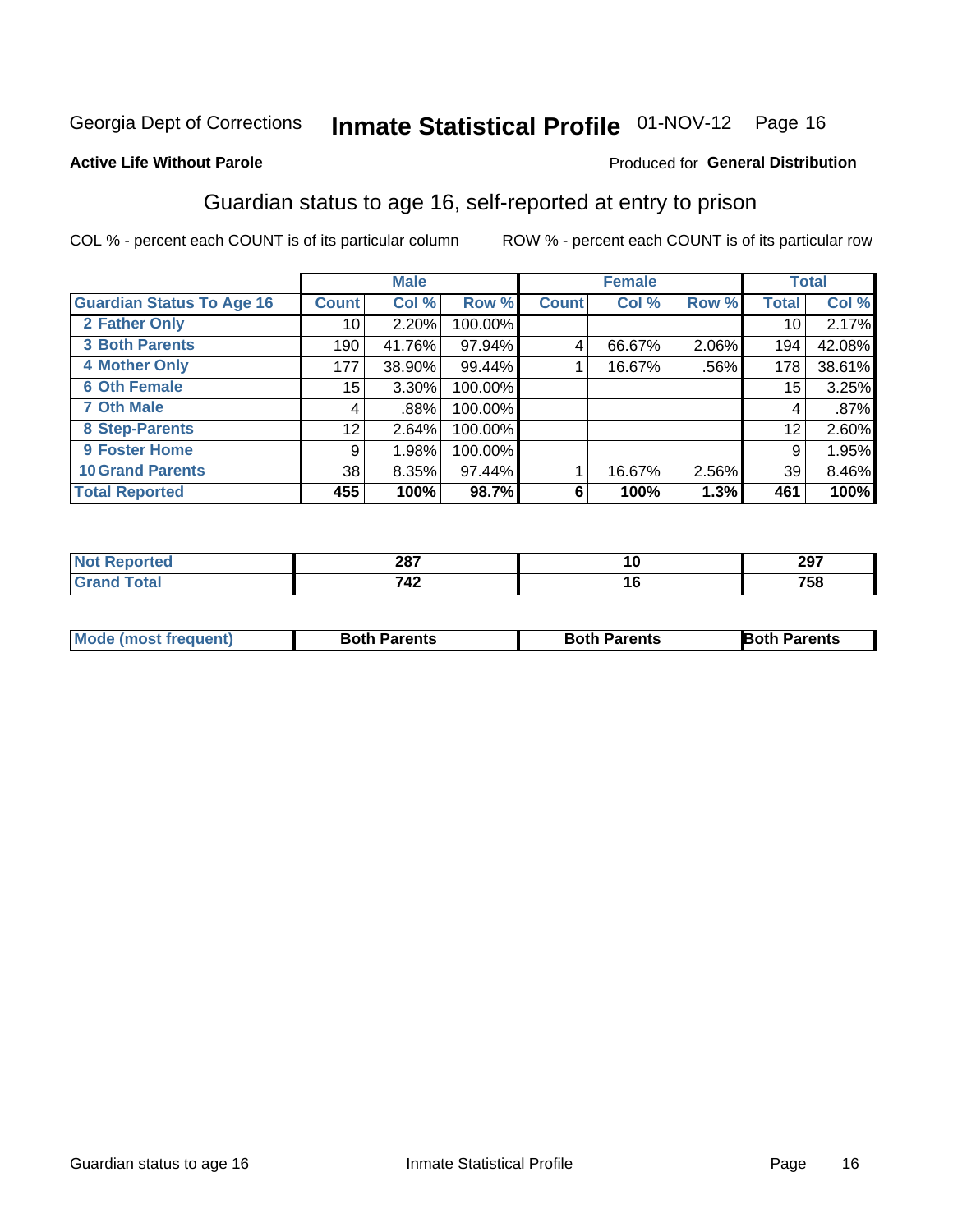Georgia Dept of Corrections **Inmate Statistical Profile** 01-NOV-12 Page 16

**Active Life Without Parole**

Produced for **General Distribution**

## Guardian status to age 16, self-reported at entry to prison

COL % - percent each COUNT is of its particular column ROW % - percent each COUNT is of its particular row

| | Male | | | Female | | | Total | |
|---|---|---|---|---|---|---|---|---|
| **Guardian Status To Age 16** | **Count** | **Col %** | **Row %** | **Count** | **Col %** | **Row %** | **Total** | **Col %** |
| **2 Father Only** | 10 | 2.20% | 100.00% | | | | 10 | 2.17% |
| **3 Both Parents** | 190 | 41.76% | 97.94% | 4 | 66.67% | 2.06% | 194 | 42.08% |
| **4 Mother Only** | 177 | 38.90% | 99.44% | 1 | 16.67% | .56% | 178 | 38.61% |
| **6 Oth Female** | 15 | 3.30% | 100.00% | | | | 15 | 3.25% |
| **7 Oth Male** | 4 | .88% | 100.00% | | | | 4 | .87% |
| **8 Step-Parents** | 12 | 2.64% | 100.00% | | | | 12 | 2.60% |
| **9 Foster Home** | 9 | 1.98% | 100.00% | | | | 9 | 1.95% |
| **10 Grand Parents** | 38 | 8.35% | 97.44% | 1 | 16.67% | 2.56% | 39 | 8.46% |
| **Total Reported** | **455** | **100%** | **98.7%** | **6** | **100%** | **1.3%** | **461** | **100%** |

| | Male | Female | Total |
|---|---|---|---|
| **Not Reported** | **287** | **10** | **297** |
| **Grand Total** | **742** | **16** | **758** |

| | Male | Female | Total |
|---|---|---|---|
| **Mode (most frequent)** | **Both Parents** | **Both Parents** | **Both Parents** |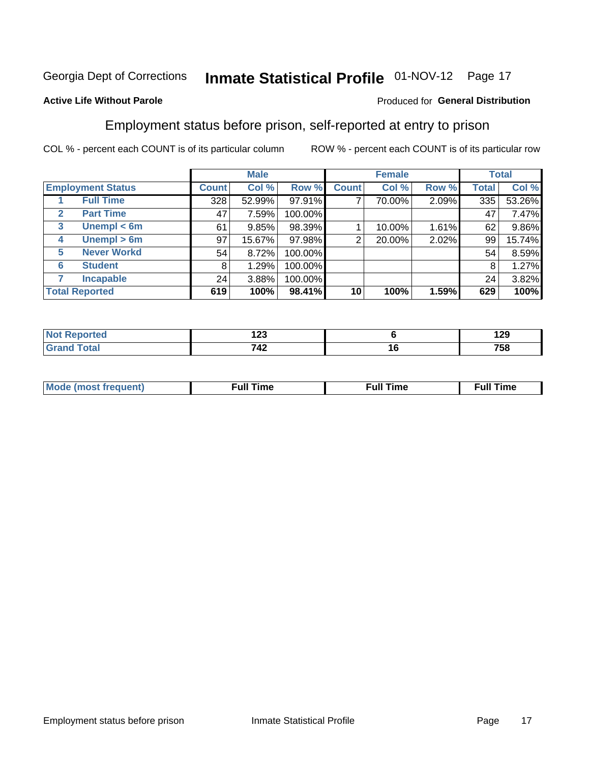Georgia Dept of Corrections **Inmate Statistical Profile** 01-NOV-12

**Active Life Without Parole**

Produced for **General Distribution**

## Employment status before prison, self-reported at entry to prison

COL % - percent each COUNT is of its particular column     ROW % - percent each COUNT is of its particular row

| Employment Status | | Male | | | Female | | | Total | |
|---|---|---|---|---|---|---|---|---|---|
| | | Count | Col % | Row % | Count | Col % | Row % | Total | Col % |
| 1 | Full Time | 328 | 52.99% | 97.91% | 7 | 70.00% | 2.09% | 335 | 53.26% |
| 2 | Part Time | 47 | 7.59% | 100.00% | | | | 47 | 7.47% |
| 3 | Unempl < 6m | 61 | 9.85% | 98.39% | 1 | 10.00% | 1.61% | 62 | 9.86% |
| 4 | Unempl > 6m | 97 | 15.67% | 97.98% | 2 | 20.00% | 2.02% | 99 | 15.74% |
| 5 | Never Workd | 54 | 8.72% | 100.00% | | | | 54 | 8.59% |
| 6 | Student | 8 | 1.29% | 100.00% | | | | 8 | 1.27% |
| 7 | Incapable | 24 | 3.88% | 100.00% | | | | 24 | 3.82% |
| **Total Reported** | | **619** | **100%** | **98.41%** | **10** | **100%** | **1.59%** | **629** | **100%** |

| | Male | Female | Total |
|---|---|---|---|
| Not Reported | 123 | 6 | 129 |
| Grand Total | 742 | 16 | 758 |

| | Male | Female | Total |
|---|---|---|---|
| Mode (most frequent) | Full Time | Full Time | Full Time |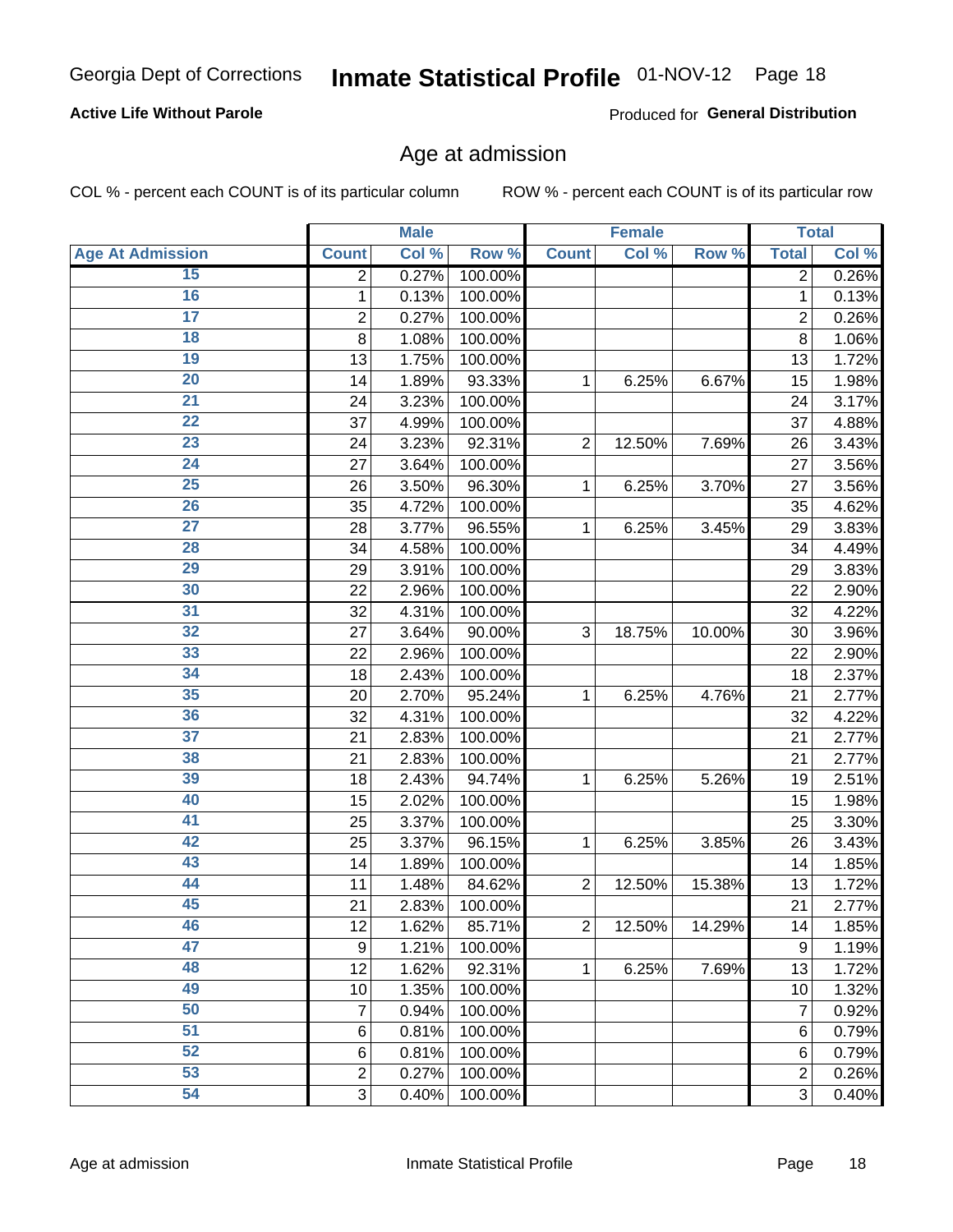Georgia Dept of Corrections **Inmate Statistical Profile** 01-NOV-12

**Active Life Without Parole**

Produced for **General Distribution**

## Age at admission

COL % - percent each COUNT is of its particular column

ROW % - percent each COUNT is of its particular row

| | Male | | | Female | | | Total | |
|---|---|---|---|---|---|---|---|---|
| Age At Admission | Count | Col % | Row % | Count | Col % | Row % | Total | Col % |
| 15 | 2 | 0.27% | 100.00% | | | | 2 | 0.26% |
| 16 | 1 | 0.13% | 100.00% | | | | 1 | 0.13% |
| 17 | 2 | 0.27% | 100.00% | | | | 2 | 0.26% |
| 18 | 8 | 1.08% | 100.00% | | | | 8 | 1.06% |
| 19 | 13 | 1.75% | 100.00% | | | | 13 | 1.72% |
| 20 | 14 | 1.89% | 93.33% | 1 | 6.25% | 6.67% | 15 | 1.98% |
| 21 | 24 | 3.23% | 100.00% | | | | 24 | 3.17% |
| 22 | 37 | 4.99% | 100.00% | | | | 37 | 4.88% |
| 23 | 24 | 3.23% | 92.31% | 2 | 12.50% | 7.69% | 26 | 3.43% |
| 24 | 27 | 3.64% | 100.00% | | | | 27 | 3.56% |
| 25 | 26 | 3.50% | 96.30% | 1 | 6.25% | 3.70% | 27 | 3.56% |
| 26 | 35 | 4.72% | 100.00% | | | | 35 | 4.62% |
| 27 | 28 | 3.77% | 96.55% | 1 | 6.25% | 3.45% | 29 | 3.83% |
| 28 | 34 | 4.58% | 100.00% | | | | 34 | 4.49% |
| 29 | 29 | 3.91% | 100.00% | | | | 29 | 3.83% |
| 30 | 22 | 2.96% | 100.00% | | | | 22 | 2.90% |
| 31 | 32 | 4.31% | 100.00% | | | | 32 | 4.22% |
| 32 | 27 | 3.64% | 90.00% | 3 | 18.75% | 10.00% | 30 | 3.96% |
| 33 | 22 | 2.96% | 100.00% | | | | 22 | 2.90% |
| 34 | 18 | 2.43% | 100.00% | | | | 18 | 2.37% |
| 35 | 20 | 2.70% | 95.24% | 1 | 6.25% | 4.76% | 21 | 2.77% |
| 36 | 32 | 4.31% | 100.00% | | | | 32 | 4.22% |
| 37 | 21 | 2.83% | 100.00% | | | | 21 | 2.77% |
| 38 | 21 | 2.83% | 100.00% | | | | 21 | 2.77% |
| 39 | 18 | 2.43% | 94.74% | 1 | 6.25% | 5.26% | 19 | 2.51% |
| 40 | 15 | 2.02% | 100.00% | | | | 15 | 1.98% |
| 41 | 25 | 3.37% | 100.00% | | | | 25 | 3.30% |
| 42 | 25 | 3.37% | 96.15% | 1 | 6.25% | 3.85% | 26 | 3.43% |
| 43 | 14 | 1.89% | 100.00% | | | | 14 | 1.85% |
| 44 | 11 | 1.48% | 84.62% | 2 | 12.50% | 15.38% | 13 | 1.72% |
| 45 | 21 | 2.83% | 100.00% | | | | 21 | 2.77% |
| 46 | 12 | 1.62% | 85.71% | 2 | 12.50% | 14.29% | 14 | 1.85% |
| 47 | 9 | 1.21% | 100.00% | | | | 9 | 1.19% |
| 48 | 12 | 1.62% | 92.31% | 1 | 6.25% | 7.69% | 13 | 1.72% |
| 49 | 10 | 1.35% | 100.00% | | | | 10 | 1.32% |
| 50 | 7 | 0.94% | 100.00% | | | | 7 | 0.92% |
| 51 | 6 | 0.81% | 100.00% | | | | 6 | 0.79% |
| 52 | 6 | 0.81% | 100.00% | | | | 6 | 0.79% |
| 53 | 2 | 0.27% | 100.00% | | | | 2 | 0.26% |
| 54 | 3 | 0.40% | 100.00% | | | | 3 | 0.40% |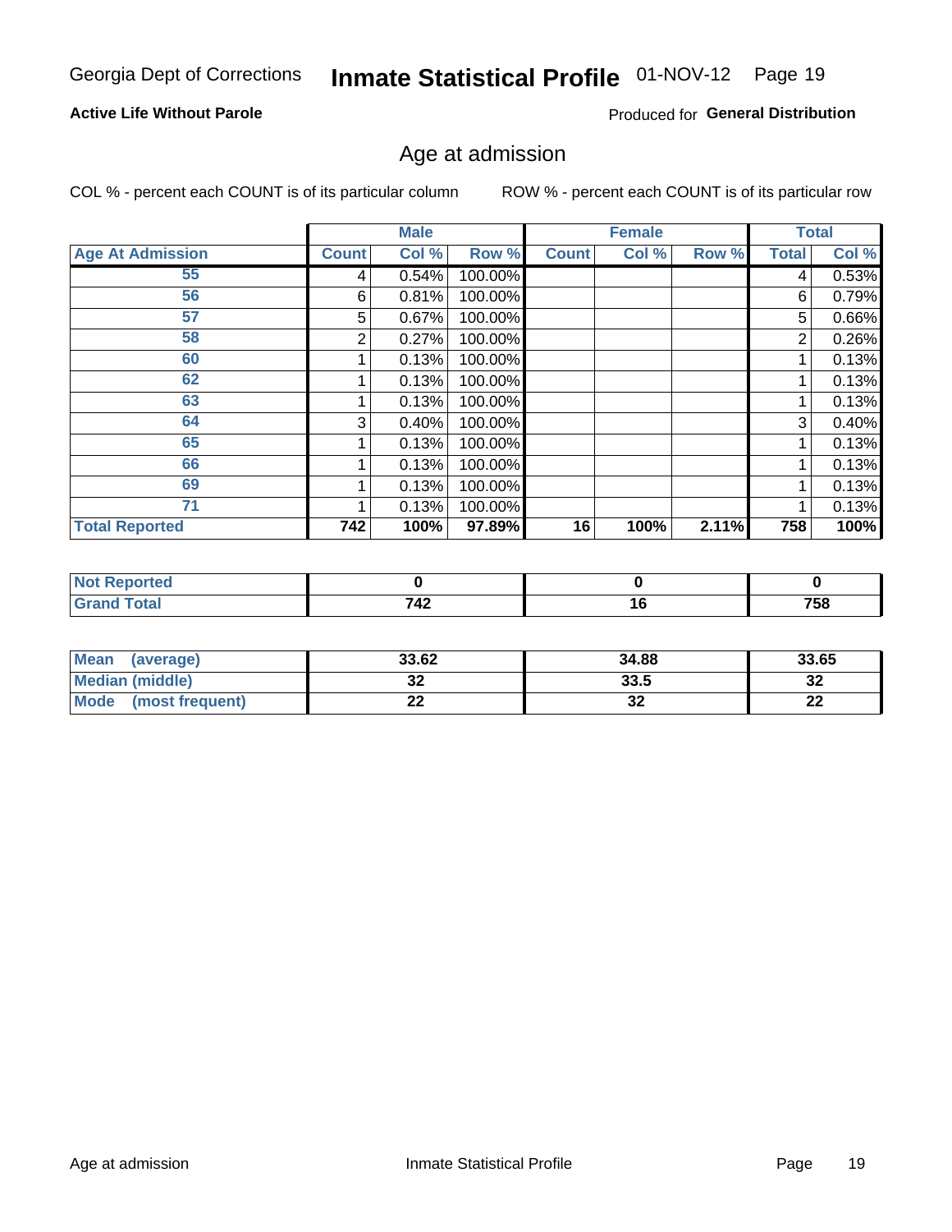Georgia Dept of Corrections **Inmate Statistical Profile** 01-NOV-12

**Active Life Without Parole** Produced for **General Distribution**

## Age at admission

COL % - percent each COUNT is of its particular column ROW % - percent each COUNT is of its particular row

| | Male | | | Female | | | Total | |
|---|---|---|---|---|---|---|---|---|
| **Age At Admission** | **Count** | **Col %** | **Row %** | **Count** | **Col %** | **Row %** | **Total** | **Col %** |
| 55 | 4 | 0.54% | 100.00% | | | | 4 | 0.53% |
| 56 | 6 | 0.81% | 100.00% | | | | 6 | 0.79% |
| 57 | 5 | 0.67% | 100.00% | | | | 5 | 0.66% |
| 58 | 2 | 0.27% | 100.00% | | | | 2 | 0.26% |
| 60 | 1 | 0.13% | 100.00% | | | | 1 | 0.13% |
| 62 | 1 | 0.13% | 100.00% | | | | 1 | 0.13% |
| 63 | 1 | 0.13% | 100.00% | | | | 1 | 0.13% |
| 64 | 3 | 0.40% | 100.00% | | | | 3 | 0.40% |
| 65 | 1 | 0.13% | 100.00% | | | | 1 | 0.13% |
| 66 | 1 | 0.13% | 100.00% | | | | 1 | 0.13% |
| 69 | 1 | 0.13% | 100.00% | | | | 1 | 0.13% |
| 71 | 1 | 0.13% | 100.00% | | | | 1 | 0.13% |
| **Total Reported** | **742** | **100%** | **97.89%** | **16** | **100%** | **2.11%** | **758** | **100%** |

| | Male | Female | Total |
|---|---|---|---|
| **Not Reported** | **0** | **0** | **0** |
| **Grand Total** | **742** | **16** | **758** |

| | Male | Female | Total |
|---|---|---|---|
| **Mean (average)** | **33.62** | **34.88** | **33.65** |
| **Median (middle)** | **32** | **33.5** | **32** |
| **Mode (most frequent)** | **22** | **32** | **22** |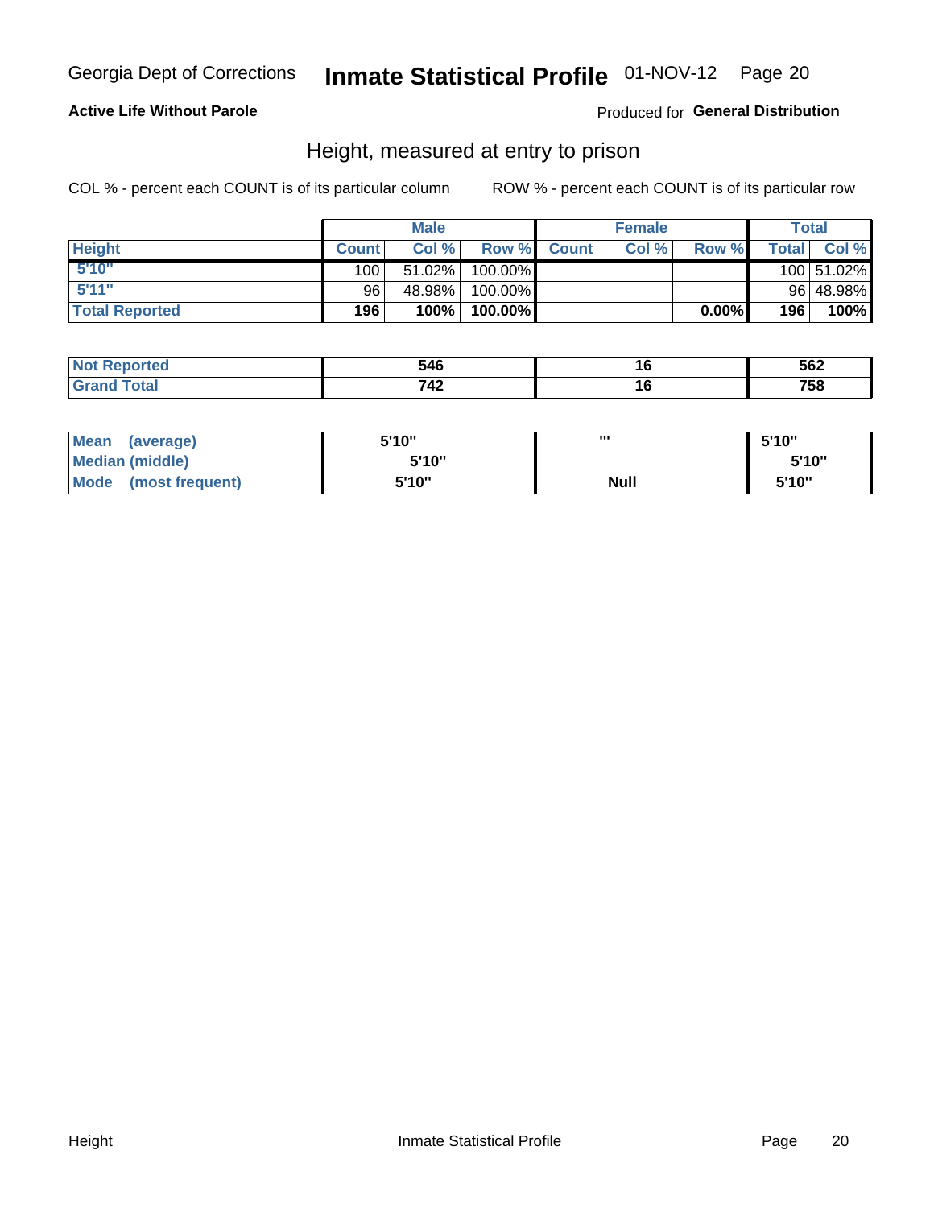Georgia Dept of Corrections **Inmate Statistical Profile** 01-NOV-12

**Active Life Without Parole**

Produced for **General Distribution**

## Height, measured at entry to prison

COL % - percent each COUNT is of its particular column

ROW % - percent each COUNT is of its particular row

| | Male | | | Female | | | Total | |
|---|---|---|---|---|---|---|---|---|
| **Height** | **Count** | **Col %** | **Row %** | **Count** | **Col %** | **Row %** | **Total** | **Col %** |
| 5'10" | 100 | 51.02% | 100.00% | | | | 100 | 51.02% |
| 5'11" | 96 | 48.98% | 100.00% | | | | 96 | 48.98% |
| **Total Reported** | **196** | **100%** | **100.00%** | | | **0.00%** | **196** | **100%** |

| | Male | Female | Total |
|---|---|---|---|
| **Not Reported** | **546** | **16** | **562** |
| **Grand Total** | **742** | **16** | **758** |

| | Male | Female | Total |
|---|---|---|---|
| **Mean (average)** | **5'10"** | **'''** | **5'10"** |
| **Median (middle)** | **5'10"** | | **5'10"** |
| **Mode (most frequent)** | **5'10"** | **Null** | **5'10"** |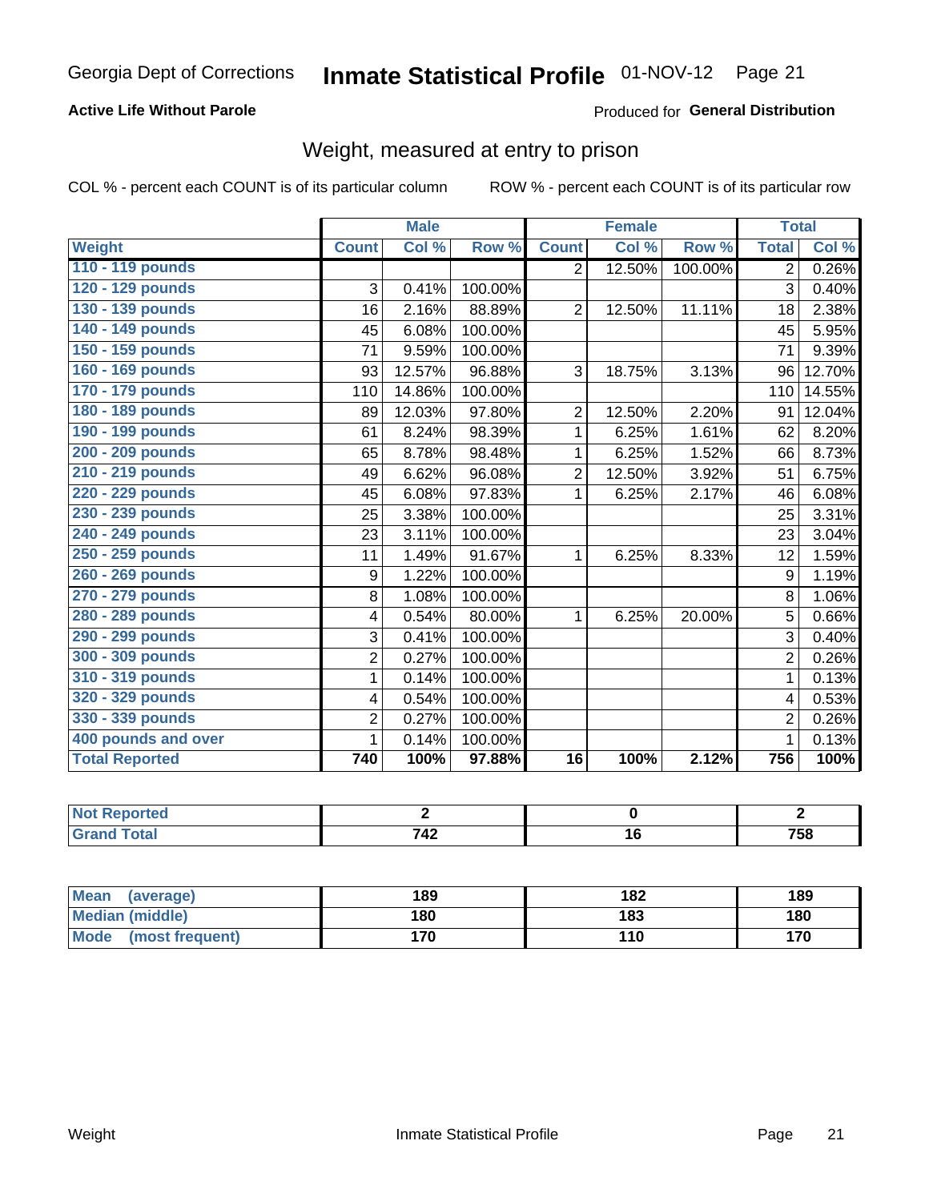Georgia Dept of Corrections **Inmate Statistical Profile** 01-NOV-12

**Active Life Without Parole**

Produced for **General Distribution**

## Weight, measured at entry to prison

COL % - percent each COUNT is of its particular column ROW % - percent each COUNT is of its particular row

| | Male | | | Female | | | Total | |
|---|---|---|---|---|---|---|---|---|
| **Weight** | **Count** | **Col %** | **Row %** | **Count** | **Col %** | **Row %** | **Total** | **Col %** |
| **110 - 119 pounds** | | | | 2 | 12.50% | 100.00% | 2 | 0.26% |
| **120 - 129 pounds** | 3 | 0.41% | 100.00% | | | | 3 | 0.40% |
| **130 - 139 pounds** | 16 | 2.16% | 88.89% | 2 | 12.50% | 11.11% | 18 | 2.38% |
| **140 - 149 pounds** | 45 | 6.08% | 100.00% | | | | 45 | 5.95% |
| **150 - 159 pounds** | 71 | 9.59% | 100.00% | | | | 71 | 9.39% |
| **160 - 169 pounds** | 93 | 12.57% | 96.88% | 3 | 18.75% | 3.13% | 96 | 12.70% |
| **170 - 179 pounds** | 110 | 14.86% | 100.00% | | | | 110 | 14.55% |
| **180 - 189 pounds** | 89 | 12.03% | 97.80% | 2 | 12.50% | 2.20% | 91 | 12.04% |
| **190 - 199 pounds** | 61 | 8.24% | 98.39% | 1 | 6.25% | 1.61% | 62 | 8.20% |
| **200 - 209 pounds** | 65 | 8.78% | 98.48% | 1 | 6.25% | 1.52% | 66 | 8.73% |
| **210 - 219 pounds** | 49 | 6.62% | 96.08% | 2 | 12.50% | 3.92% | 51 | 6.75% |
| **220 - 229 pounds** | 45 | 6.08% | 97.83% | 1 | 6.25% | 2.17% | 46 | 6.08% |
| **230 - 239 pounds** | 25 | 3.38% | 100.00% | | | | 25 | 3.31% |
| **240 - 249 pounds** | 23 | 3.11% | 100.00% | | | | 23 | 3.04% |
| **250 - 259 pounds** | 11 | 1.49% | 91.67% | 1 | 6.25% | 8.33% | 12 | 1.59% |
| **260 - 269 pounds** | 9 | 1.22% | 100.00% | | | | 9 | 1.19% |
| **270 - 279 pounds** | 8 | 1.08% | 100.00% | | | | 8 | 1.06% |
| **280 - 289 pounds** | 4 | 0.54% | 80.00% | 1 | 6.25% | 20.00% | 5 | 0.66% |
| **290 - 299 pounds** | 3 | 0.41% | 100.00% | | | | 3 | 0.40% |
| **300 - 309 pounds** | 2 | 0.27% | 100.00% | | | | 2 | 0.26% |
| **310 - 319 pounds** | 1 | 0.14% | 100.00% | | | | 1 | 0.13% |
| **320 - 329 pounds** | 4 | 0.54% | 100.00% | | | | 4 | 0.53% |
| **330 - 339 pounds** | 2 | 0.27% | 100.00% | | | | 2 | 0.26% |
| **400 pounds and over** | 1 | 0.14% | 100.00% | | | | 1 | 0.13% |
| **Total Reported** | **740** | **100%** | **97.88%** | **16** | **100%** | **2.12%** | **756** | **100%** |

| | Male | Female | Total |
|---|---|---|---|
| **Not Reported** | **2** | **0** | **2** |
| **Grand Total** | **742** | **16** | **758** |

| | Male | Female | Total |
|---|---|---|---|
| **Mean (average)** | **189** | **182** | **189** |
| **Median (middle)** | **180** | **183** | **180** |
| **Mode (most frequent)** | **170** | **110** | **170** |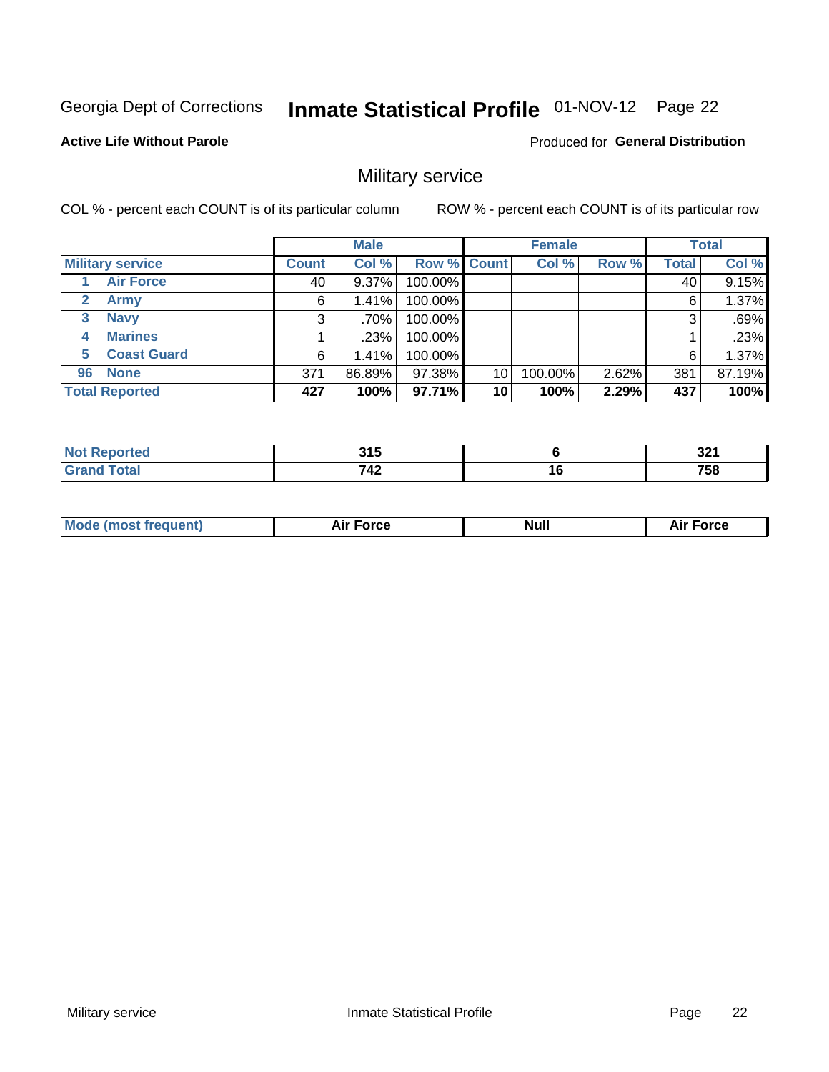Georgia Dept of Corrections **Inmate Statistical Profile** 01-NOV-12 Page 22

**Active Life Without Parole**

Produced for **General Distribution**

## Military service

COL % - percent each COUNT is of its particular column

ROW % - percent each COUNT is of its particular row

| | Male | | | Female | | | Total | |
|---|---|---|---|---|---|---|---|---|
| **Military service** | **Count** | **Col %** | **Row %** | **Count** | **Col %** | **Row %** | **Total** | **Col %** |
| 1 **Air Force** | 40 | 9.37% | 100.00% | | | | 40 | 9.15% |
| 2 **Army** | 6 | 1.41% | 100.00% | | | | 6 | 1.37% |
| 3 **Navy** | 3 | .70% | 100.00% | | | | 3 | .69% |
| 4 **Marines** | 1 | .23% | 100.00% | | | | 1 | .23% |
| 5 **Coast Guard** | 6 | 1.41% | 100.00% | | | | 6 | 1.37% |
| 96 **None** | 371 | 86.89% | 97.38% | 10 | 100.00% | 2.62% | 381 | 87.19% |
| **Total Reported** | **427** | **100%** | **97.71%** | **10** | **100%** | **2.29%** | **437** | **100%** |

| | Male | Female | Total |
|---|---|---|---|
| **Not Reported** | **315** | **6** | **321** |
| **Grand Total** | **742** | **16** | **758** |

| | Male | Female | Total |
|---|---|---|---|
| **Mode (most frequent)** | **Air Force** | **Null** | **Air Force** |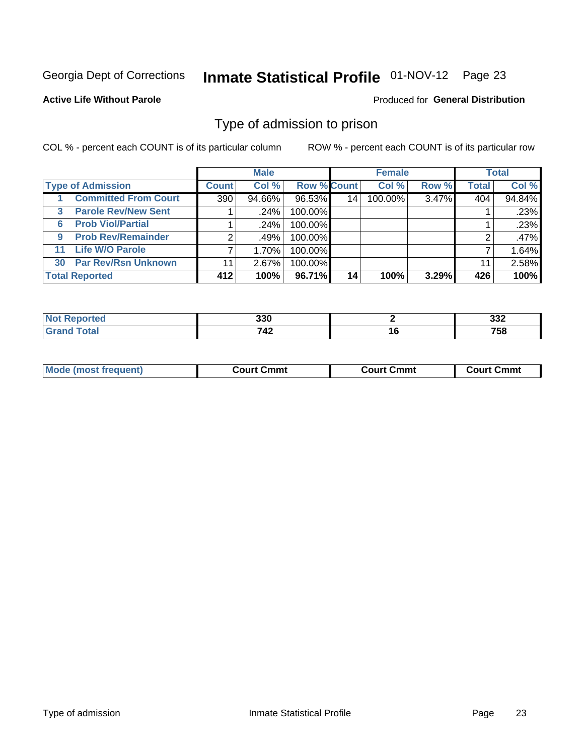Georgia Dept of Corrections **Inmate Statistical Profile** 01-NOV-12

**Active Life Without Parole**

Produced for **General Distribution**

## Type of admission to prison

COL % - percent each COUNT is of its particular column

ROW % - percent each COUNT is of its particular row

| Type of Admission | Male | | | Female | | | Total | |
|---|---|---|---|---|---|---|---|---|
| | Count | Col % | Row % | Count | Col % | Row % | Total | Col % |
| 1 Committed From Court | 390 | 94.66% | 96.53% | 14 | 100.00% | 3.47% | 404 | 94.84% |
| 3 Parole Rev/New Sent | 1 | .24% | 100.00% | | | | 1 | .23% |
| 6 Prob Viol/Partial | 1 | .24% | 100.00% | | | | 1 | .23% |
| 9 Prob Rev/Remainder | 2 | .49% | 100.00% | | | | 2 | .47% |
| 11 Life W/O Parole | 7 | 1.70% | 100.00% | | | | 7 | 1.64% |
| 30 Par Rev/Rsn Unknown | 11 | 2.67% | 100.00% | | | | 11 | 2.58% |
| **Total Reported** | **412** | **100%** | **96.71%** | **14** | **100%** | **3.29%** | **426** | **100%** |

| | Male | Female | Total |
|---|---|---|---|
| Not Reported | 330 | 2 | 332 |
| Grand Total | 742 | 16 | 758 |

| | Male | Female | Total |
|---|---|---|---|
| Mode (most frequent) | Court Cmmt | Court Cmmt | Court Cmmt |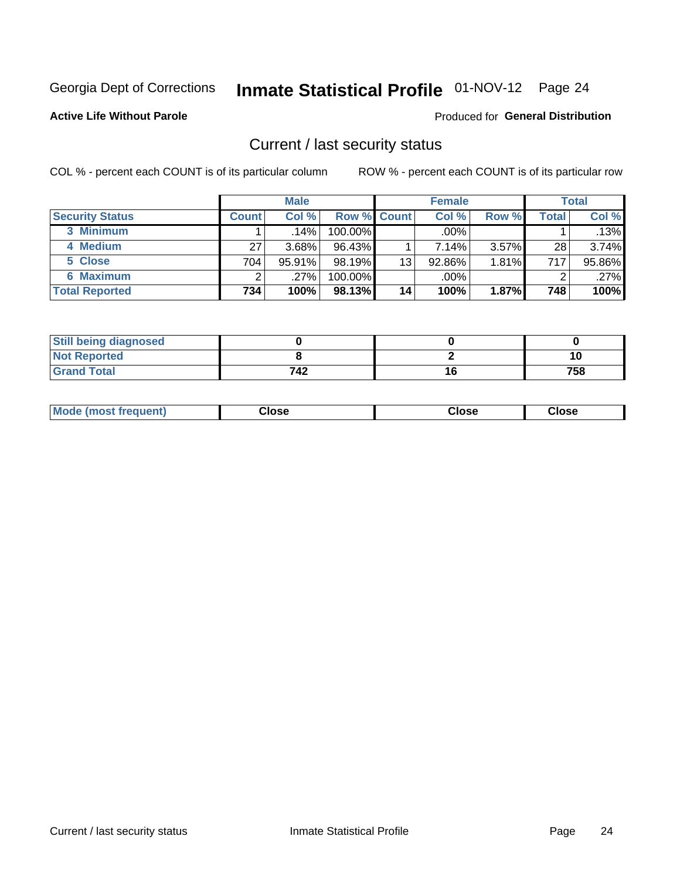Georgia Dept of Corrections **Inmate Statistical Profile** 01-NOV-12

**Active Life Without Parole**

Produced for **General Distribution**

## Current / last security status

COL % - percent each COUNT is of its particular column

ROW % - percent each COUNT is of its particular row

| | Male | | | Female | | | Total | |
|---|---|---|---|---|---|---|---|---|
| **Security Status** | **Count** | **Col %** | **Row %** | **Count** | **Col %** | **Row %** | **Total** | **Col %** |
| 3 Minimum | 1 | .14% | 100.00% | | .00% | | 1 | .13% |
| 4 Medium | 27 | 3.68% | 96.43% | 1 | 7.14% | 3.57% | 28 | 3.74% |
| 5 Close | 704 | 95.91% | 98.19% | 13 | 92.86% | 1.81% | 717 | 95.86% |
| 6 Maximum | 2 | .27% | 100.00% | | .00% | | 2 | .27% |
| **Total Reported** | **734** | **100%** | **98.13%** | **14** | **100%** | **1.87%** | **748** | **100%** |

| | Male | Female | Total |
|---|---|---|---|
| Still being diagnosed | 0 | 0 | 0 |
| Not Reported | 8 | 2 | 10 |
| Grand Total | 742 | 16 | 758 |

| | Male | Female | Total |
|---|---|---|---|
| Mode (most frequent) | Close | Close | Close |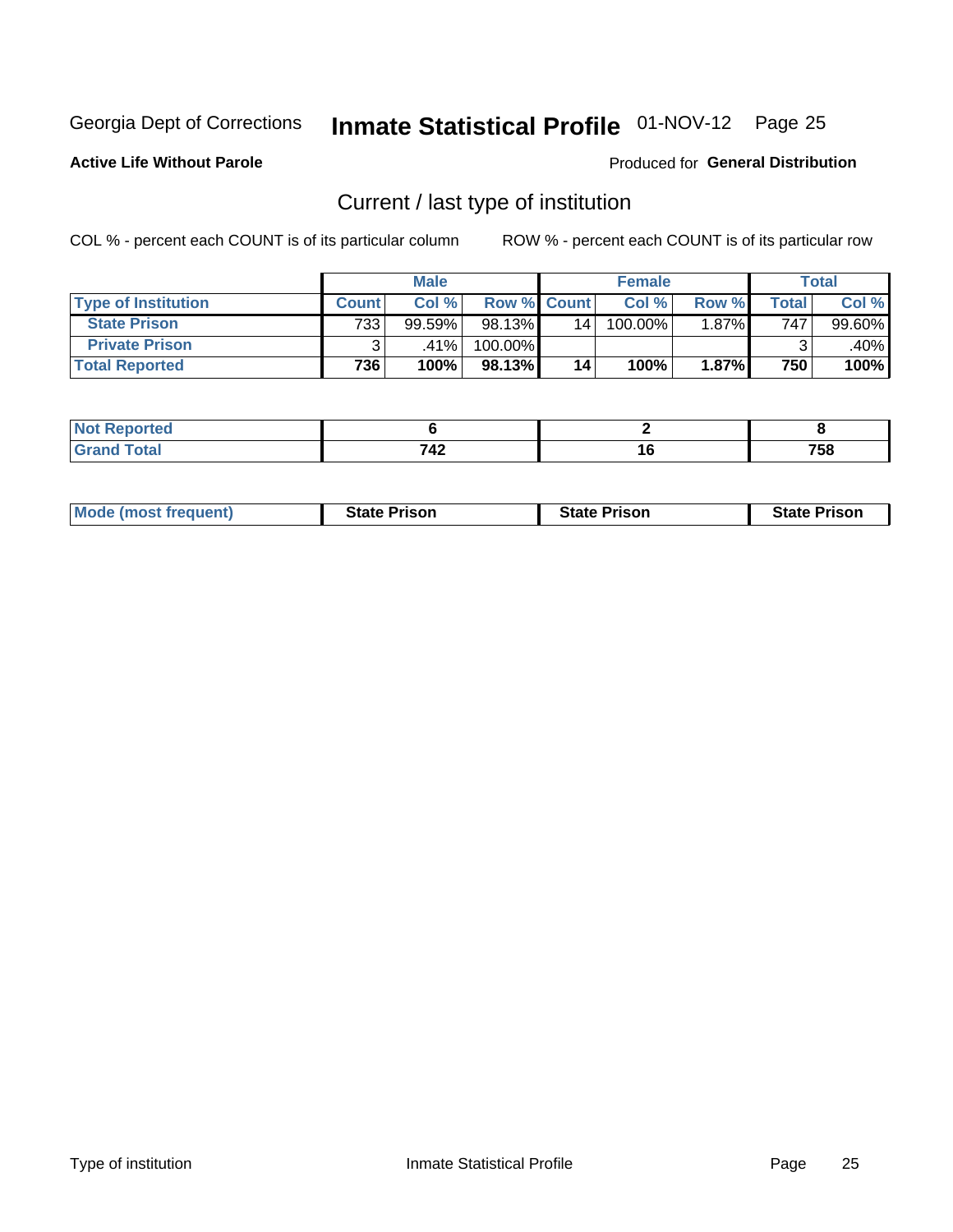Georgia Dept of Corrections **Inmate Statistical Profile** 01-NOV-12

**Active Life Without Parole**

Produced for **General Distribution**

## Current / last type of institution

COL % - percent each COUNT is of its particular column

ROW % - percent each COUNT is of its particular row

| | Male | | | Female | | | Total | |
|---|---|---|---|---|---|---|---|---|
| **Type of Institution** | **Count** | **Col %** | **Row %** | **Count** | **Col %** | **Row %** | **Total** | **Col %** |
| **State Prison** | 733 | 99.59% | 98.13% | 14 | 100.00% | 1.87% | 747 | 99.60% |
| **Private Prison** | 3 | .41% | 100.00% | | | | 3 | .40% |
| **Total Reported** | **736** | **100%** | **98.13%** | **14** | **100%** | **1.87%** | **750** | **100%** |

| | Male | Female | Total |
|---|---|---|---|
| **Not Reported** | **6** | **2** | **8** |
| **Grand Total** | **742** | **16** | **758** |

| | Male | Female | Total |
|---|---|---|---|
| **Mode (most frequent)** | **State Prison** | **State Prison** | **State Prison** |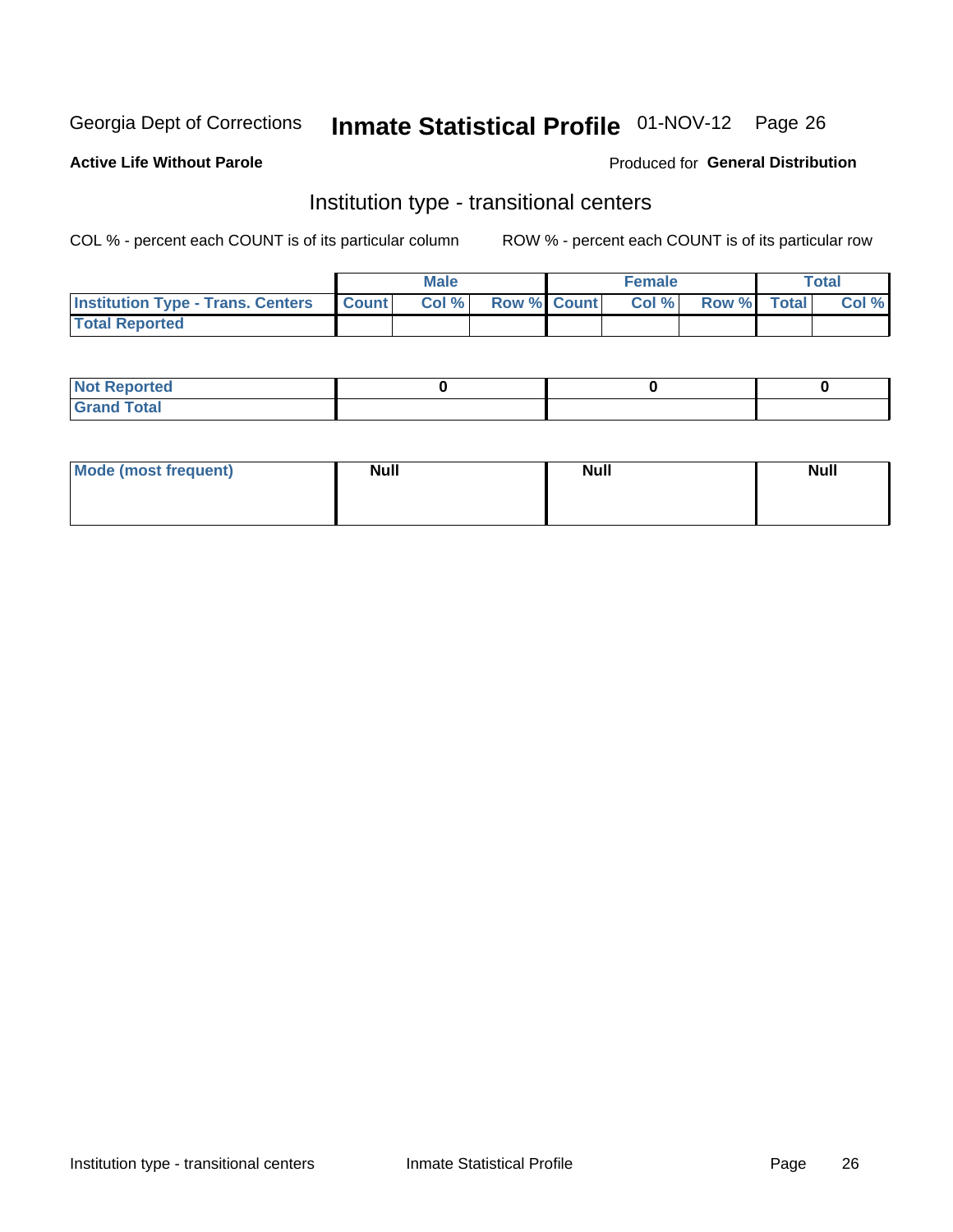Georgia Dept of Corrections **Inmate Statistical Profile** 01-NOV-12 Page 26

**Active Life Without Parole**

Produced for **General Distribution**

## Institution type - transitional centers

COL % - percent each COUNT is of its particular column ROW % - percent each COUNT is of its particular row

| | Male | | | Female | | | Total | |
|---|---|---|---|---|---|---|---|---|
| **Institution Type - Trans. Centers** | **Count** | **Col %** | **Row %** | **Count** | **Col %** | **Row %** | **Total** | **Col %** |
| **Total Reported** | | | | | | | | |

| | Male | Female | Total |
|---|---|---|---|
| **Not Reported** | 0 | 0 | 0 |
| **Grand Total** | | | |

| | Male | Female | Total |
|---|---|---|---|
| **Mode (most frequent)** | Null | Null | Null |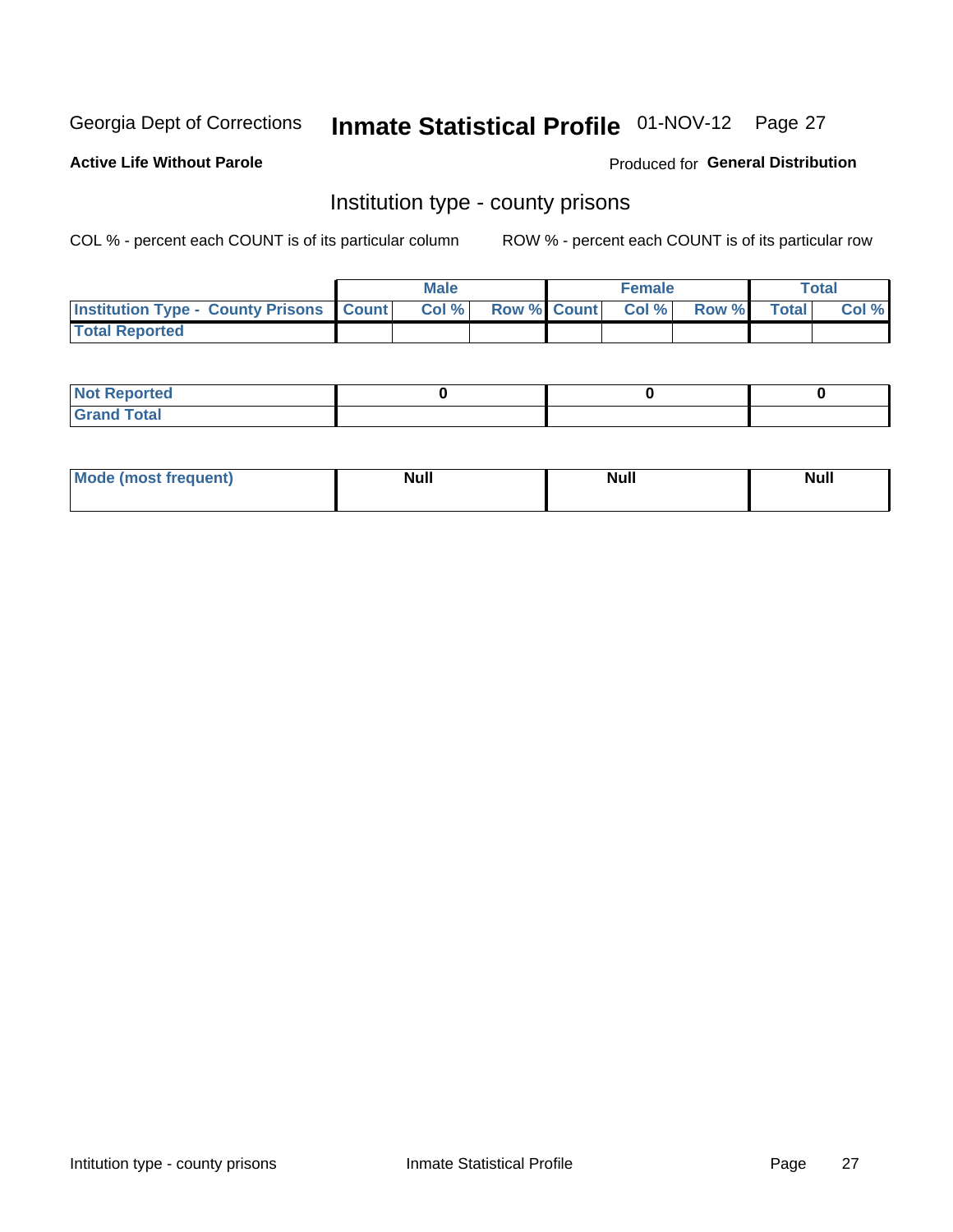Georgia Dept of Corrections **Inmate Statistical Profile** 01-NOV-12

**Active Life Without Parole**

Produced for **General Distribution**

## Institution type - county prisons

COL % - percent each COUNT is of its particular column

ROW % - percent each COUNT is of its particular row

| | Male | | | Female | | | Total | |
|---|---|---|---|---|---|---|---|---|
| **Institution Type - County Prisons** | **Count** | **Col %** | **Row %** | **Count** | **Col %** | **Row %** | **Total** | **Col %** |
| **Total Reported** | | | | | | | | |

| | Male | Female | Total |
|---|---|---|---|
| **Not Reported** | **0** | **0** | **0** |
| **Grand Total** | | | |

| | Male | Female | Total |
|---|---|---|---|
| **Mode (most frequent)** | **Null** | **Null** | **Null** |

Intitution type - county prisons Inmate Statistical Profile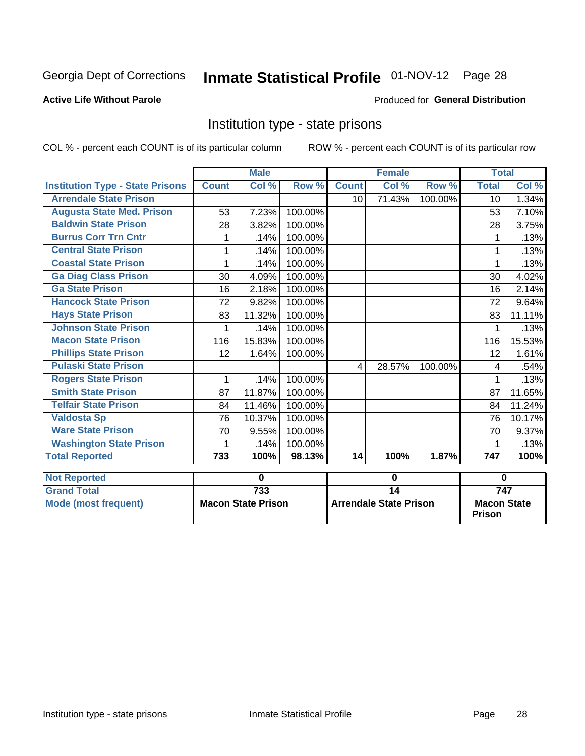Georgia Dept of Corrections **Inmate Statistical Profile** 01-NOV-12 Page 28

**Active Life Without Parole**

Produced for **General Distribution**

## Institution type - state prisons

COL % - percent each COUNT is of its particular column

ROW % - percent each COUNT is of its particular row

| | Male | | | Female | | | Total | |
|---|---|---|---|---|---|---|---|---|
| **Institution Type - State Prisons** | **Count** | **Col %** | **Row %** | **Count** | **Col %** | **Row %** | **Total** | **Col %** |
| **Arrendale State Prison** | | | | 10 | 71.43% | 100.00% | 10 | 1.34% |
| **Augusta State Med. Prison** | 53 | 7.23% | 100.00% | | | | 53 | 7.10% |
| **Baldwin State Prison** | 28 | 3.82% | 100.00% | | | | 28 | 3.75% |
| **Burrus Corr Trn Cntr** | 1 | .14% | 100.00% | | | | 1 | .13% |
| **Central State Prison** | 1 | .14% | 100.00% | | | | 1 | .13% |
| **Coastal State Prison** | 1 | .14% | 100.00% | | | | 1 | .13% |
| **Ga Diag Class Prison** | 30 | 4.09% | 100.00% | | | | 30 | 4.02% |
| **Ga State Prison** | 16 | 2.18% | 100.00% | | | | 16 | 2.14% |
| **Hancock State Prison** | 72 | 9.82% | 100.00% | | | | 72 | 9.64% |
| **Hays State Prison** | 83 | 11.32% | 100.00% | | | | 83 | 11.11% |
| **Johnson State Prison** | 1 | .14% | 100.00% | | | | 1 | .13% |
| **Macon State Prison** | 116 | 15.83% | 100.00% | | | | 116 | 15.53% |
| **Phillips State Prison** | 12 | 1.64% | 100.00% | | | | 12 | 1.61% |
| **Pulaski State Prison** | | | | 4 | 28.57% | 100.00% | 4 | .54% |
| **Rogers State Prison** | 1 | .14% | 100.00% | | | | 1 | .13% |
| **Smith State Prison** | 87 | 11.87% | 100.00% | | | | 87 | 11.65% |
| **Telfair State Prison** | 84 | 11.46% | 100.00% | | | | 84 | 11.24% |
| **Valdosta Sp** | 76 | 10.37% | 100.00% | | | | 76 | 10.17% |
| **Ware State Prison** | 70 | 9.55% | 100.00% | | | | 70 | 9.37% |
| **Washington State Prison** | 1 | .14% | 100.00% | | | | 1 | .13% |
| **Total Reported** | **733** | **100%** | **98.13%** | **14** | **100%** | **1.87%** | **747** | **100%** |

| | Male | Female | Total |
|---|---|---|---|
| **Not Reported** | **0** | **0** | **0** |
| **Grand Total** | **733** | **14** | **747** |
| **Mode (most frequent)** | **Macon State Prison** | **Arrendale State Prison** | **Macon State Prison** |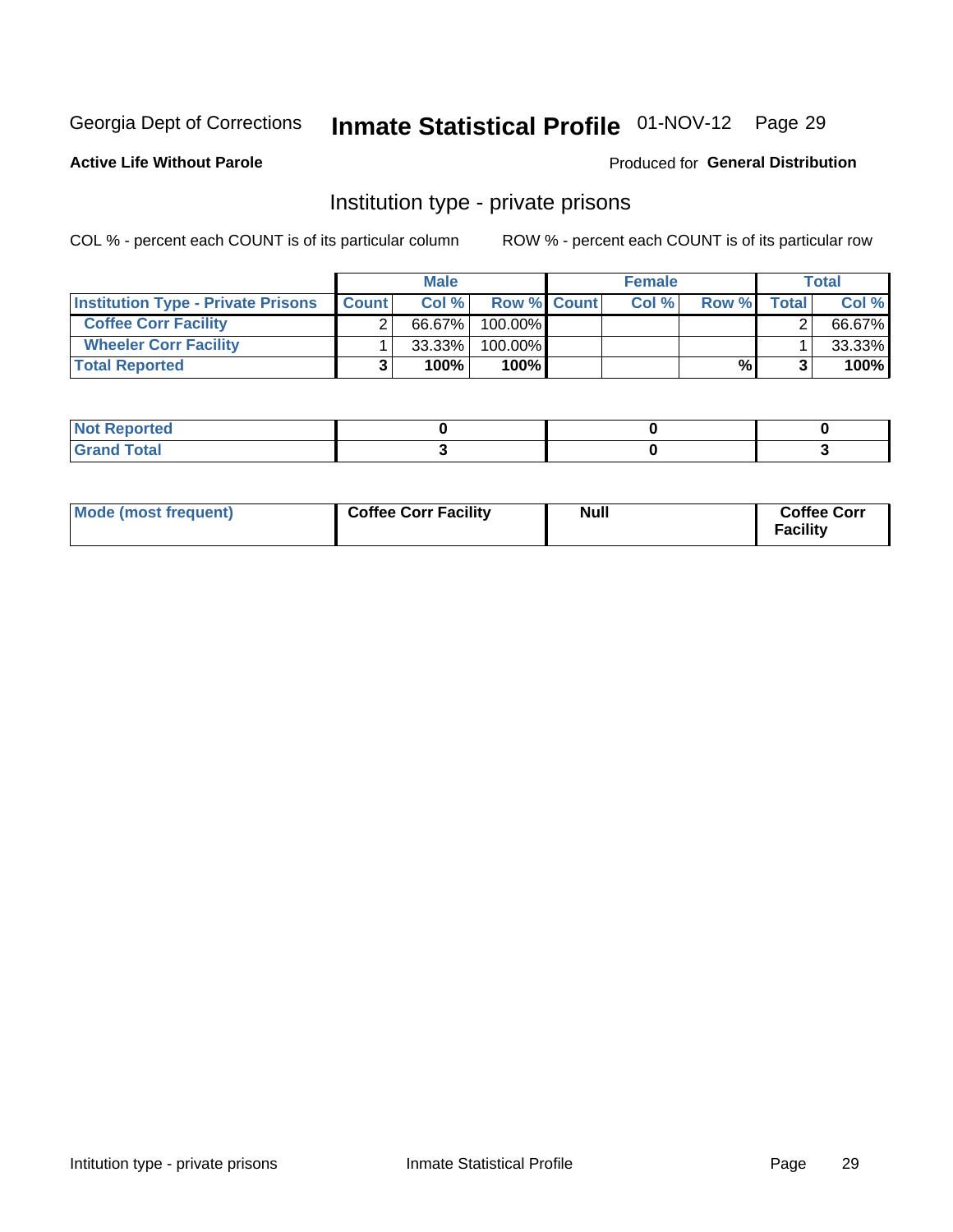Georgia Dept of Corrections **Inmate Statistical Profile** 01-NOV-12

**Active Life Without Parole**

Produced for **General Distribution**

## Institution type - private prisons

COL % - percent each COUNT is of its particular column ROW % - percent each COUNT is of its particular row

| | Male | | | Female | | | Total | |
|---|---|---|---|---|---|---|---|---|
| **Institution Type - Private Prisons** | **Count** | **Col %** | **Row %** | **Count** | **Col %** | **Row %** | **Total** | **Col %** |
| **Coffee Corr Facility** | 2 | 66.67% | 100.00% | | | | 2 | 66.67% |
| **Wheeler Corr Facility** | 1 | 33.33% | 100.00% | | | | 1 | 33.33% |
| **Total Reported** | **3** | **100%** | **100%** | | | **%** | **3** | **100%** |

| | Male | Female | Total |
|---|---|---|---|
| **Not Reported** | **0** | **0** | **0** |
| **Grand Total** | **3** | **0** | **3** |

| | Male | Female | Total |
|---|---|---|---|
| **Mode (most frequent)** | **Coffee Corr Facility** | **Null** | **Coffee Corr Facility** |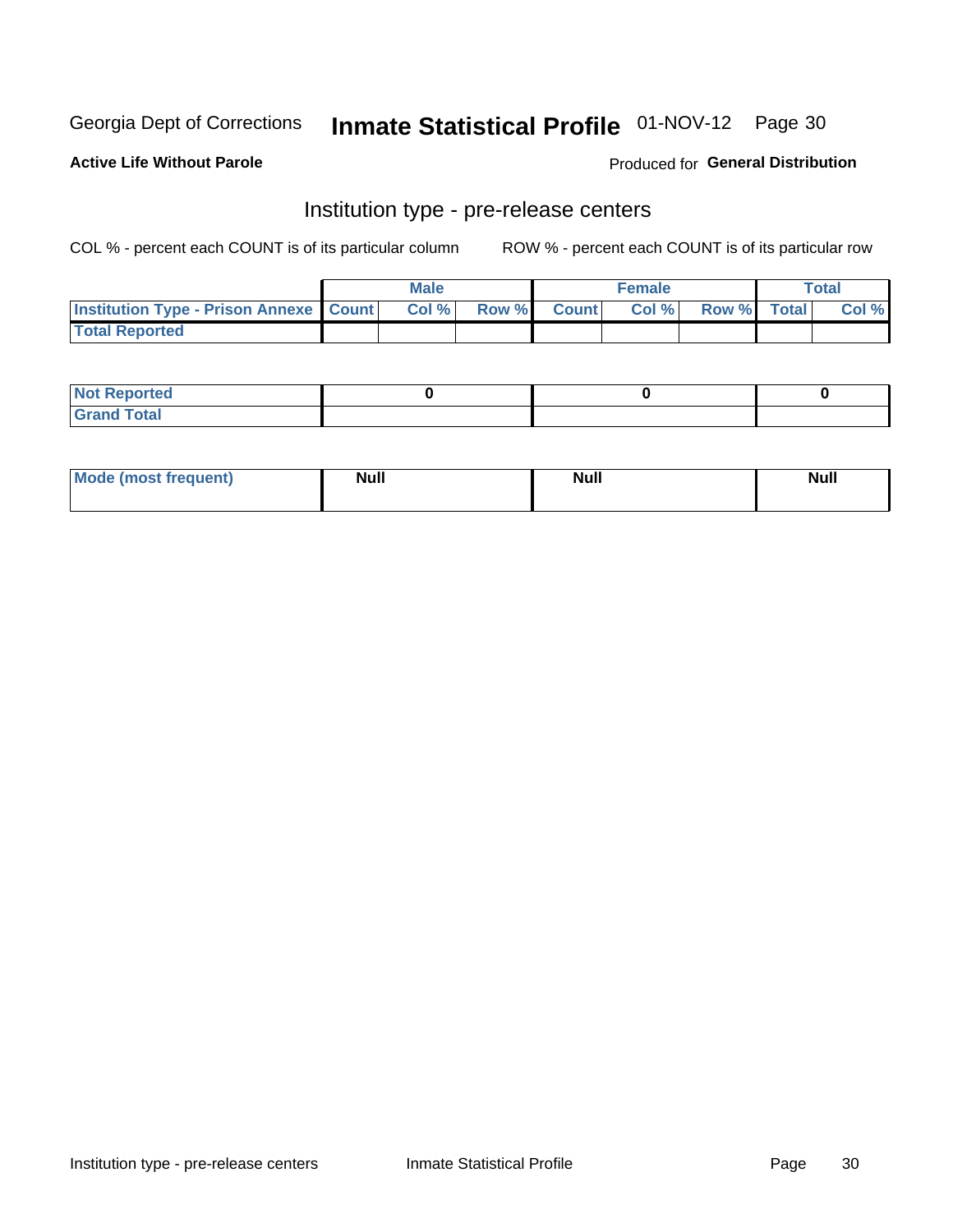Georgia Dept of Corrections **Inmate Statistical Profile** 01-NOV-12

**Active Life Without Parole**

Produced for **General Distribution**

## Institution type - pre-release centers

COL % - percent each COUNT is of its particular column ROW % - percent each COUNT is of its particular row

| | Male | | | Female | | | Total | |
|---|---|---|---|---|---|---|---|---|
| **Institution Type - Prison Annexe** | **Count** | **Col %** | **Row %** | **Count** | **Col %** | **Row %** | **Total** | **Col %** |
| **Total Reported** | | | | | | | | |

| | Male | Female | Total |
|---|---|---|---|
| **Not Reported** | **0** | **0** | **0** |
| **Grand Total** | | | |

| | Male | Female | Total |
|---|---|---|---|
| **Mode (most frequent)** | **Null** | **Null** | **Null** |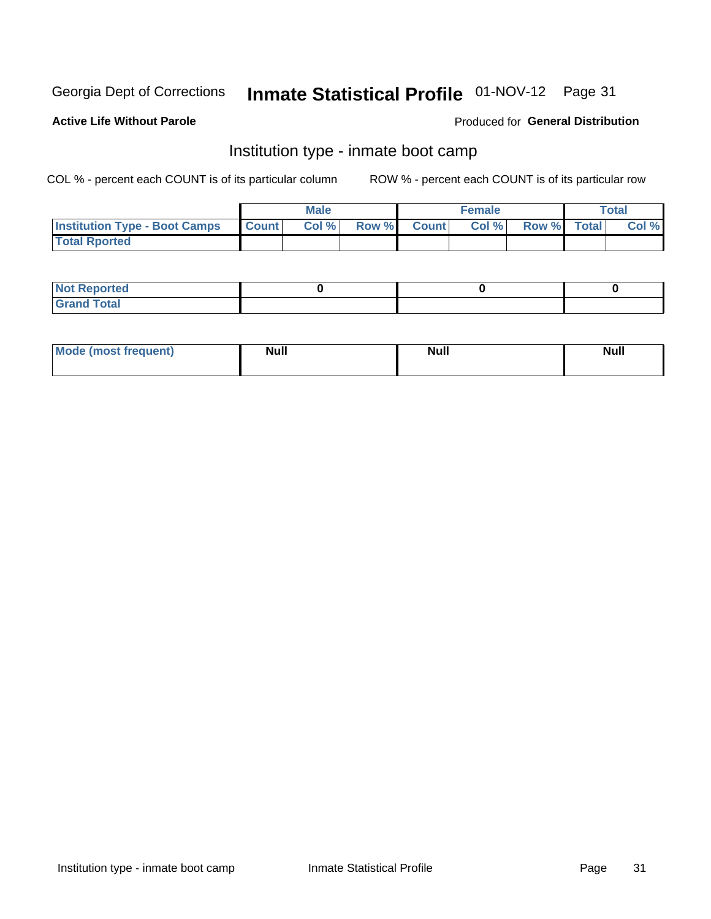Georgia Dept of Corrections **Inmate Statistical Profile** 01-NOV-12

**Active Life Without Parole**

Produced for **General Distribution**

## Institution type - inmate boot camp

COL % - percent each COUNT is of its particular column

ROW % - percent each COUNT is of its particular row

| | Male | | | Female | | | Total | |
|---|---|---|---|---|---|---|---|---|
| Institution Type - Boot Camps | Count | Col % | Row % | Count | Col % | Row % | Total | Col % |
| Total Rported | | | | | | | | |

| | Male | Female | Total |
|---|---|---|---|
| Not Reported | 0 | 0 | 0 |
| Grand Total | | | |

| | Male | Female | Total |
|---|---|---|---|
| Mode (most frequent) | Null | Null | Null |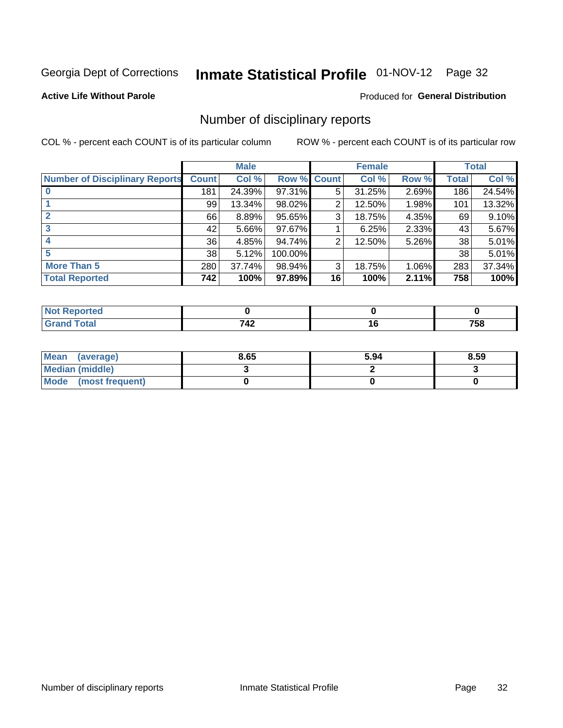Georgia Dept of Corrections **Inmate Statistical Profile** 01-NOV-12 Page 32

**Active Life Without Parole**

Produced for **General Distribution**

## Number of disciplinary reports

COL % - percent each COUNT is of its particular column

ROW % - percent each COUNT is of its particular row

| | Male | | | Female | | | Total | |
|---|---|---|---|---|---|---|---|---|
| **Number of Disciplinary Reports** | **Count** | **Col %** | **Row %** | **Count** | **Col %** | **Row %** | **Total** | **Col %** |
| **0** | 181 | 24.39% | 97.31% | 5 | 31.25% | 2.69% | 186 | 24.54% |
| **1** | 99 | 13.34% | 98.02% | 2 | 12.50% | 1.98% | 101 | 13.32% |
| **2** | 66 | 8.89% | 95.65% | 3 | 18.75% | 4.35% | 69 | 9.10% |
| **3** | 42 | 5.66% | 97.67% | 1 | 6.25% | 2.33% | 43 | 5.67% |
| **4** | 36 | 4.85% | 94.74% | 2 | 12.50% | 5.26% | 38 | 5.01% |
| **5** | 38 | 5.12% | 100.00% | | | | 38 | 5.01% |
| **More Than 5** | 280 | 37.74% | 98.94% | 3 | 18.75% | 1.06% | 283 | 37.34% |
| **Total Reported** | **742** | **100%** | **97.89%** | **16** | **100%** | **2.11%** | **758** | **100%** |

| | Male | Female | Total |
|---|---|---|---|
| **Not Reported** | **0** | **0** | **0** |
| **Grand Total** | **742** | **16** | **758** |

| | Male | Female | Total |
|---|---|---|---|
| **Mean (average)** | **8.65** | **5.94** | **8.59** |
| **Median (middle)** | **3** | **2** | **3** |
| **Mode (most frequent)** | **0** | **0** | **0** |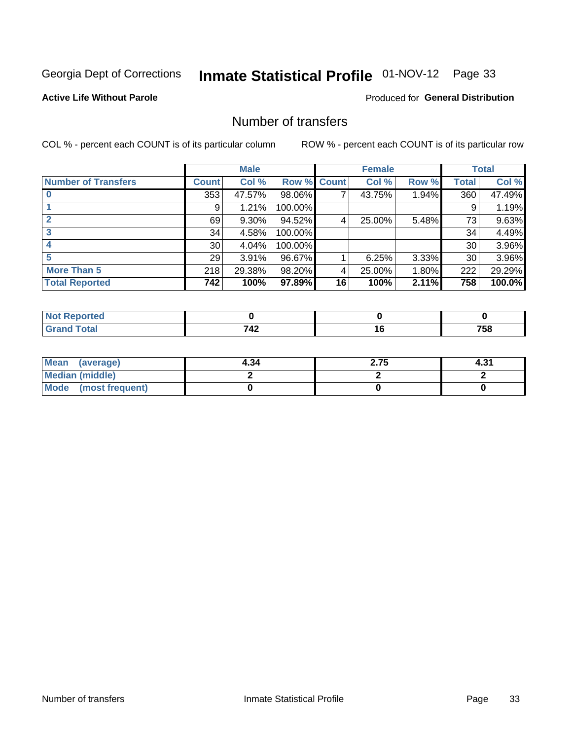Georgia Dept of Corrections **Inmate Statistical Profile** 01-NOV-12

**Active Life Without Parole**

Produced for **General Distribution**

## Number of transfers

COL % - percent each COUNT is of its particular column

ROW % - percent each COUNT is of its particular row

| | Male | | | Female | | | Total | |
|---|---|---|---|---|---|---|---|---|
| **Number of Transfers** | **Count** | **Col %** | **Row %** | **Count** | **Col %** | **Row %** | **Total** | **Col %** |
| **0** | 353 | 47.57% | 98.06% | 7 | 43.75% | 1.94% | 360 | 47.49% |
| **1** | 9 | 1.21% | 100.00% | | | | 9 | 1.19% |
| **2** | 69 | 9.30% | 94.52% | 4 | 25.00% | 5.48% | 73 | 9.63% |
| **3** | 34 | 4.58% | 100.00% | | | | 34 | 4.49% |
| **4** | 30 | 4.04% | 100.00% | | | | 30 | 3.96% |
| **5** | 29 | 3.91% | 96.67% | 1 | 6.25% | 3.33% | 30 | 3.96% |
| **More Than 5** | 218 | 29.38% | 98.20% | 4 | 25.00% | 1.80% | 222 | 29.29% |
| **Total Reported** | **742** | **100%** | **97.89%** | **16** | **100%** | **2.11%** | **758** | **100.0%** |

| | Male | Female | Total |
|---|---|---|---|
| **Not Reported** | **0** | **0** | **0** |
| **Grand Total** | **742** | **16** | **758** |

| | Male | Female | Total |
|---|---|---|---|
| **Mean (average)** | **4.34** | **2.75** | **4.31** |
| **Median (middle)** | **2** | **2** | **2** |
| **Mode (most frequent)** | **0** | **0** | **0** |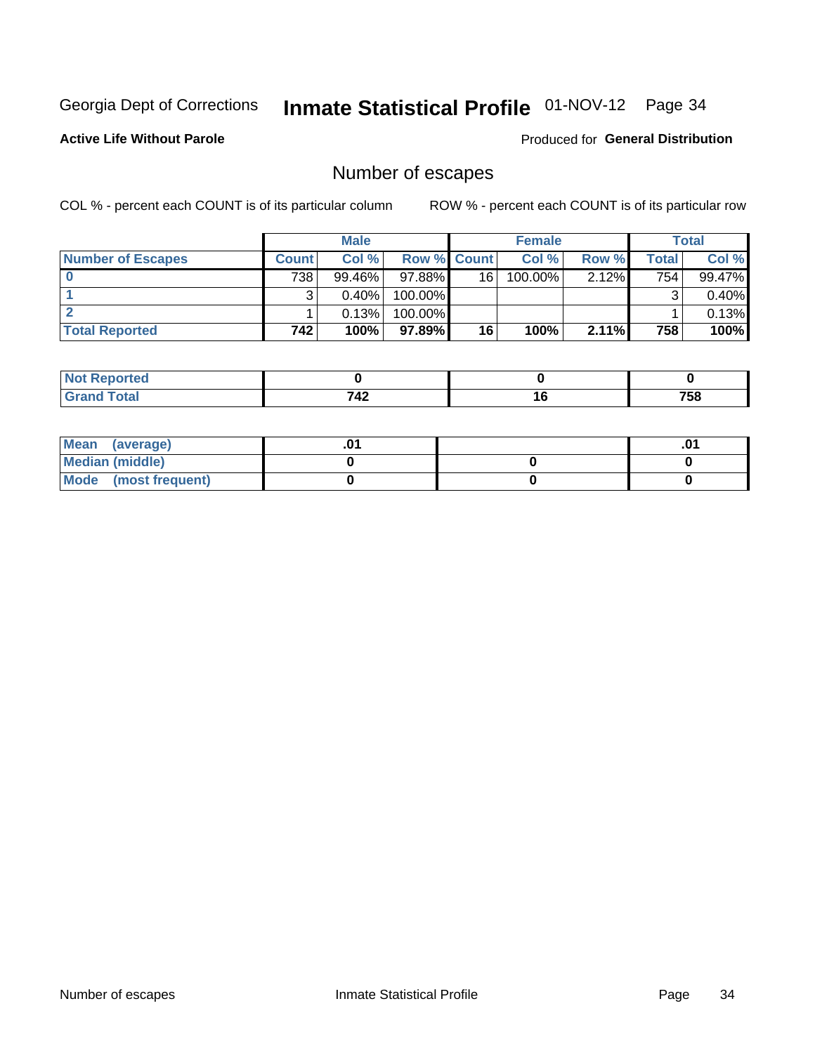Georgia Dept of Corrections **Inmate Statistical Profile** 01-NOV-12

**Active Life Without Parole**

Produced for **General Distribution**

## Number of escapes

COL % - percent each COUNT is of its particular column

ROW % - percent each COUNT is of its particular row

| | Male | | | Female | | | Total | |
|---|---|---|---|---|---|---|---|---|
| **Number of Escapes** | **Count** | **Col %** | **Row %** | **Count** | **Col %** | **Row %** | **Total** | **Col %** |
| **0** | 738 | 99.46% | 97.88% | 16 | 100.00% | 2.12% | 754 | 99.47% |
| **1** | 3 | 0.40% | 100.00% | | | | 3 | 0.40% |
| **2** | 1 | 0.13% | 100.00% | | | | 1 | 0.13% |
| **Total Reported** | **742** | **100%** | **97.89%** | **16** | **100%** | **2.11%** | **758** | **100%** |

| | Male | Female | Total |
|---|---|---|---|
| **Not Reported** | **0** | **0** | **0** |
| **Grand Total** | **742** | **16** | **758** |

| | Male | Female | Total |
|---|---|---|---|
| **Mean (average)** | **.01** | | **.01** |
| **Median (middle)** | **0** | **0** | **0** |
| **Mode (most frequent)** | **0** | **0** | **0** |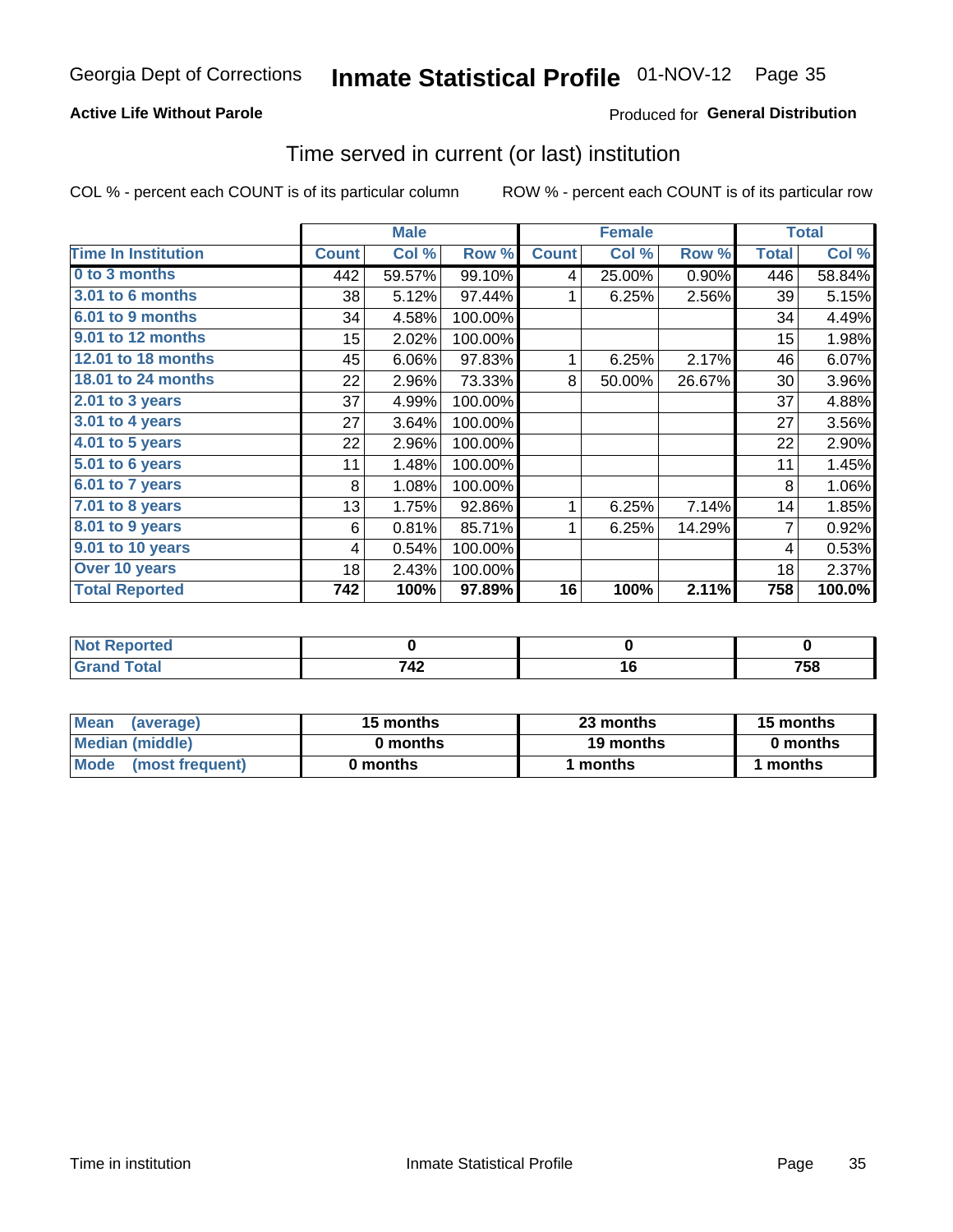Georgia Dept of Corrections **Inmate Statistical Profile** 01-NOV-12 Page 35

**Active Life Without Parole**

Produced for **General Distribution**

## Time served in current (or last) institution

COL % - percent each COUNT is of its particular column

ROW % - percent each COUNT is of its particular row

| | Male | | | Female | | | Total | |
|---|---|---|---|---|---|---|---|---|
| **Time In Institution** | **Count** | **Col %** | **Row %** | **Count** | **Col %** | **Row %** | **Total** | **Col %** |
| **0 to 3 months** | 442 | 59.57% | 99.10% | 4 | 25.00% | 0.90% | 446 | 58.84% |
| **3.01 to 6 months** | 38 | 5.12% | 97.44% | 1 | 6.25% | 2.56% | 39 | 5.15% |
| **6.01 to 9 months** | 34 | 4.58% | 100.00% | | | | 34 | 4.49% |
| **9.01 to 12 months** | 15 | 2.02% | 100.00% | | | | 15 | 1.98% |
| **12.01 to 18 months** | 45 | 6.06% | 97.83% | 1 | 6.25% | 2.17% | 46 | 6.07% |
| **18.01 to 24 months** | 22 | 2.96% | 73.33% | 8 | 50.00% | 26.67% | 30 | 3.96% |
| **2.01 to 3 years** | 37 | 4.99% | 100.00% | | | | 37 | 4.88% |
| **3.01 to 4 years** | 27 | 3.64% | 100.00% | | | | 27 | 3.56% |
| **4.01 to 5 years** | 22 | 2.96% | 100.00% | | | | 22 | 2.90% |
| **5.01 to 6 years** | 11 | 1.48% | 100.00% | | | | 11 | 1.45% |
| **6.01 to 7 years** | 8 | 1.08% | 100.00% | | | | 8 | 1.06% |
| **7.01 to 8 years** | 13 | 1.75% | 92.86% | 1 | 6.25% | 7.14% | 14 | 1.85% |
| **8.01 to 9 years** | 6 | 0.81% | 85.71% | 1 | 6.25% | 14.29% | 7 | 0.92% |
| **9.01 to 10 years** | 4 | 0.54% | 100.00% | | | | 4 | 0.53% |
| **Over 10 years** | 18 | 2.43% | 100.00% | | | | 18 | 2.37% |
| **Total Reported** | **742** | **100%** | **97.89%** | **16** | **100%** | **2.11%** | **758** | **100.0%** |

| | Male | Female | Total |
|---|---|---|---|
| **Not Reported** | **0** | **0** | **0** |
| **Grand Total** | **742** | **16** | **758** |

| | Male | Female | Total |
|---|---|---|---|
| **Mean (average)** | **15 months** | **23 months** | **15 months** |
| **Median (middle)** | **0 months** | **19 months** | **0 months** |
| **Mode (most frequent)** | **0 months** | **1 months** | **1 months** |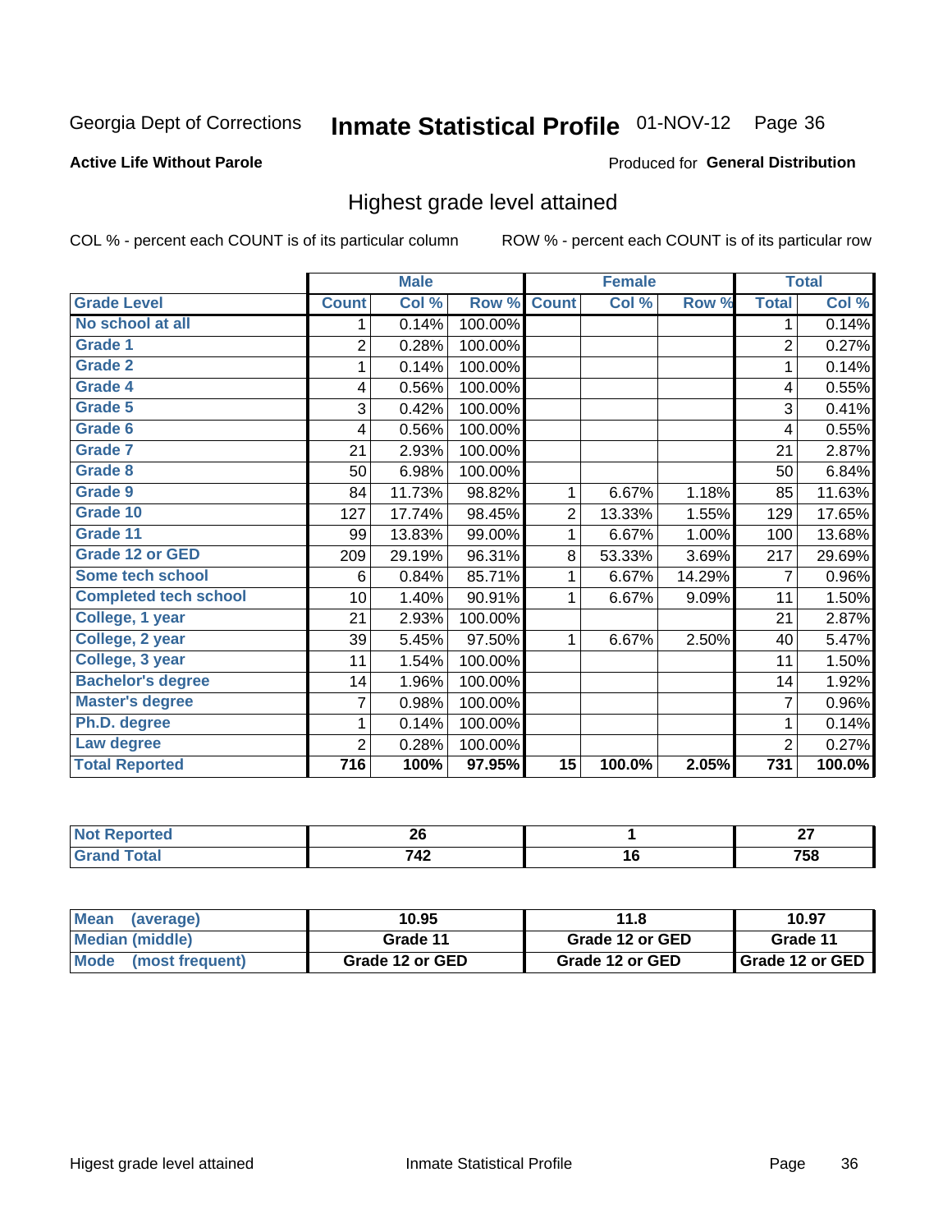Georgia Dept of Corrections **Inmate Statistical Profile** 01-NOV-12

**Active Life Without Parole**

Produced for **General Distribution**

## Highest grade level attained

COL % - percent each COUNT is of its particular column    ROW % - percent each COUNT is of its particular row

| | Male | | | Female | | | Total | |
|---|---|---|---|---|---|---|---|---|
| **Grade Level** | **Count** | **Col %** | **Row %** | **Count** | **Col %** | **Row %** | **Total** | **Col %** |
| No school at all | 1 | 0.14% | 100.00% | | | | 1 | 0.14% |
| Grade 1 | 2 | 0.28% | 100.00% | | | | 2 | 0.27% |
| Grade 2 | 1 | 0.14% | 100.00% | | | | 1 | 0.14% |
| Grade 4 | 4 | 0.56% | 100.00% | | | | 4 | 0.55% |
| Grade 5 | 3 | 0.42% | 100.00% | | | | 3 | 0.41% |
| Grade 6 | 4 | 0.56% | 100.00% | | | | 4 | 0.55% |
| Grade 7 | 21 | 2.93% | 100.00% | | | | 21 | 2.87% |
| Grade 8 | 50 | 6.98% | 100.00% | | | | 50 | 6.84% |
| Grade 9 | 84 | 11.73% | 98.82% | 1 | 6.67% | 1.18% | 85 | 11.63% |
| Grade 10 | 127 | 17.74% | 98.45% | 2 | 13.33% | 1.55% | 129 | 17.65% |
| Grade 11 | 99 | 13.83% | 99.00% | 1 | 6.67% | 1.00% | 100 | 13.68% |
| Grade 12 or GED | 209 | 29.19% | 96.31% | 8 | 53.33% | 3.69% | 217 | 29.69% |
| Some tech school | 6 | 0.84% | 85.71% | 1 | 6.67% | 14.29% | 7 | 0.96% |
| Completed tech school | 10 | 1.40% | 90.91% | 1 | 6.67% | 9.09% | 11 | 1.50% |
| College, 1 year | 21 | 2.93% | 100.00% | | | | 21 | 2.87% |
| College, 2 year | 39 | 5.45% | 97.50% | 1 | 6.67% | 2.50% | 40 | 5.47% |
| College, 3 year | 11 | 1.54% | 100.00% | | | | 11 | 1.50% |
| Bachelor's degree | 14 | 1.96% | 100.00% | | | | 14 | 1.92% |
| Master's degree | 7 | 0.98% | 100.00% | | | | 7 | 0.96% |
| Ph.D. degree | 1 | 0.14% | 100.00% | | | | 1 | 0.14% |
| Law degree | 2 | 0.28% | 100.00% | | | | 2 | 0.27% |
| **Total Reported** | **716** | **100%** | **97.95%** | **15** | **100.0%** | **2.05%** | **731** | **100.0%** |

| | Male | Female | Total |
|---|---|---|---|
| Not Reported | 26 | 1 | 27 |
| Grand Total | 742 | 16 | 758 |

| | Male | Female | Total |
|---|---|---|---|
| Mean (average) | 10.95 | 11.8 | 10.97 |
| Median (middle) | Grade 11 | Grade 12 or GED | Grade 11 |
| Mode (most frequent) | Grade 12 or GED | Grade 12 or GED | Grade 12 or GED |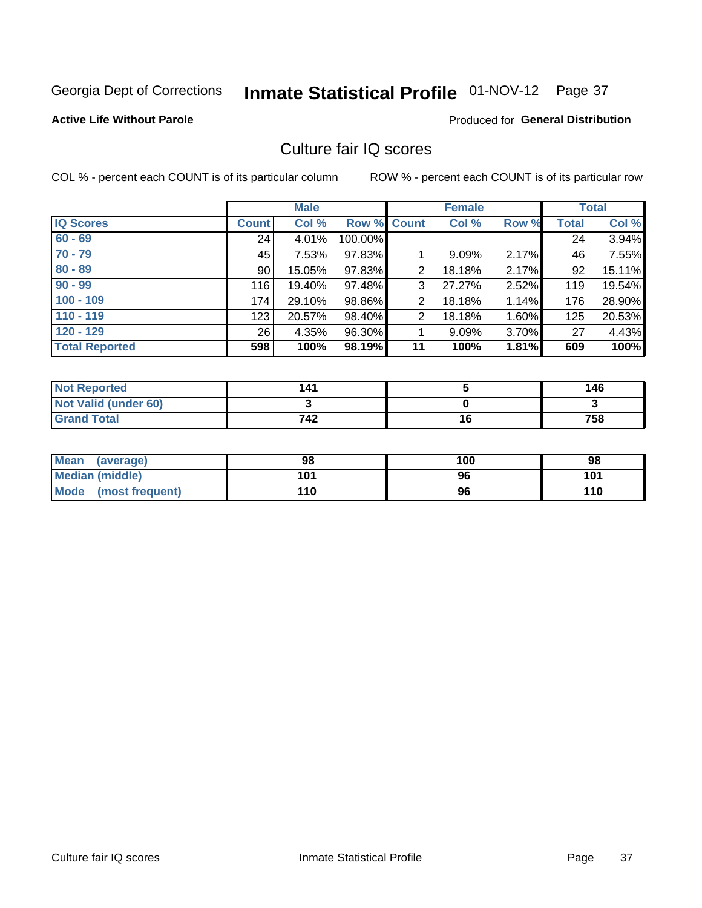Georgia Dept of Corrections **Inmate Statistical Profile** 01-NOV-12

**Active Life Without Parole**

Produced for **General Distribution**

## Culture fair IQ scores

COL % - percent each COUNT is of its particular column

ROW % - percent each COUNT is of its particular row

| | Male | | | Female | | | Total | |
|---|---|---|---|---|---|---|---|---|
| **IQ Scores** | **Count** | **Col %** | **Row %** | **Count** | **Col %** | **Row %** | **Total** | **Col %** |
| **60 - 69** | 24 | 4.01% | 100.00% | | | | 24 | 3.94% |
| **70 - 79** | 45 | 7.53% | 97.83% | 1 | 9.09% | 2.17% | 46 | 7.55% |
| **80 - 89** | 90 | 15.05% | 97.83% | 2 | 18.18% | 2.17% | 92 | 15.11% |
| **90 - 99** | 116 | 19.40% | 97.48% | 3 | 27.27% | 2.52% | 119 | 19.54% |
| **100 - 109** | 174 | 29.10% | 98.86% | 2 | 18.18% | 1.14% | 176 | 28.90% |
| **110 - 119** | 123 | 20.57% | 98.40% | 2 | 18.18% | 1.60% | 125 | 20.53% |
| **120 - 129** | 26 | 4.35% | 96.30% | 1 | 9.09% | 3.70% | 27 | 4.43% |
| **Total Reported** | **598** | **100%** | **98.19%** | **11** | **100%** | **1.81%** | **609** | **100%** |

| | Male | Female | Total |
|---|---|---|---|
| **Not Reported** | **141** | **5** | **146** |
| **Not Valid (under 60)** | **3** | **0** | **3** |
| **Grand Total** | **742** | **16** | **758** |

| | Male | Female | Total |
|---|---|---|---|
| **Mean (average)** | **98** | **100** | **98** |
| **Median (middle)** | **101** | **96** | **101** |
| **Mode (most frequent)** | **110** | **96** | **110** |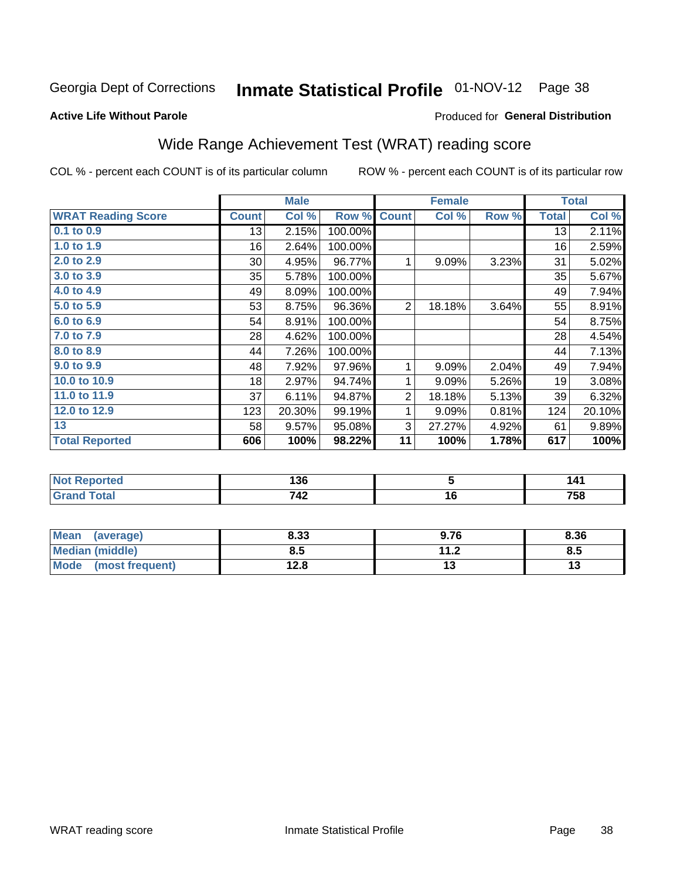Georgia Dept of Corrections **Inmate Statistical Profile** 01-NOV-12 Page 38

**Active Life Without Parole**

Produced for **General Distribution**

## Wide Range Achievement Test (WRAT) reading score

COL % - percent each COUNT is of its particular column ROW % - percent each COUNT is of its particular row

| | Male | | | Female | | | Total | |
|---|---|---|---|---|---|---|---|---|
| **WRAT Reading Score** | **Count** | **Col %** | **Row %** | **Count** | **Col %** | **Row %** | **Total** | **Col %** |
| **0.1 to 0.9** | 13 | 2.15% | 100.00% | | | | 13 | 2.11% |
| **1.0 to 1.9** | 16 | 2.64% | 100.00% | | | | 16 | 2.59% |
| **2.0 to 2.9** | 30 | 4.95% | 96.77% | 1 | 9.09% | 3.23% | 31 | 5.02% |
| **3.0 to 3.9** | 35 | 5.78% | 100.00% | | | | 35 | 5.67% |
| **4.0 to 4.9** | 49 | 8.09% | 100.00% | | | | 49 | 7.94% |
| **5.0 to 5.9** | 53 | 8.75% | 96.36% | 2 | 18.18% | 3.64% | 55 | 8.91% |
| **6.0 to 6.9** | 54 | 8.91% | 100.00% | | | | 54 | 8.75% |
| **7.0 to 7.9** | 28 | 4.62% | 100.00% | | | | 28 | 4.54% |
| **8.0 to 8.9** | 44 | 7.26% | 100.00% | | | | 44 | 7.13% |
| **9.0 to 9.9** | 48 | 7.92% | 97.96% | 1 | 9.09% | 2.04% | 49 | 7.94% |
| **10.0 to 10.9** | 18 | 2.97% | 94.74% | 1 | 9.09% | 5.26% | 19 | 3.08% |
| **11.0 to 11.9** | 37 | 6.11% | 94.87% | 2 | 18.18% | 5.13% | 39 | 6.32% |
| **12.0 to 12.9** | 123 | 20.30% | 99.19% | 1 | 9.09% | 0.81% | 124 | 20.10% |
| **13** | 58 | 9.57% | 95.08% | 3 | 27.27% | 4.92% | 61 | 9.89% |
| **Total Reported** | **606** | **100%** | **98.22%** | **11** | **100%** | **1.78%** | **617** | **100%** |

| | Male | Female | Total |
|---|---|---|---|
| **Not Reported** | **136** | **5** | **141** |
| **Grand Total** | **742** | **16** | **758** |

| | Male | Female | Total |
|---|---|---|---|
| **Mean (average)** | **8.33** | **9.76** | **8.36** |
| **Median (middle)** | **8.5** | **11.2** | **8.5** |
| **Mode (most frequent)** | **12.8** | **13** | **13** |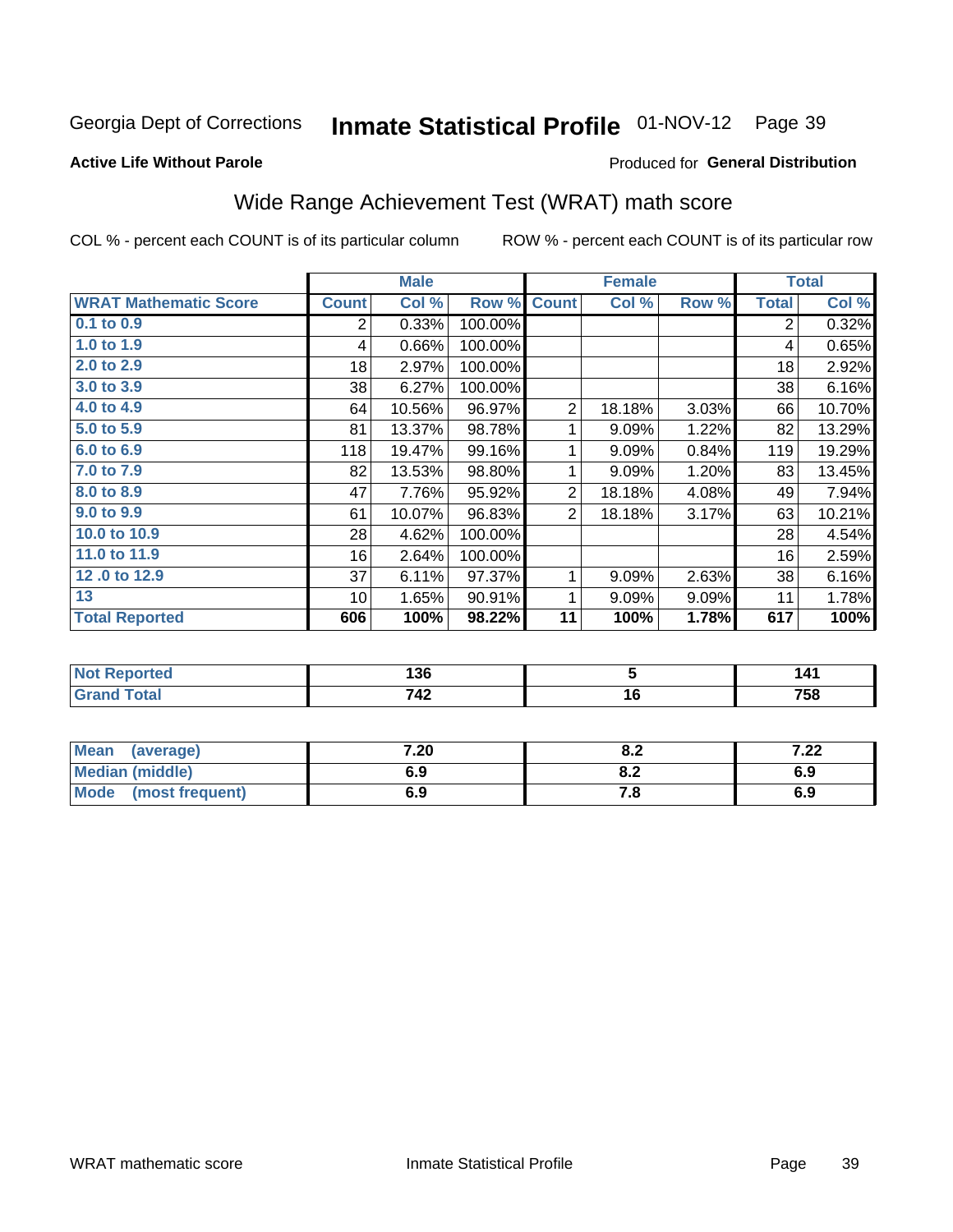Georgia Dept of Corrections **Inmate Statistical Profile** 01-NOV-12

**Active Life Without Parole**

Produced for **General Distribution**

## Wide Range Achievement Test (WRAT) math score

COL % - percent each COUNT is of its particular column

ROW % - percent each COUNT is of its particular row

| | Male | | | Female | | | Total | |
|---|---|---|---|---|---|---|---|---|
| **WRAT Mathematic Score** | **Count** | **Col %** | **Row %** | **Count** | **Col %** | **Row %** | **Total** | **Col %** |
| **0.1 to 0.9** | 2 | 0.33% | 100.00% | | | | 2 | 0.32% |
| **1.0 to 1.9** | 4 | 0.66% | 100.00% | | | | 4 | 0.65% |
| **2.0 to 2.9** | 18 | 2.97% | 100.00% | | | | 18 | 2.92% |
| **3.0 to 3.9** | 38 | 6.27% | 100.00% | | | | 38 | 6.16% |
| **4.0 to 4.9** | 64 | 10.56% | 96.97% | 2 | 18.18% | 3.03% | 66 | 10.70% |
| **5.0 to 5.9** | 81 | 13.37% | 98.78% | 1 | 9.09% | 1.22% | 82 | 13.29% |
| **6.0 to 6.9** | 118 | 19.47% | 99.16% | 1 | 9.09% | 0.84% | 119 | 19.29% |
| **7.0 to 7.9** | 82 | 13.53% | 98.80% | 1 | 9.09% | 1.20% | 83 | 13.45% |
| **8.0 to 8.9** | 47 | 7.76% | 95.92% | 2 | 18.18% | 4.08% | 49 | 7.94% |
| **9.0 to 9.9** | 61 | 10.07% | 96.83% | 2 | 18.18% | 3.17% | 63 | 10.21% |
| **10.0 to 10.9** | 28 | 4.62% | 100.00% | | | | 28 | 4.54% |
| **11.0 to 11.9** | 16 | 2.64% | 100.00% | | | | 16 | 2.59% |
| **12 .0 to 12.9** | 37 | 6.11% | 97.37% | 1 | 9.09% | 2.63% | 38 | 6.16% |
| **13** | 10 | 1.65% | 90.91% | 1 | 9.09% | 9.09% | 11 | 1.78% |
| **Total Reported** | **606** | **100%** | **98.22%** | **11** | **100%** | **1.78%** | **617** | **100%** |

| | Male | Female | Total |
|---|---|---|---|
| **Not Reported** | **136** | **5** | **141** |
| **Grand Total** | **742** | **16** | **758** |

| | Male | Female | Total |
|---|---|---|---|
| **Mean (average)** | **7.20** | **8.2** | **7.22** |
| **Median (middle)** | **6.9** | **8.2** | **6.9** |
| **Mode (most frequent)** | **6.9** | **7.8** | **6.9** |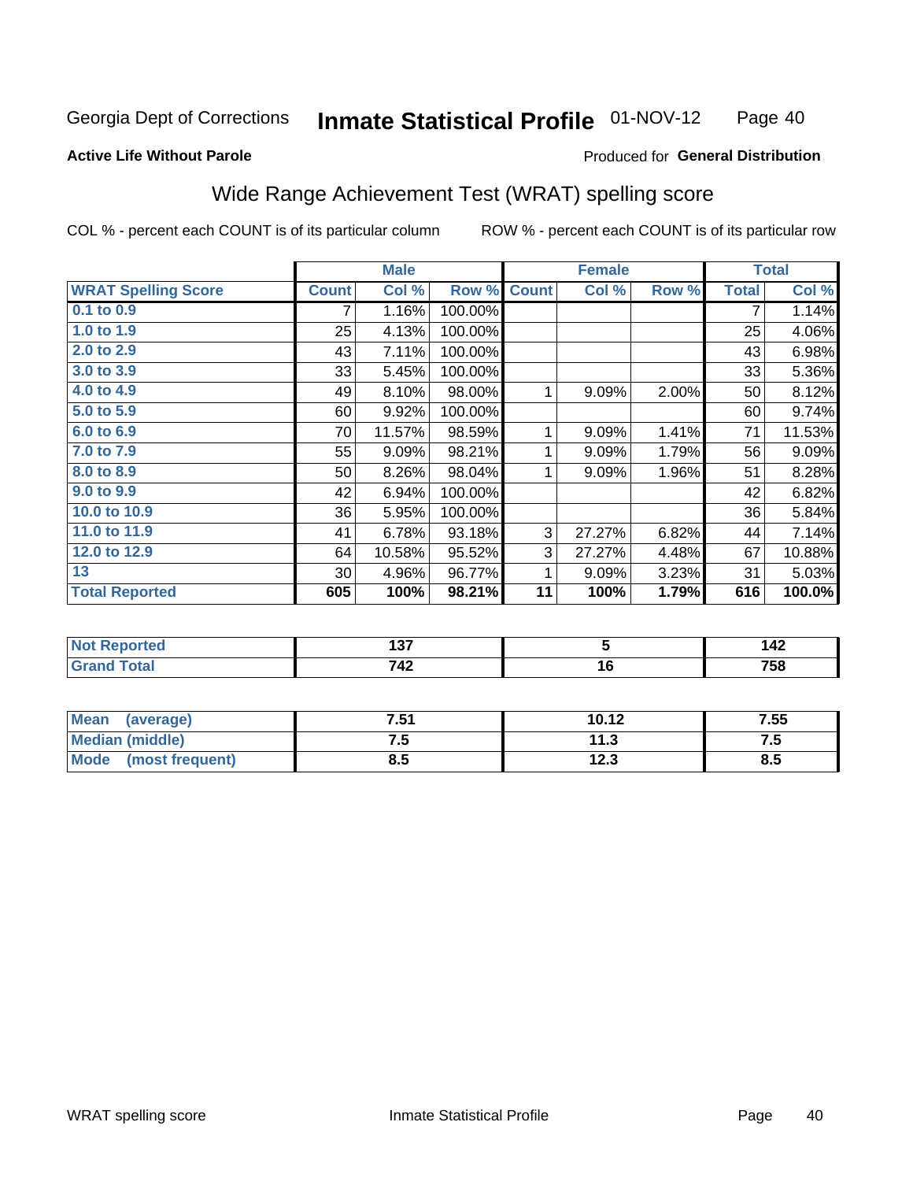Georgia Dept of Corrections **Inmate Statistical Profile** 01-NOV-12

**Active Life Without Parole**

Produced for **General Distribution**

## Wide Range Achievement Test (WRAT) spelling score

COL % - percent each COUNT is of its particular column ROW % - percent each COUNT is of its particular row

| | Male | | | Female | | | Total | |
|---|---|---|---|---|---|---|---|---|
| **WRAT Spelling Score** | **Count** | **Col %** | **Row %** | **Count** | **Col %** | **Row %** | **Total** | **Col %** |
| 0.1 to 0.9 | 7 | 1.16% | 100.00% | | | | 7 | 1.14% |
| 1.0 to 1.9 | 25 | 4.13% | 100.00% | | | | 25 | 4.06% |
| 2.0 to 2.9 | 43 | 7.11% | 100.00% | | | | 43 | 6.98% |
| 3.0 to 3.9 | 33 | 5.45% | 100.00% | | | | 33 | 5.36% |
| 4.0 to 4.9 | 49 | 8.10% | 98.00% | 1 | 9.09% | 2.00% | 50 | 8.12% |
| 5.0 to 5.9 | 60 | 9.92% | 100.00% | | | | 60 | 9.74% |
| 6.0 to 6.9 | 70 | 11.57% | 98.59% | 1 | 9.09% | 1.41% | 71 | 11.53% |
| 7.0 to 7.9 | 55 | 9.09% | 98.21% | 1 | 9.09% | 1.79% | 56 | 9.09% |
| 8.0 to 8.9 | 50 | 8.26% | 98.04% | 1 | 9.09% | 1.96% | 51 | 8.28% |
| 9.0 to 9.9 | 42 | 6.94% | 100.00% | | | | 42 | 6.82% |
| 10.0 to 10.9 | 36 | 5.95% | 100.00% | | | | 36 | 5.84% |
| 11.0 to 11.9 | 41 | 6.78% | 93.18% | 3 | 27.27% | 6.82% | 44 | 7.14% |
| 12.0 to 12.9 | 64 | 10.58% | 95.52% | 3 | 27.27% | 4.48% | 67 | 10.88% |
| 13 | 30 | 4.96% | 96.77% | 1 | 9.09% | 3.23% | 31 | 5.03% |
| **Total Reported** | **605** | **100%** | **98.21%** | **11** | **100%** | **1.79%** | **616** | **100.0%** |

| | Male | Female | Total |
|---|---|---|---|
| Not Reported | 137 | 5 | 142 |
| Grand Total | 742 | 16 | 758 |

| | Male | Female | Total |
|---|---|---|---|
| Mean (average) | 7.51 | 10.12 | 7.55 |
| Median (middle) | 7.5 | 11.3 | 7.5 |
| Mode (most frequent) | 8.5 | 12.3 | 8.5 |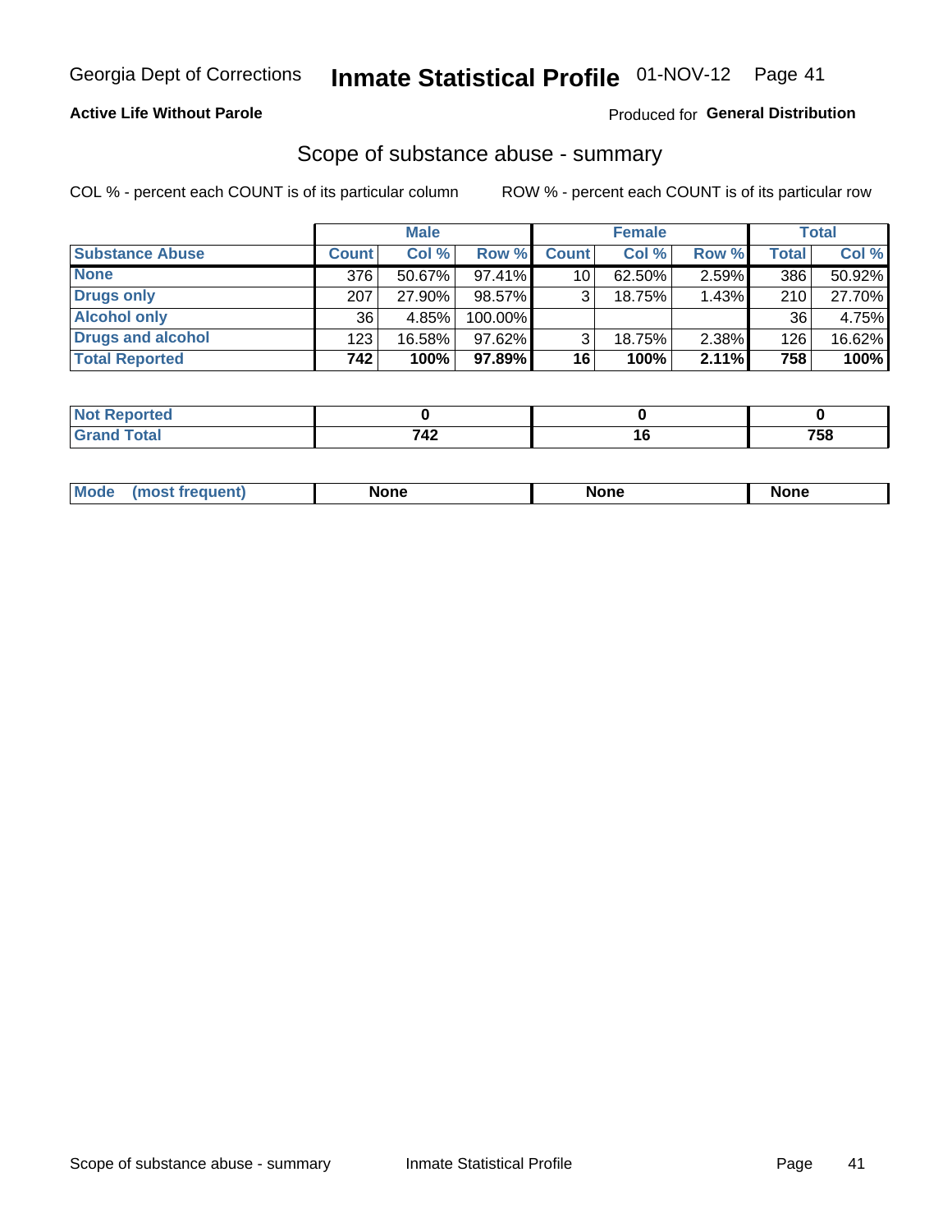Georgia Dept of Corrections **Inmate Statistical Profile** 01-NOV-12

**Active Life Without Parole**

Produced for **General Distribution**

## Scope of substance abuse - summary

COL % - percent each COUNT is of its particular column

ROW % - percent each COUNT is of its particular row

| | Male | | | Female | | | Total | |
|---|---|---|---|---|---|---|---|---|
| **Substance Abuse** | **Count** | **Col %** | **Row %** | **Count** | **Col %** | **Row %** | **Total** | **Col %** |
| **None** | 376 | 50.67% | 97.41% | 10 | 62.50% | 2.59% | 386 | 50.92% |
| **Drugs only** | 207 | 27.90% | 98.57% | 3 | 18.75% | 1.43% | 210 | 27.70% |
| **Alcohol only** | 36 | 4.85% | 100.00% | | | | 36 | 4.75% |
| **Drugs and alcohol** | 123 | 16.58% | 97.62% | 3 | 18.75% | 2.38% | 126 | 16.62% |
| **Total Reported** | **742** | **100%** | **97.89%** | **16** | **100%** | **2.11%** | **758** | **100%** |

| | Male | Female | Total |
|---|---|---|---|
| **Not Reported** | **0** | **0** | **0** |
| **Grand Total** | **742** | **16** | **758** |

| | Male | Female | Total |
|---|---|---|---|
| **Mode (most frequent)** | **None** | **None** | **None** |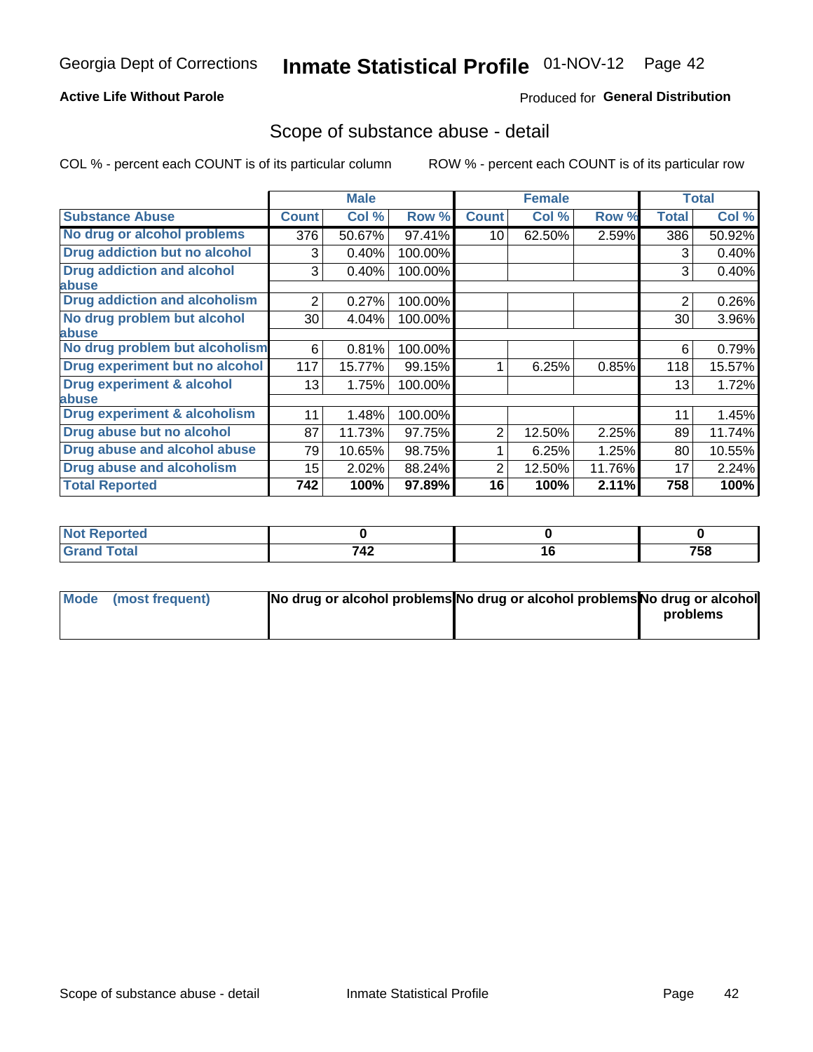Georgia Dept of Corrections **Inmate Statistical Profile** 01-NOV-12

**Active Life Without Parole**

Produced for **General Distribution**

## Scope of substance abuse - detail

COL % - percent each COUNT is of its particular column

ROW % - percent each COUNT is of its particular row

| | Male | | | Female | | | Total | |
|---|---|---|---|---|---|---|---|---|
| **Substance Abuse** | **Count** | **Col %** | **Row %** | **Count** | **Col %** | **Row %** | **Total** | **Col %** |
| **No drug or alcohol problems** | 376 | 50.67% | 97.41% | 10 | 62.50% | 2.59% | 386 | 50.92% |
| **Drug addiction but no alcohol** | 3 | 0.40% | 100.00% | | | | 3 | 0.40% |
| **Drug addiction and alcohol abuse** | 3 | 0.40% | 100.00% | | | | 3 | 0.40% |
| **Drug addiction and alcoholism** | 2 | 0.27% | 100.00% | | | | 2 | 0.26% |
| **No drug problem but alcohol abuse** | 30 | 4.04% | 100.00% | | | | 30 | 3.96% |
| **No drug problem but alcoholism** | 6 | 0.81% | 100.00% | | | | 6 | 0.79% |
| **Drug experiment but no alcohol** | 117 | 15.77% | 99.15% | 1 | 6.25% | 0.85% | 118 | 15.57% |
| **Drug experiment & alcohol abuse** | 13 | 1.75% | 100.00% | | | | 13 | 1.72% |
| **Drug experiment & alcoholism** | 11 | 1.48% | 100.00% | | | | 11 | 1.45% |
| **Drug abuse but no alcohol** | 87 | 11.73% | 97.75% | 2 | 12.50% | 2.25% | 89 | 11.74% |
| **Drug abuse and alcohol abuse** | 79 | 10.65% | 98.75% | 1 | 6.25% | 1.25% | 80 | 10.55% |
| **Drug abuse and alcoholism** | 15 | 2.02% | 88.24% | 2 | 12.50% | 11.76% | 17 | 2.24% |
| **Total Reported** | **742** | **100%** | **97.89%** | **16** | **100%** | **2.11%** | **758** | **100%** |

| | Male | Female | Total |
|---|---|---|---|
| **Not Reported** | **0** | **0** | **0** |
| **Grand Total** | **742** | **16** | **758** |

| | Male | Female | Total |
|---|---|---|---|
| **Mode (most frequent)** | **No drug or alcohol problems** | **No drug or alcohol problems** | **No drug or alcohol problems** |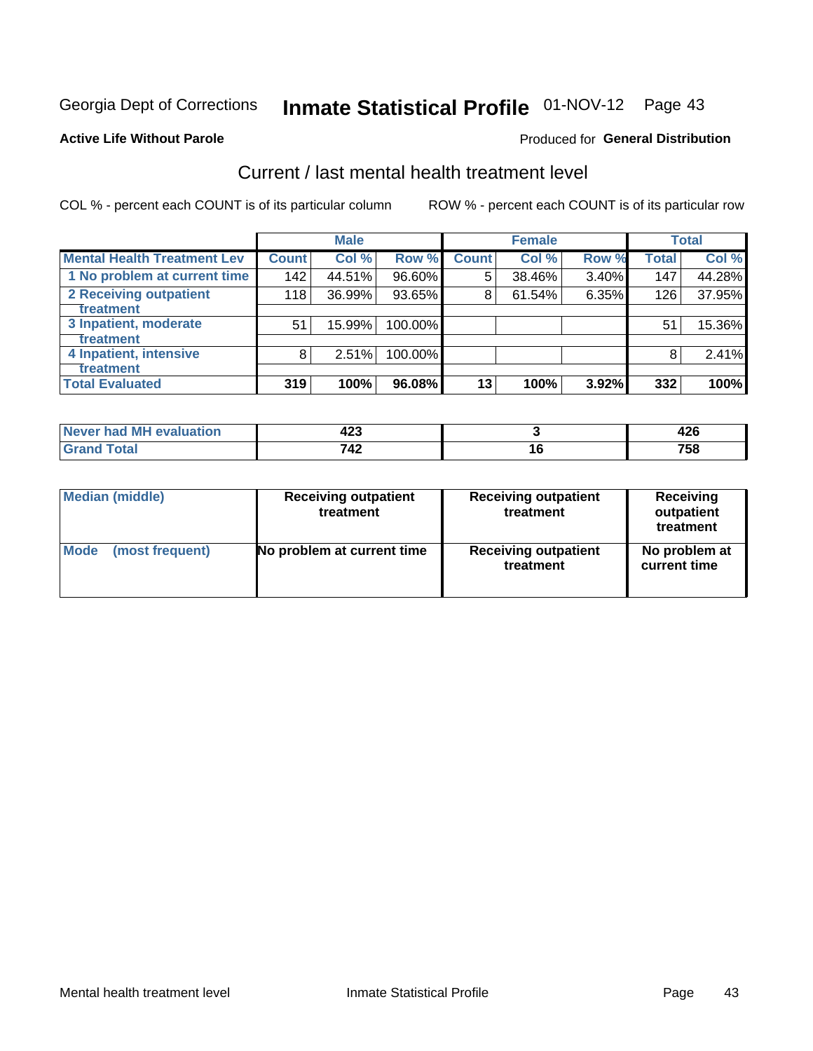Georgia Dept of Corrections **Inmate Statistical Profile** 01-NOV-12

**Active Life Without Parole**

Produced for **General Distribution**

## Current / last mental health treatment level

COL % - percent each COUNT is of its particular column

ROW % - percent each COUNT is of its particular row

| | Male | | | Female | | | Total | |
|---|---|---|---|---|---|---|---|---|
| **Mental Health Treatment Lev** | **Count** | **Col %** | **Row %** | **Count** | **Col %** | **Row %** | **Total** | **Col %** |
| 1 No problem at current time | 142 | 44.51% | 96.60% | 5 | 38.46% | 3.40% | 147 | 44.28% |
| 2 Receiving outpatient treatment | 118 | 36.99% | 93.65% | 8 | 61.54% | 6.35% | 126 | 37.95% |
| 3 Inpatient, moderate treatment | 51 | 15.99% | 100.00% | | | | 51 | 15.36% |
| 4 Inpatient, intensive treatment | 8 | 2.51% | 100.00% | | | | 8 | 2.41% |
| **Total Evaluated** | **319** | **100%** | **96.08%** | **13** | **100%** | **3.92%** | **332** | **100%** |

| | Male | Female | Total |
|---|---|---|---|
| Never had MH evaluation | 423 | 3 | 426 |
| Grand Total | 742 | 16 | 758 |

| | Male | Female | Total |
|---|---|---|---|
| Median (middle) | Receiving outpatient treatment | Receiving outpatient treatment | Receiving outpatient treatment |
| Mode (most frequent) | No problem at current time | Receiving outpatient treatment | No problem at current time |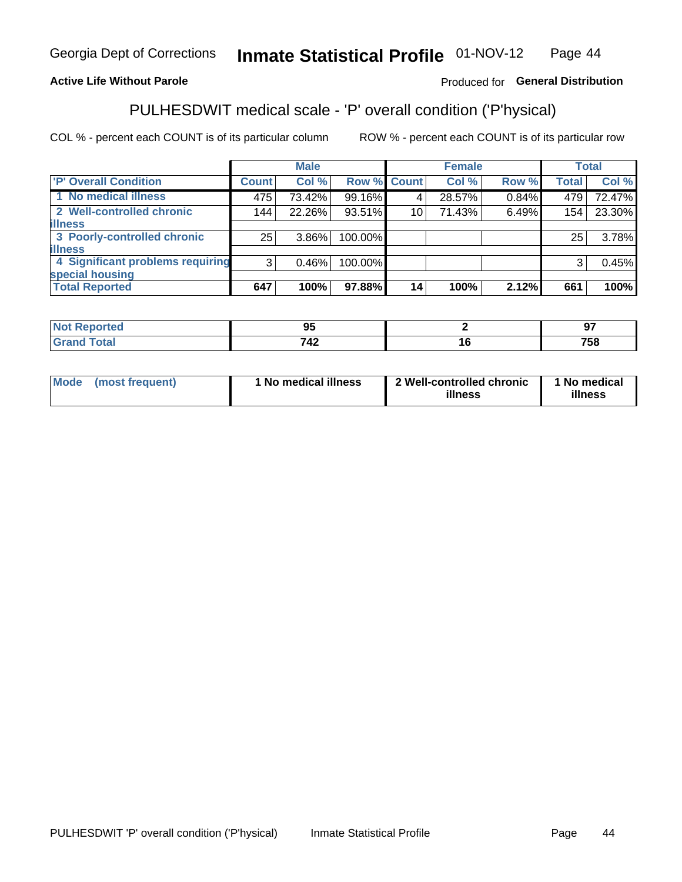Georgia Dept of Corrections **Inmate Statistical Profile** 01-NOV-12

**Active Life Without Parole** Produced for **General Distribution**

## PULHESDWIT medical scale - 'P' overall condition ('P'hysical)

COL % - percent each COUNT is of its particular column ROW % - percent each COUNT is of its particular row

| | Male | | | Female | | | Total | |
|---|---|---|---|---|---|---|---|---|
| 'P' Overall Condition | Count | Col % | Row % | Count | Col % | Row % | Total | Col % |
| 1 No medical illness | 475 | 73.42% | 99.16% | 4 | 28.57% | 0.84% | 479 | 72.47% |
| 2 Well-controlled chronic illness | 144 | 22.26% | 93.51% | 10 | 71.43% | 6.49% | 154 | 23.30% |
| 3 Poorly-controlled chronic illness | 25 | 3.86% | 100.00% | | | | 25 | 3.78% |
| 4 Significant problems requiring special housing | 3 | 0.46% | 100.00% | | | | 3 | 0.45% |
| **Total Reported** | **647** | **100%** | **97.88%** | **14** | **100%** | **2.12%** | **661** | **100%** |

| | Male | Female | Total |
|---|---|---|---|
| Not Reported | 95 | 2 | 97 |
| Grand Total | 742 | 16 | 758 |

| | Male | Female | Total |
|---|---|---|---|
| Mode (most frequent) | 1 No medical illness | 2 Well-controlled chronic illness | 1 No medical illness |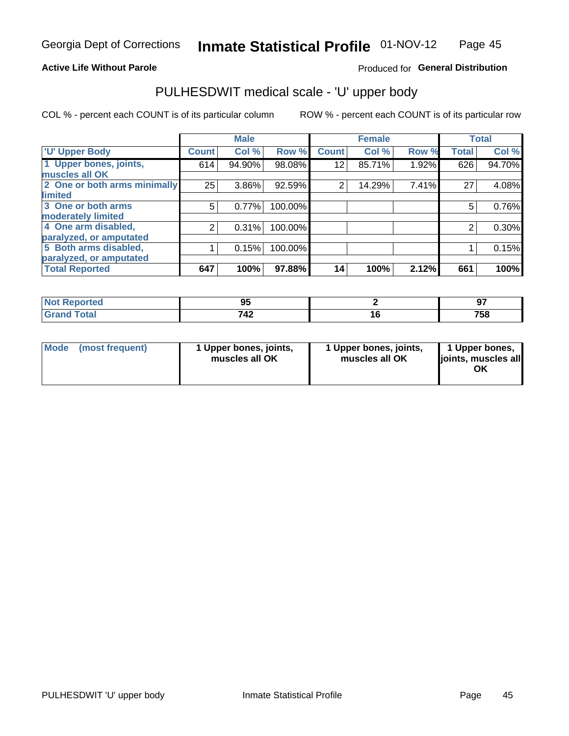# PULHESDWIT medical scale - 'U' upper body

**Active Life Without Parole**

Produced for **General Distribution**

COL % - percent each COUNT is of its particular column

ROW % - percent each COUNT is of its particular row

| | Male | | | Female | | | Total | |
|---|---|---|---|---|---|---|---|---|
| 'U' Upper Body | Count | Col % | Row % | Count | Col % | Row % | Total | Col % |
| 1 Upper bones, joints, muscles all OK | 614 | 94.90% | 98.08% | 12 | 85.71% | 1.92% | 626 | 94.70% |
| 2 One or both arms minimally limited | 25 | 3.86% | 92.59% | 2 | 14.29% | 7.41% | 27 | 4.08% |
| 3 One or both arms moderately limited | 5 | 0.77% | 100.00% | | | | 5 | 0.76% |
| 4 One arm disabled, paralyzed, or amputated | 2 | 0.31% | 100.00% | | | | 2 | 0.30% |
| 5 Both arms disabled, paralyzed, or amputated | 1 | 0.15% | 100.00% | | | | 1 | 0.15% |
| **Total Reported** | **647** | **100%** | **97.88%** | **14** | **100%** | **2.12%** | **661** | **100%** |

| | Male | Female | Total |
|---|---|---|---|
| Not Reported | 95 | 2 | 97 |
| Grand Total | 742 | 16 | 758 |

| | Male | Female | Total |
|---|---|---|---|
| Mode (most frequent) | 1 Upper bones, joints, muscles all OK | 1 Upper bones, joints, muscles all OK | 1 Upper bones, joints, muscles all OK |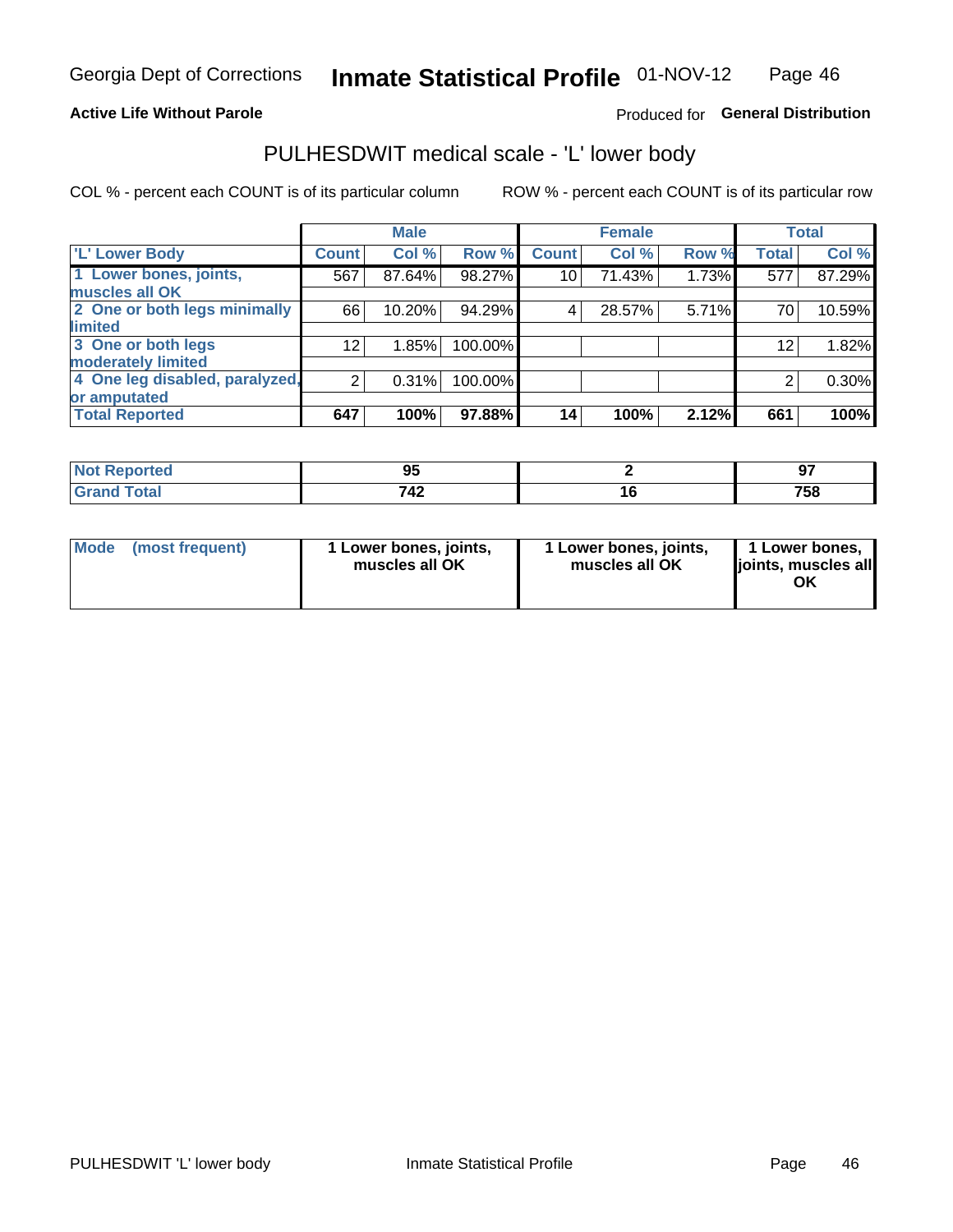Georgia Dept of Corrections **Inmate Statistical Profile** 01-NOV-12

**Active Life Without Parole**

Produced for **General Distribution**

## PULHESDWIT medical scale - 'L' lower body

COL % - percent each COUNT is of its particular column

ROW % - percent each COUNT is of its particular row

| 'L' Lower Body | Male | | | Female | | | Total | |
|---|---|---|---|---|---|---|---|---|
| | Count | Col % | Row % | Count | Col % | Row % | Total | Col % |
| 1 Lower bones, joints, muscles all OK | 567 | 87.64% | 98.27% | 10 | 71.43% | 1.73% | 577 | 87.29% |
| 2 One or both legs minimally limited | 66 | 10.20% | 94.29% | 4 | 28.57% | 5.71% | 70 | 10.59% |
| 3 One or both legs moderately limited | 12 | 1.85% | 100.00% | | | | 12 | 1.82% |
| 4 One leg disabled, paralyzed, or amputated | 2 | 0.31% | 100.00% | | | | 2 | 0.30% |
| **Total Reported** | **647** | **100%** | **97.88%** | **14** | **100%** | **2.12%** | **661** | **100%** |

| | Male | Female | Total |
|---|---|---|---|
| Not Reported | 95 | 2 | 97 |
| Grand Total | 742 | 16 | 758 |

| | Male | Female | Total |
|---|---|---|---|
| Mode (most frequent) | 1 Lower bones, joints, muscles all OK | 1 Lower bones, joints, muscles all OK | 1 Lower bones, joints, muscles all OK |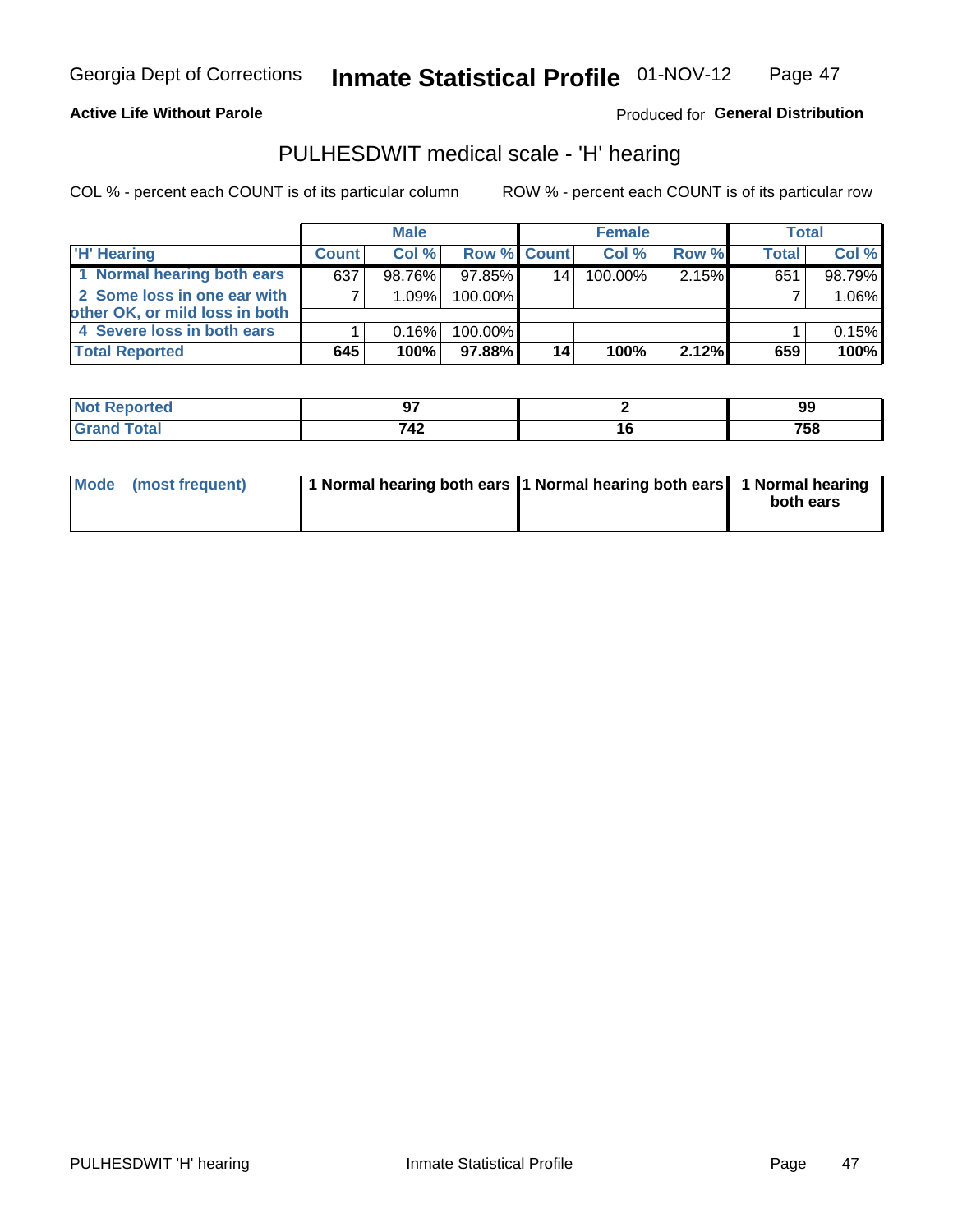Georgia Dept of Corrections **Inmate Statistical Profile** 01-NOV-12

**Active Life Without Parole**

Produced for **General Distribution**

## PULHESDWIT medical scale - 'H' hearing

COL % - percent each COUNT is of its particular column

ROW % - percent each COUNT is of its particular row

| | Male | | | Female | | | Total | |
|---|---|---|---|---|---|---|---|---|
| 'H' Hearing | Count | Col % | Row % | Count | Col % | Row % | Total | Col % |
| 1 Normal hearing both ears | 637 | 98.76% | 97.85% | 14 | 100.00% | 2.15% | 651 | 98.79% |
| 2 Some loss in one ear with other OK, or mild loss in both | 7 | 1.09% | 100.00% | | | | 7 | 1.06% |
| 4 Severe loss in both ears | 1 | 0.16% | 100.00% | | | | 1 | 0.15% |
| **Total Reported** | **645** | **100%** | **97.88%** | **14** | **100%** | **2.12%** | **659** | **100%** |

| | Male | Female | Total |
|---|---|---|---|
| Not Reported | 97 | 2 | 99 |
| Grand Total | 742 | 16 | 758 |

| | Male | Female | Total |
|---|---|---|---|
| Mode (most frequent) | 1 Normal hearing both ears | 1 Normal hearing both ears | 1 Normal hearing both ears |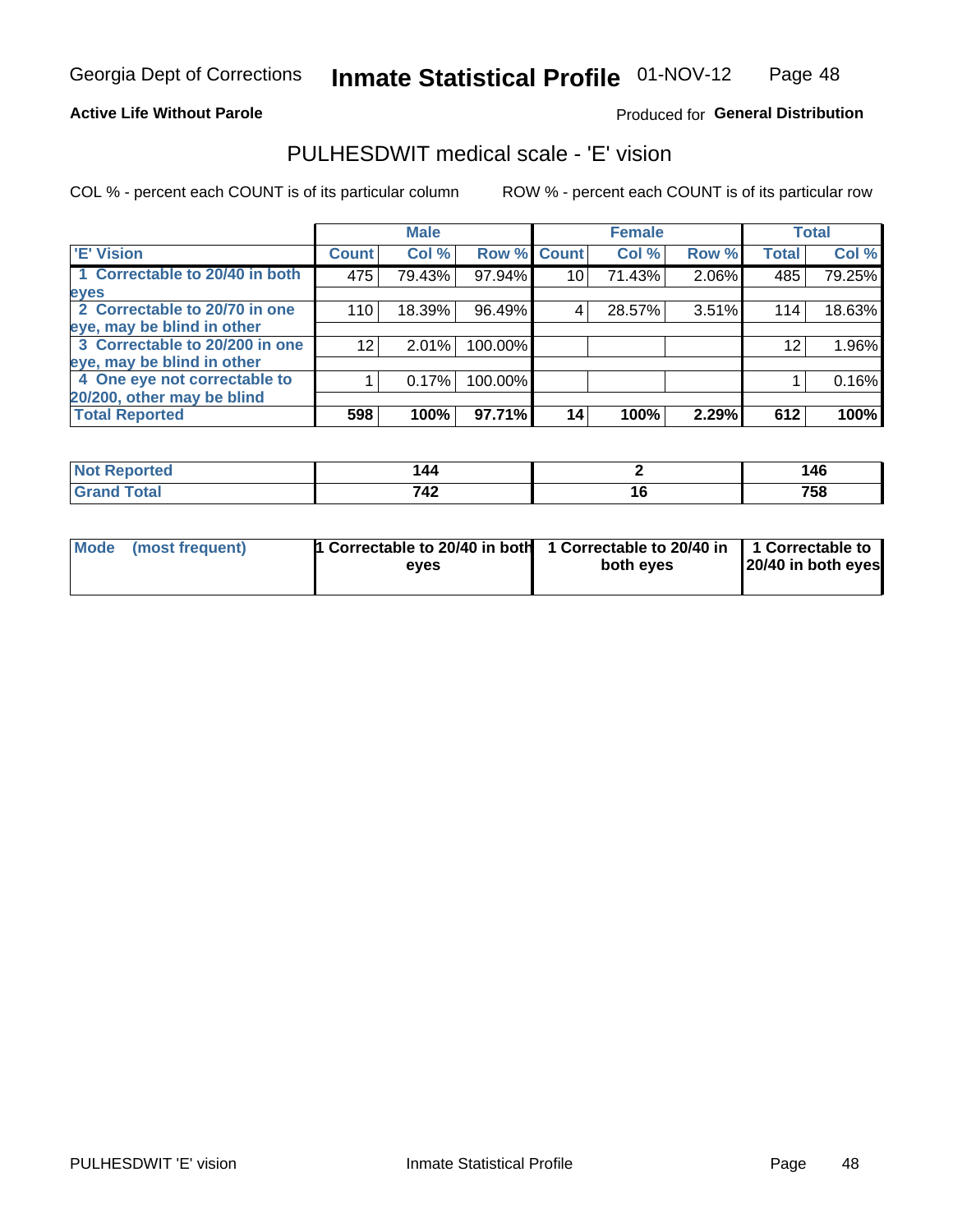Georgia Dept of Corrections **Inmate Statistical Profile** 01-NOV-12

**Active Life Without Parole**

Produced for **General Distribution**

## PULHESDWIT medical scale - 'E' vision

COL % - percent each COUNT is of its particular column

ROW % - percent each COUNT is of its particular row

| | Male | | | Female | | | Total | |
|---|---|---|---|---|---|---|---|---|
| **'E' Vision** | **Count** | **Col %** | **Row %** | **Count** | **Col %** | **Row %** | **Total** | **Col %** |
| **1 Correctable to 20/40 in both eyes** | 475 | 79.43% | 97.94% | 10 | 71.43% | 2.06% | 485 | 79.25% |
| **2 Correctable to 20/70 in one eye, may be blind in other** | 110 | 18.39% | 96.49% | 4 | 28.57% | 3.51% | 114 | 18.63% |
| **3 Correctable to 20/200 in one eye, may be blind in other** | 12 | 2.01% | 100.00% | | | | 12 | 1.96% |
| **4 One eye not correctable to 20/200, other may be blind** | 1 | 0.17% | 100.00% | | | | 1 | 0.16% |
| **Total Reported** | **598** | **100%** | **97.71%** | **14** | **100%** | **2.29%** | **612** | **100%** |

| | Male | Female | Total |
|---|---|---|---|
| **Not Reported** | **144** | **2** | **146** |
| **Grand Total** | **742** | **16** | **758** |

| | Male | Female | Total |
|---|---|---|---|
| **Mode (most frequent)** | **1 Correctable to 20/40 in both eyes** | **1 Correctable to 20/40 in both eyes** | **1 Correctable to 20/40 in both eyes** |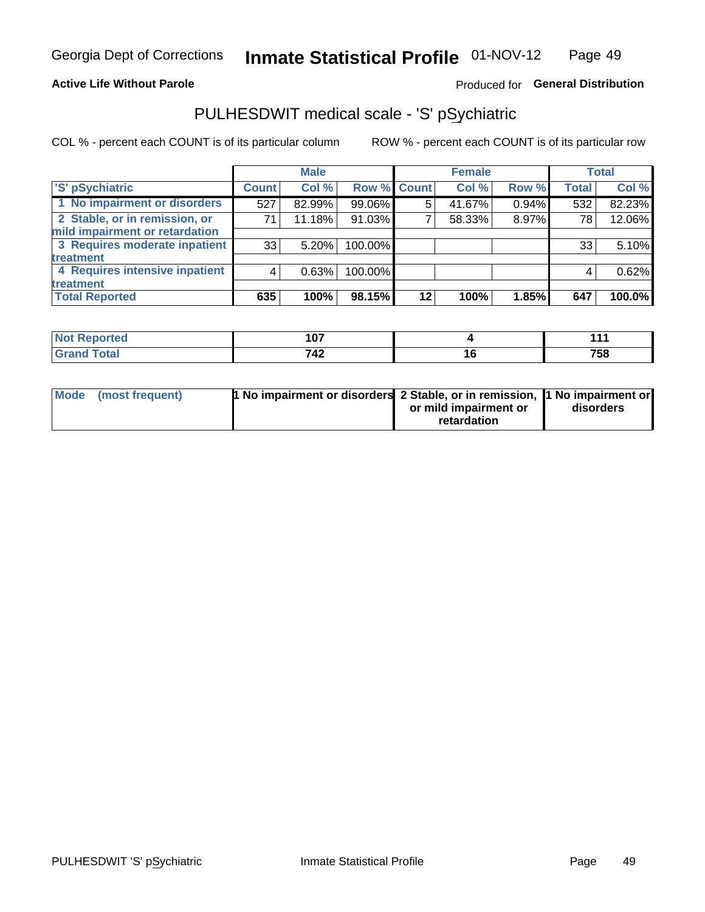Georgia Dept of Corrections **Inmate Statistical Profile** 01-NOV-12

**Active Life Without Parole**

Produced for **General Distribution**

## PULHESDWIT medical scale - 'S' pSychiatric

COL % - percent each COUNT is of its particular column

ROW % - percent each COUNT is of its particular row

| | Male | | | Female | | | Total | |
|---|---|---|---|---|---|---|---|---|
| 'S' pSychiatric | Count | Col % | Row % | Count | Col % | Row % | Total | Col % |
| 1 No impairment or disorders | 527 | 82.99% | 99.06% | 5 | 41.67% | 0.94% | 532 | 82.23% |
| 2 Stable, or in remission, or mild impairment or retardation | 71 | 11.18% | 91.03% | 7 | 58.33% | 8.97% | 78 | 12.06% |
| 3 Requires moderate inpatient treatment | 33 | 5.20% | 100.00% | | | | 33 | 5.10% |
| 4 Requires intensive inpatient treatment | 4 | 0.63% | 100.00% | | | | 4 | 0.62% |
| **Total Reported** | **635** | **100%** | **98.15%** | **12** | **100%** | **1.85%** | **647** | **100.0%** |

| | Male | Female | Total |
|---|---|---|---|
| Not Reported | 107 | 4 | 111 |
| Grand Total | 742 | 16 | 758 |

| | Male | Female | Total |
|---|---|---|---|
| Mode (most frequent) | 1 No impairment or disorders | 2 Stable, or in remission, or mild impairment or retardation | 1 No impairment or disorders |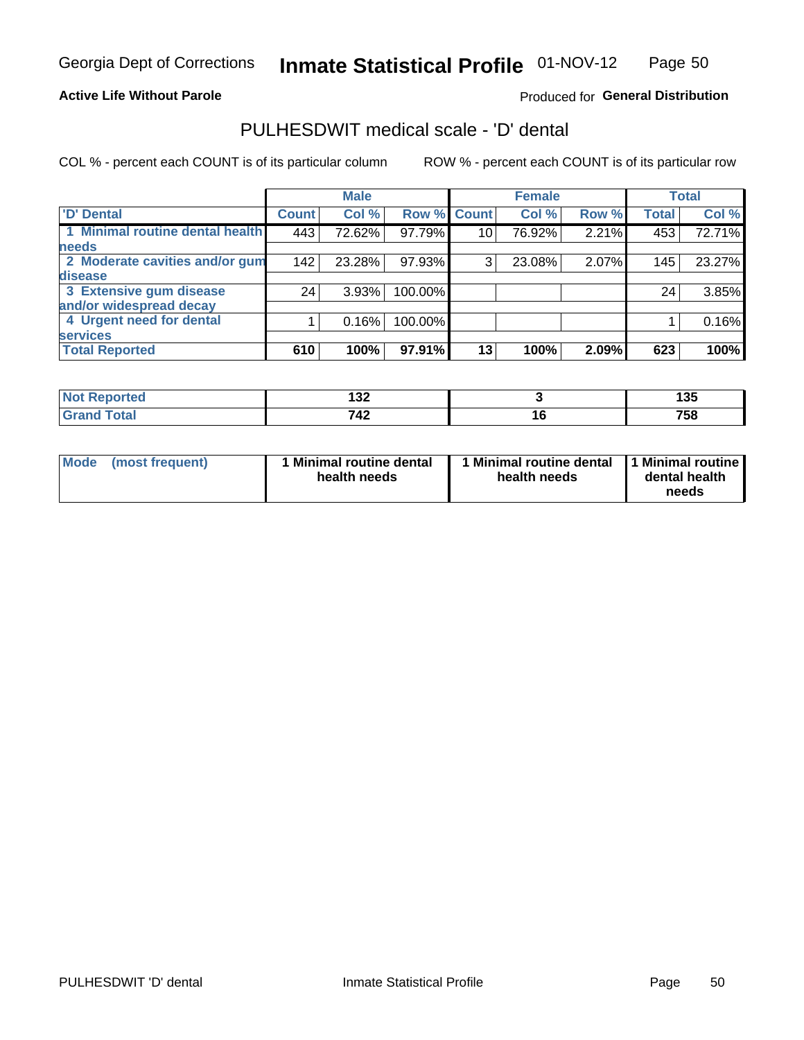Georgia Dept of Corrections **Inmate Statistical Profile** 01-NOV-12

**Active Life Without Parole**

Produced for **General Distribution**

## PULHESDWIT medical scale - 'D' dental

COL % - percent each COUNT is of its particular column

ROW % - percent each COUNT is of its particular row

| | Male | | | Female | | | Total | |
|---|---|---|---|---|---|---|---|---|
| 'D' Dental | Count | Col % | Row % | Count | Col % | Row % | Total | Col % |
| 1 Minimal routine dental health needs | 443 | 72.62% | 97.79% | 10 | 76.92% | 2.21% | 453 | 72.71% |
| 2 Moderate cavities and/or gum disease | 142 | 23.28% | 97.93% | 3 | 23.08% | 2.07% | 145 | 23.27% |
| 3 Extensive gum disease and/or widespread decay | 24 | 3.93% | 100.00% | | | | 24 | 3.85% |
| 4 Urgent need for dental services | 1 | 0.16% | 100.00% | | | | 1 | 0.16% |
| **Total Reported** | **610** | **100%** | **97.91%** | **13** | **100%** | **2.09%** | **623** | **100%** |

| | Male | Female | Total |
|---|---|---|---|
| Not Reported | 132 | 3 | 135 |
| Grand Total | 742 | 16 | 758 |

| | Male | Female | Total |
|---|---|---|---|
| Mode (most frequent) | 1 Minimal routine dental health needs | 1 Minimal routine dental health needs | 1 Minimal routine dental health needs |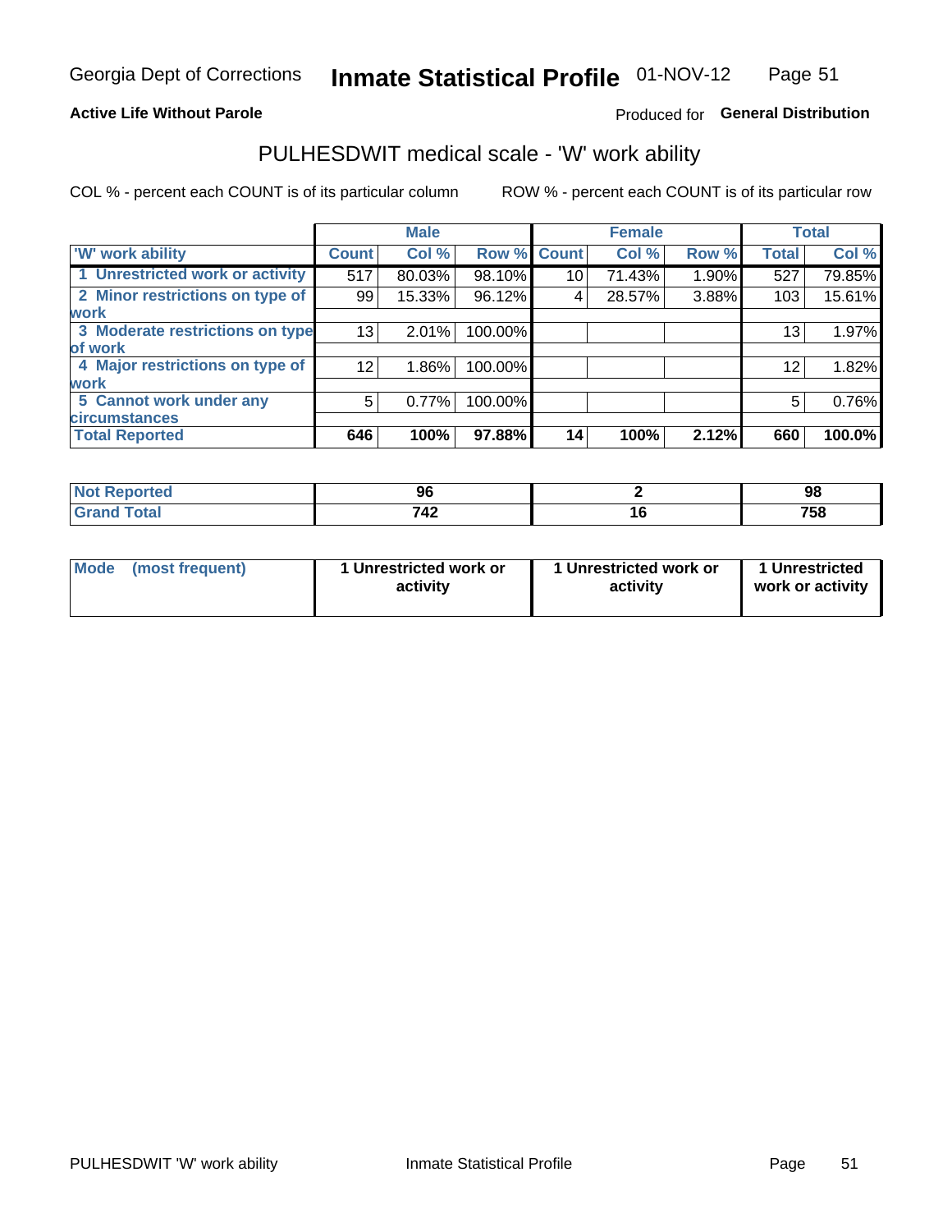Georgia Dept of Corrections **Inmate Statistical Profile** 01-NOV-12

**Active Life Without Parole**

Produced for **General Distribution**

## PULHESDWIT medical scale - 'W' work ability

COL % - percent each COUNT is of its particular column     ROW % - percent each COUNT is of its particular row

| | Male | | | Female | | | Total | |
|---|---|---|---|---|---|---|---|---|
| **'W' work ability** | **Count** | **Col %** | **Row %** | **Count** | **Col %** | **Row %** | **Total** | **Col %** |
| **1 Unrestricted work or activity** | 517 | 80.03% | 98.10% | 10 | 71.43% | 1.90% | 527 | 79.85% |
| **2 Minor restrictions on type of work** | 99 | 15.33% | 96.12% | 4 | 28.57% | 3.88% | 103 | 15.61% |
| **3 Moderate restrictions on type of work** | 13 | 2.01% | 100.00% | | | | 13 | 1.97% |
| **4 Major restrictions on type of work** | 12 | 1.86% | 100.00% | | | | 12 | 1.82% |
| **5 Cannot work under any circumstances** | 5 | 0.77% | 100.00% | | | | 5 | 0.76% |
| **Total Reported** | **646** | **100%** | **97.88%** | **14** | **100%** | **2.12%** | **660** | **100.0%** |

| | Male | Female | Total |
|---|---|---|---|
| **Not Reported** | **96** | **2** | **98** |
| **Grand Total** | **742** | **16** | **758** |

| | Male | Female | Total |
|---|---|---|---|
| **Mode (most frequent)** | **1 Unrestricted work or activity** | **1 Unrestricted work or activity** | **1 Unrestricted work or activity** |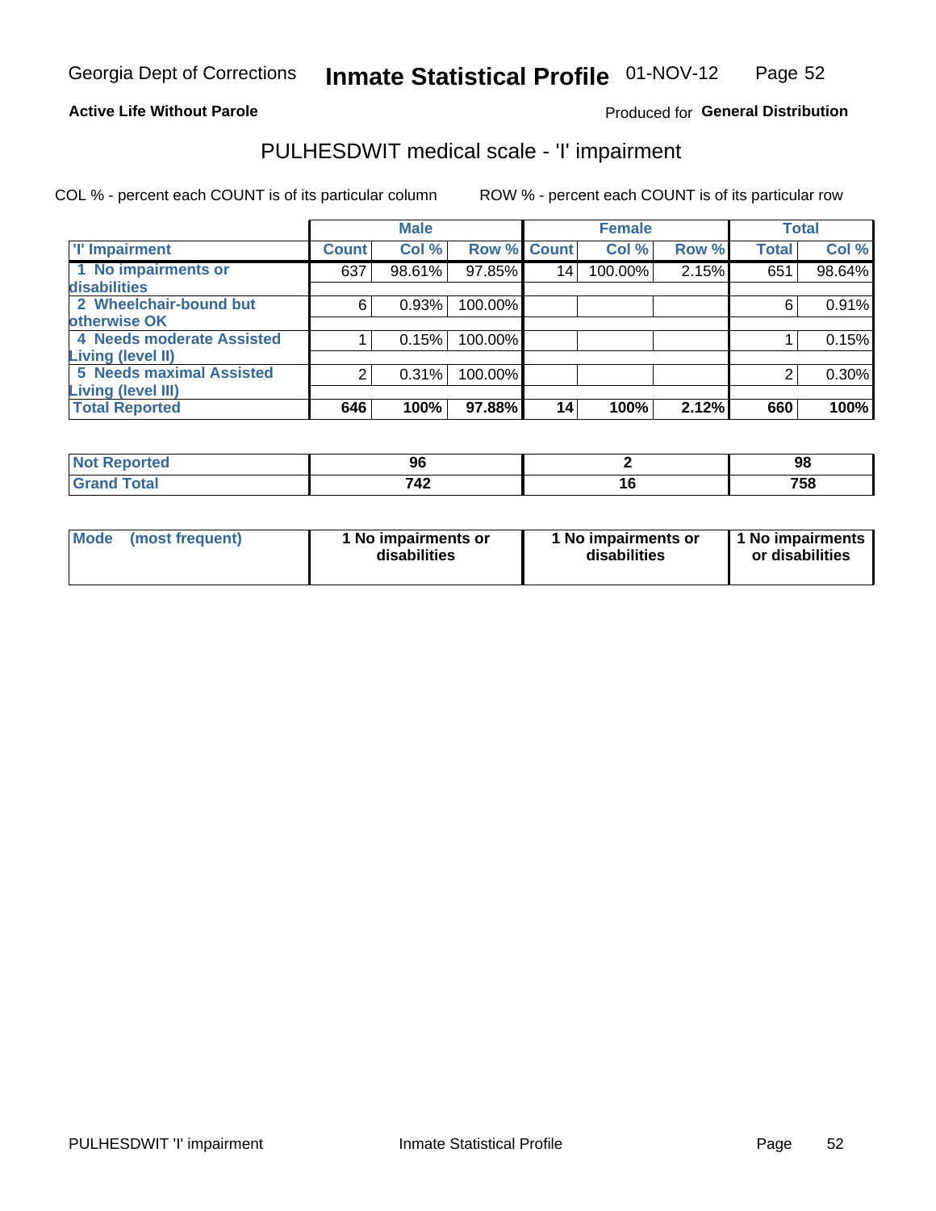Georgia Dept of Corrections **Inmate Statistical Profile** 01-NOV-12

**Active Life Without Parole**

Produced for **General Distribution**

## PULHESDWIT medical scale - 'I' impairment

COL % - percent each COUNT is of its particular column    ROW % - percent each COUNT is of its particular row

| | Male | | | Female | | | Total | |
|---|---|---|---|---|---|---|---|---|
| 'I' Impairment | Count | Col % | Row % | Count | Col % | Row % | Total | Col % |
| 1 No impairments or disabilities | 637 | 98.61% | 97.85% | 14 | 100.00% | 2.15% | 651 | 98.64% |
| 2 Wheelchair-bound but otherwise OK | 6 | 0.93% | 100.00% | | | | 6 | 0.91% |
| 4 Needs moderate Assisted Living (level II) | 1 | 0.15% | 100.00% | | | | 1 | 0.15% |
| 5 Needs maximal Assisted Living (level III) | 2 | 0.31% | 100.00% | | | | 2 | 0.30% |
| **Total Reported** | **646** | **100%** | **97.88%** | **14** | **100%** | **2.12%** | **660** | **100%** |

| | Male | Female | Total |
|---|---|---|---|
| Not Reported | 96 | 2 | 98 |
| Grand Total | 742 | 16 | 758 |

| | Male | Female | Total |
|---|---|---|---|
| Mode (most frequent) | 1 No impairments or disabilities | 1 No impairments or disabilities | 1 No impairments or disabilities |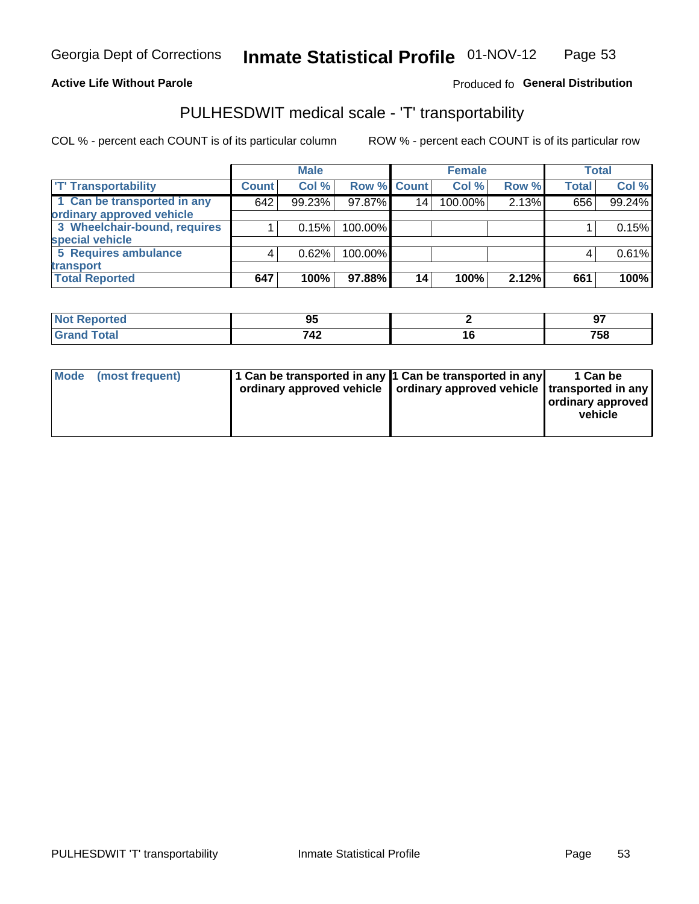Georgia Dept of Corrections **Inmate Statistical Profile** 01-NOV-12

**Active Life Without Parole**

Produced fo **General Distribution**

## PULHESDWIT medical scale - 'T' transportability

COL % - percent each COUNT is of its particular column

ROW % - percent each COUNT is of its particular row

| | Male | | | Female | | | Total | |
|---|---|---|---|---|---|---|---|---|
| 'T' Transportability | Count | Col % | Row % | Count | Col % | Row % | Total | Col % |
| 1 Can be transported in any ordinary approved vehicle | 642 | 99.23% | 97.87% | 14 | 100.00% | 2.13% | 656 | 99.24% |
| 3 Wheelchair-bound, requires special vehicle | 1 | 0.15% | 100.00% | | | | 1 | 0.15% |
| 5 Requires ambulance transport | 4 | 0.62% | 100.00% | | | | 4 | 0.61% |
| **Total Reported** | **647** | **100%** | **97.88%** | **14** | **100%** | **2.12%** | **661** | **100%** |

| | Male | Female | Total |
|---|---|---|---|
| Not Reported | 95 | 2 | 97 |
| Grand Total | 742 | 16 | 758 |

| | Male | Female | Total |
|---|---|---|---|
| Mode (most frequent) | 1 Can be transported in any ordinary approved vehicle | 1 Can be transported in any ordinary approved vehicle | 1 Can be transported in any ordinary approved vehicle |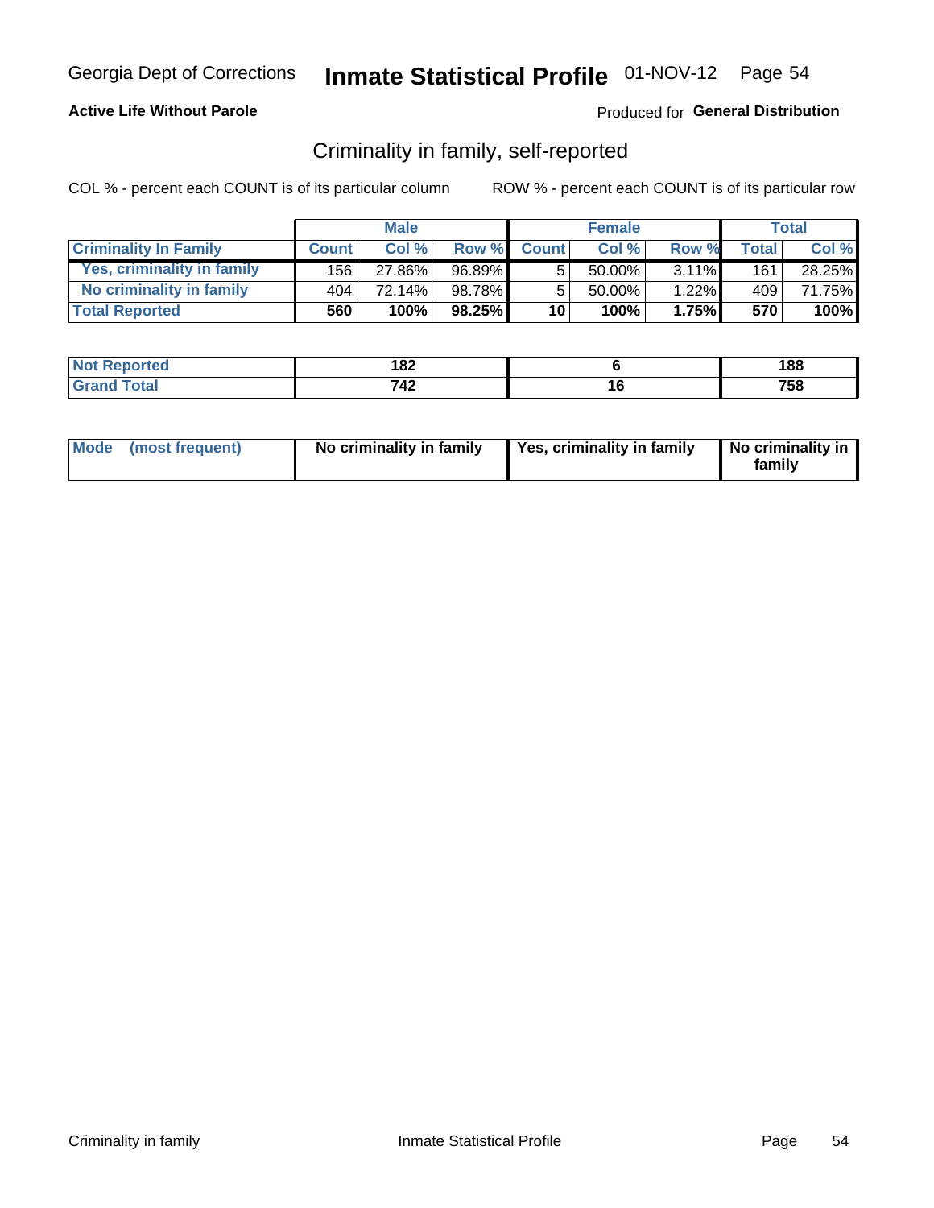Georgia Dept of Corrections **Inmate Statistical Profile** 01-NOV-12

**Active Life Without Parole**

Produced for **General Distribution**

## Criminality in family, self-reported

COL % - percent each COUNT is of its particular column

ROW % - percent each COUNT is of its particular row

| | Male | | | Female | | | Total | |
|---|---|---|---|---|---|---|---|---|
| **Criminality In Family** | **Count** | **Col %** | **Row %** | **Count** | **Col %** | **Row %** | **Total** | **Col %** |
| Yes, criminality in family | 156 | 27.86% | 96.89% | 5 | 50.00% | 3.11% | 161 | 28.25% |
| No criminality in family | 404 | 72.14% | 98.78% | 5 | 50.00% | 1.22% | 409 | 71.75% |
| **Total Reported** | **560** | **100%** | **98.25%** | **10** | **100%** | **1.75%** | **570** | **100%** |

| | Male | Female | Total |
|---|---|---|---|
| **Not Reported** | **182** | **6** | **188** |
| **Grand Total** | **742** | **16** | **758** |

| | Male | Female | Total |
|---|---|---|---|
| **Mode (most frequent)** | **No criminality in family** | **Yes, criminality in family** | **No criminality in family** |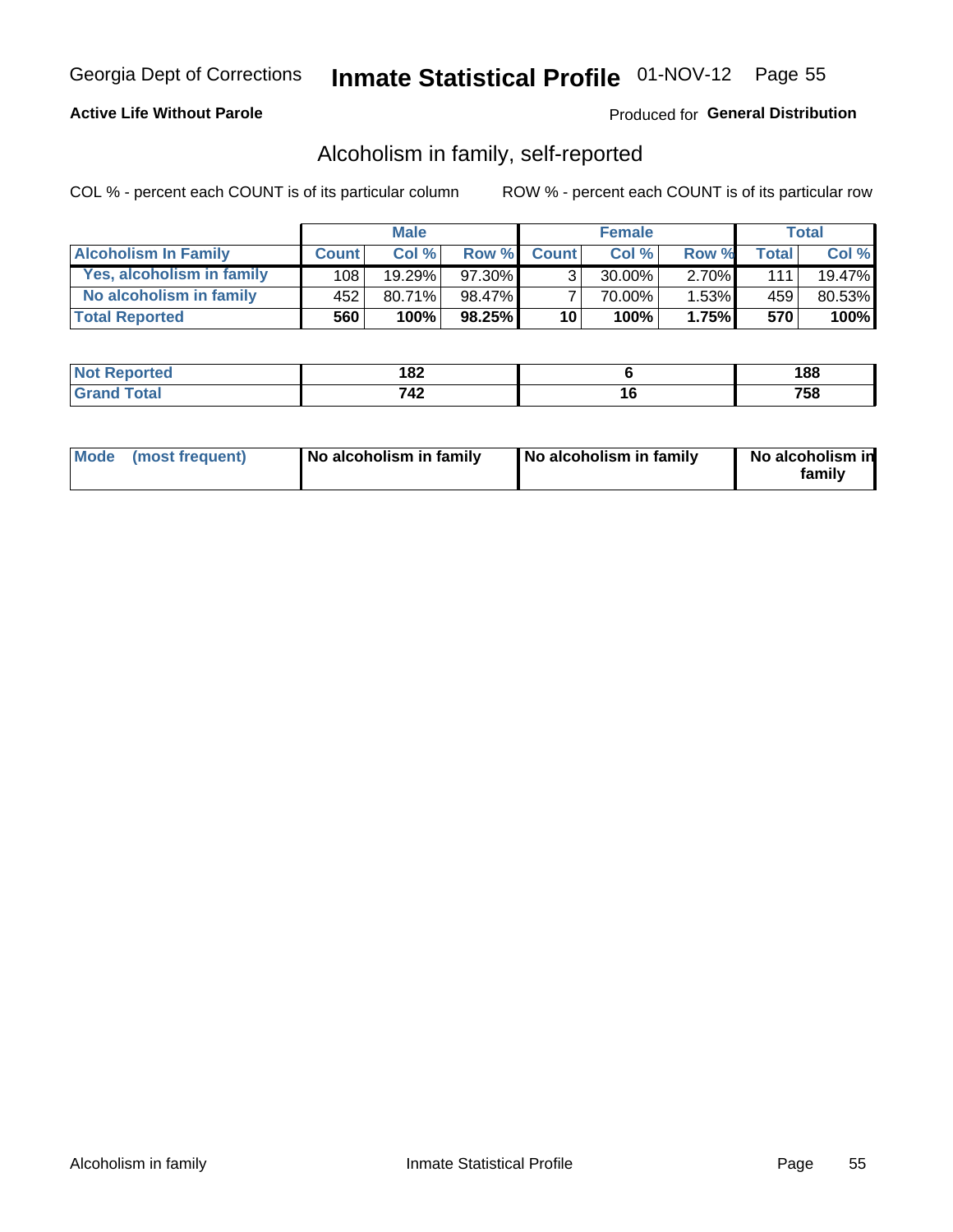Georgia Dept of Corrections **Inmate Statistical Profile** 01-NOV-12

**Active Life Without Parole**

Produced for **General Distribution**

## Alcoholism in family, self-reported

COL % - percent each COUNT is of its particular column

ROW % - percent each COUNT is of its particular row

| | Male | | | Female | | | Total | |
|---|---|---|---|---|---|---|---|---|
| **Alcoholism In Family** | **Count** | **Col %** | **Row %** | **Count** | **Col %** | **Row %** | **Total** | **Col %** |
| **Yes, alcoholism in family** | 108 | 19.29% | 97.30% | 3 | 30.00% | 2.70% | 111 | 19.47% |
| **No alcoholism in family** | 452 | 80.71% | 98.47% | 7 | 70.00% | 1.53% | 459 | 80.53% |
| **Total Reported** | **560** | **100%** | **98.25%** | **10** | **100%** | **1.75%** | **570** | **100%** |

| | Male | Female | Total |
|---|---|---|---|
| **Not Reported** | **182** | **6** | **188** |
| **Grand Total** | **742** | **16** | **758** |

| | Male | Female | Total |
|---|---|---|---|
| **Mode (most frequent)** | **No alcoholism in family** | **No alcoholism in family** | **No alcoholism in family** |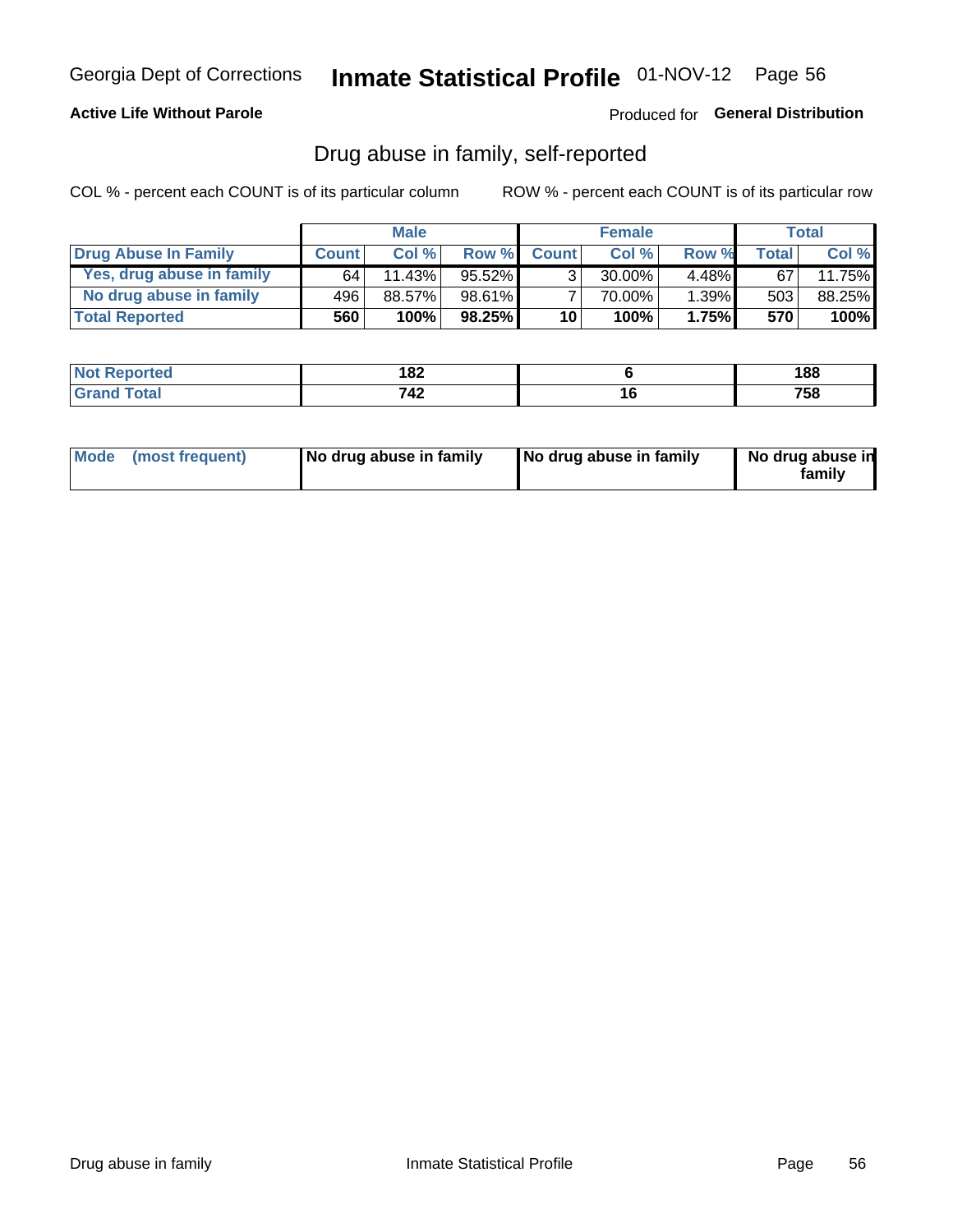Georgia Dept of Corrections **Inmate Statistical Profile** 01-NOV-12

**Active Life Without Parole**

Produced for **General Distribution**

## Drug abuse in family, self-reported

COL % - percent each COUNT is of its particular column

ROW % - percent each COUNT is of its particular row

| | Male | | | Female | | | Total | |
|---|---|---|---|---|---|---|---|---|
| **Drug Abuse In Family** | **Count** | **Col %** | **Row %** | **Count** | **Col %** | **Row %** | **Total** | **Col %** |
| Yes, drug abuse in family | 64 | 11.43% | 95.52% | 3 | 30.00% | 4.48% | 67 | 11.75% |
| No drug abuse in family | 496 | 88.57% | 98.61% | 7 | 70.00% | 1.39% | 503 | 88.25% |
| **Total Reported** | **560** | **100%** | **98.25%** | **10** | **100%** | **1.75%** | **570** | **100%** |

| | Male | Female | Total |
|---|---|---|---|
| **Not Reported** | **182** | **6** | **188** |
| **Grand Total** | **742** | **16** | **758** |

| | Male | Female | Total |
|---|---|---|---|
| **Mode (most frequent)** | **No drug abuse in family** | **No drug abuse in family** | **No drug abuse in family** |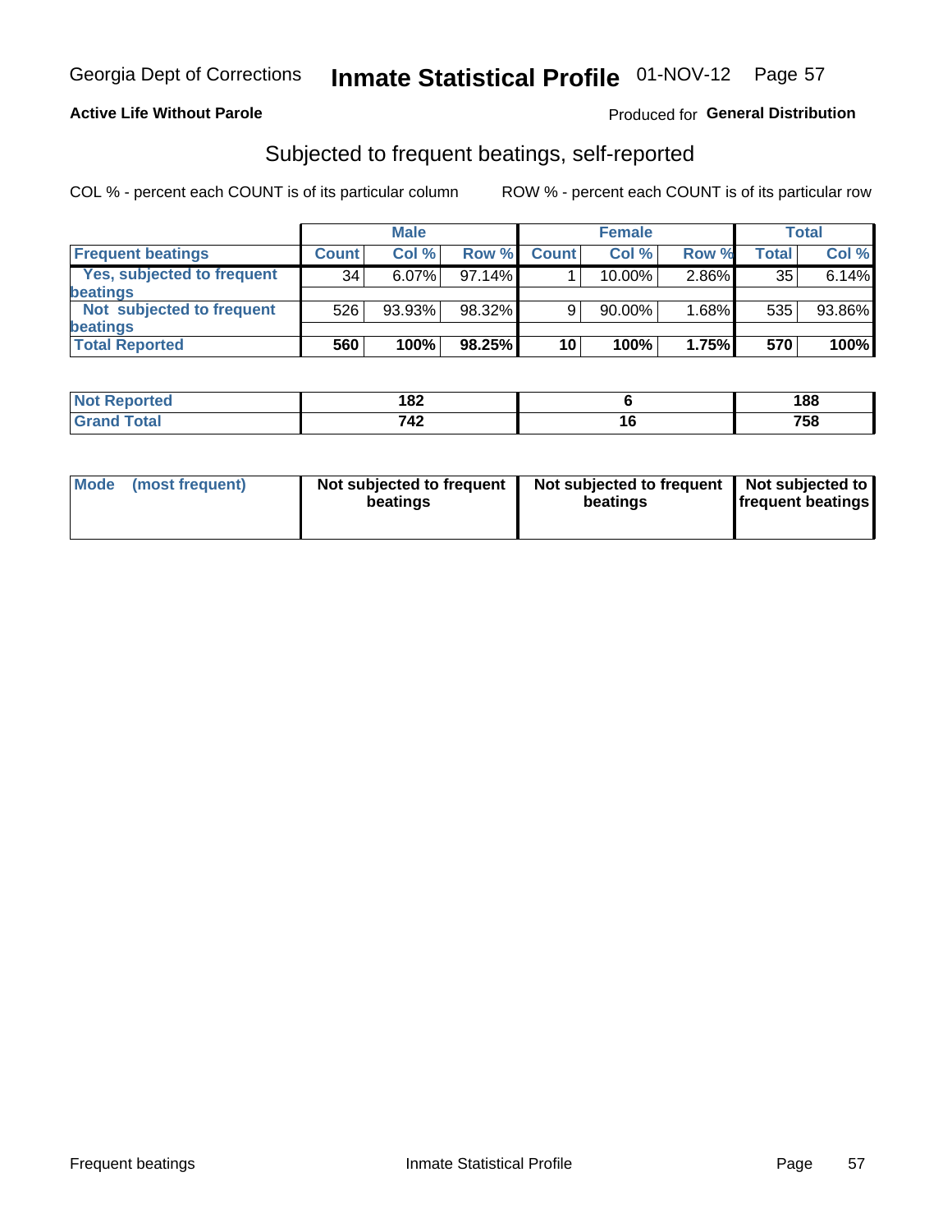Georgia Dept of Corrections **Inmate Statistical Profile** 01-NOV-12

**Active Life Without Parole**

Produced for **General Distribution**

## Subjected to frequent beatings, self-reported

COL % - percent each COUNT is of its particular column

ROW % - percent each COUNT is of its particular row

| | Male | | | Female | | | Total | |
|---|---|---|---|---|---|---|---|---|
| **Frequent beatings** | **Count** | **Col %** | **Row %** | **Count** | **Col %** | **Row %** | **Total** | **Col %** |
| **Yes, subjected to frequent beatings** | 34 | 6.07% | 97.14% | 1 | 10.00% | 2.86% | 35 | 6.14% |
| **Not subjected to frequent beatings** | 526 | 93.93% | 98.32% | 9 | 90.00% | 1.68% | 535 | 93.86% |
| **Total Reported** | **560** | **100%** | **98.25%** | **10** | **100%** | **1.75%** | **570** | **100%** |

| | Male | Female | Total |
|---|---|---|---|
| **Not Reported** | **182** | **6** | **188** |
| **Grand Total** | **742** | **16** | **758** |

| **Mode (most frequent)** | **Not subjected to frequent beatings** | **Not subjected to frequent beatings** | **Not subjected to frequent beatings** |
|---|---|---|---|

Frequent beatings Inmate Statistical Profile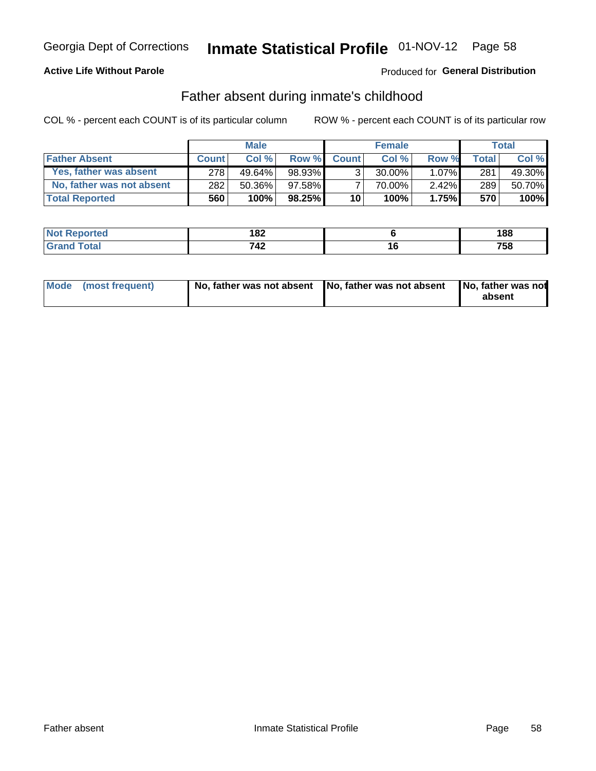Georgia Dept of Corrections **Inmate Statistical Profile** 01-NOV-12

**Active Life Without Parole**

Produced for **General Distribution**

## Father absent during inmate's childhood

COL % - percent each COUNT is of its particular column ROW % - percent each COUNT is of its particular row

| | Male | | | Female | | | Total | |
|---|---|---|---|---|---|---|---|---|
| **Father Absent** | **Count** | **Col %** | **Row %** | **Count** | **Col %** | **Row %** | **Total** | **Col %** |
| **Yes, father was absent** | 278 | 49.64% | 98.93% | 3 | 30.00% | 1.07% | 281 | 49.30% |
| **No, father was not absent** | 282 | 50.36% | 97.58% | 7 | 70.00% | 2.42% | 289 | 50.70% |
| **Total Reported** | **560** | **100%** | **98.25%** | **10** | **100%** | **1.75%** | **570** | **100%** |

| | Male | Female | Total |
|---|---|---|---|
| **Not Reported** | **182** | **6** | **188** |
| **Grand Total** | **742** | **16** | **758** |

| | Male | Female | Total |
|---|---|---|---|
| **Mode (most frequent)** | **No, father was not absent** | **No, father was not absent** | **No, father was not absent** |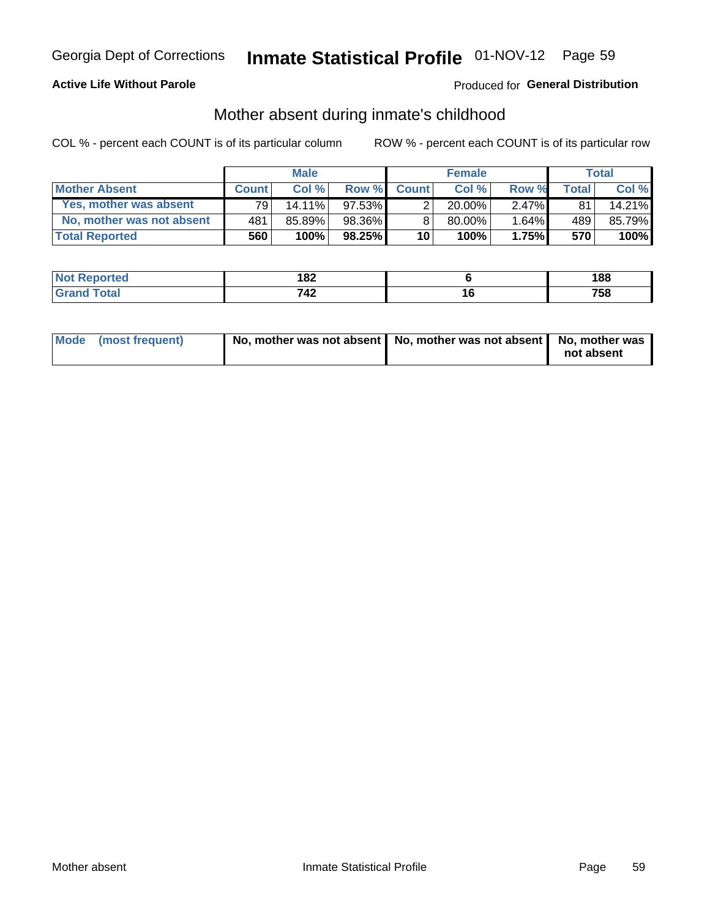Georgia Dept of Corrections **Inmate Statistical Profile** 01-NOV-12

**Active Life Without Parole**

Produced for **General Distribution**

## Mother absent during inmate's childhood

COL % - percent each COUNT is of its particular column

ROW % - percent each COUNT is of its particular row

| | Male | | | Female | | | Total | |
|---|---|---|---|---|---|---|---|---|
| **Mother Absent** | **Count** | **Col %** | **Row %** | **Count** | **Col %** | **Row %** | **Total** | **Col %** |
| Yes, mother was absent | 79 | 14.11% | 97.53% | 2 | 20.00% | 2.47% | 81 | 14.21% |
| No, mother was not absent | 481 | 85.89% | 98.36% | 8 | 80.00% | 1.64% | 489 | 85.79% |
| **Total Reported** | **560** | **100%** | **98.25%** | **10** | **100%** | **1.75%** | **570** | **100%** |

| | Male | Female | Total |
|---|---|---|---|
| **Not Reported** | **182** | **6** | **188** |
| **Grand Total** | **742** | **16** | **758** |

| | Male | Female | Total |
|---|---|---|---|
| **Mode (most frequent)** | **No, mother was not absent** | **No, mother was not absent** | **No, mother was not absent** |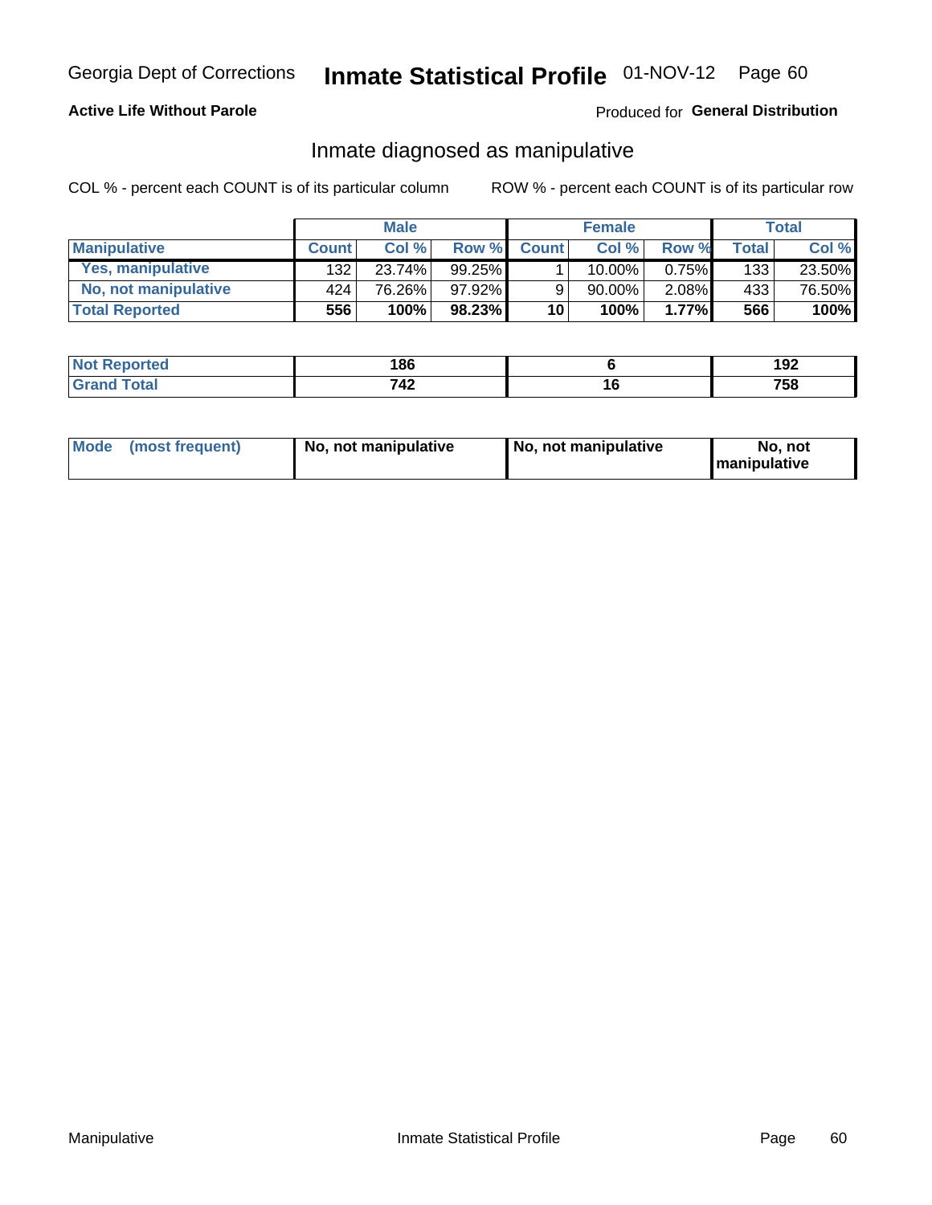Georgia Dept of Corrections **Inmate Statistical Profile** 01-NOV-12 Page 60

**Active Life Without Parole**

Produced for **General Distribution**

## Inmate diagnosed as manipulative

COL % - percent each COUNT is of its particular column

ROW % - percent each COUNT is of its particular row

| | Male | | | Female | | | Total | |
|---|---|---|---|---|---|---|---|---|
| **Manipulative** | **Count** | **Col %** | **Row %** | **Count** | **Col %** | **Row %** | **Total** | **Col %** |
| **Yes, manipulative** | 132 | 23.74% | 99.25% | 1 | 10.00% | 0.75% | 133 | 23.50% |
| **No, not manipulative** | 424 | 76.26% | 97.92% | 9 | 90.00% | 2.08% | 433 | 76.50% |
| **Total Reported** | **556** | **100%** | **98.23%** | **10** | **100%** | **1.77%** | **566** | **100%** |

| | Male | Female | Total |
|---|---|---|---|
| **Not Reported** | **186** | **6** | **192** |
| **Grand Total** | **742** | **16** | **758** |

| | Male | Female | Total |
|---|---|---|---|
| **Mode (most frequent)** | **No, not manipulative** | **No, not manipulative** | **No, not manipulative** |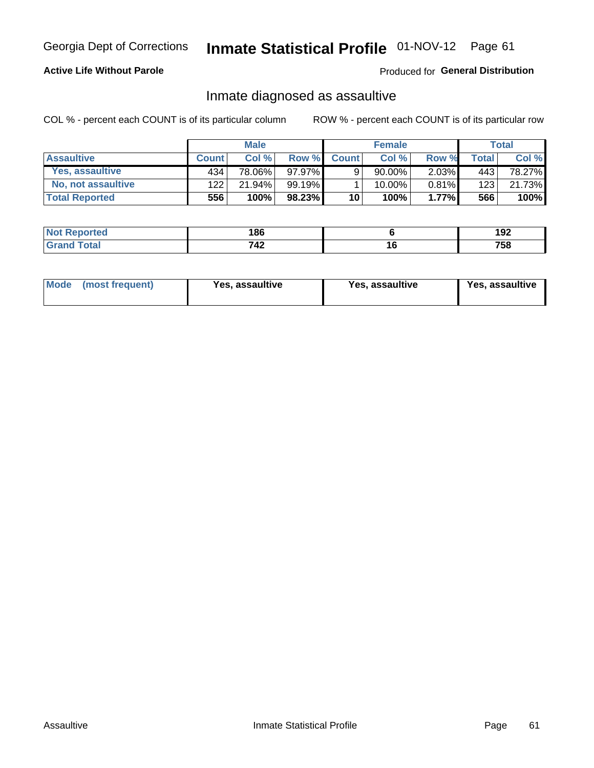Georgia Dept of Corrections **Inmate Statistical Profile** 01-NOV-12

**Active Life Without Parole**

Produced for **General Distribution**

## Inmate diagnosed as assaultive

COL % - percent each COUNT is of its particular column ROW % - percent each COUNT is of its particular row

| | Male | | | Female | | | Total | |
|---|---|---|---|---|---|---|---|---|
| **Assaultive** | **Count** | **Col %** | **Row %** | **Count** | **Col %** | **Row %** | **Total** | **Col %** |
| Yes, assaultive | 434 | 78.06% | 97.97% | 9 | 90.00% | 2.03% | 443 | 78.27% |
| No, not assaultive | 122 | 21.94% | 99.19% | 1 | 10.00% | 0.81% | 123 | 21.73% |
| **Total Reported** | **556** | **100%** | **98.23%** | **10** | **100%** | **1.77%** | **566** | **100%** |

| | Male | Female | Total |
|---|---|---|---|
| Not Reported | 186 | 6 | 192 |
| Grand Total | 742 | 16 | 758 |

| | Male | Female | Total |
|---|---|---|---|
| Mode (most frequent) | Yes, assaultive | Yes, assaultive | Yes, assaultive |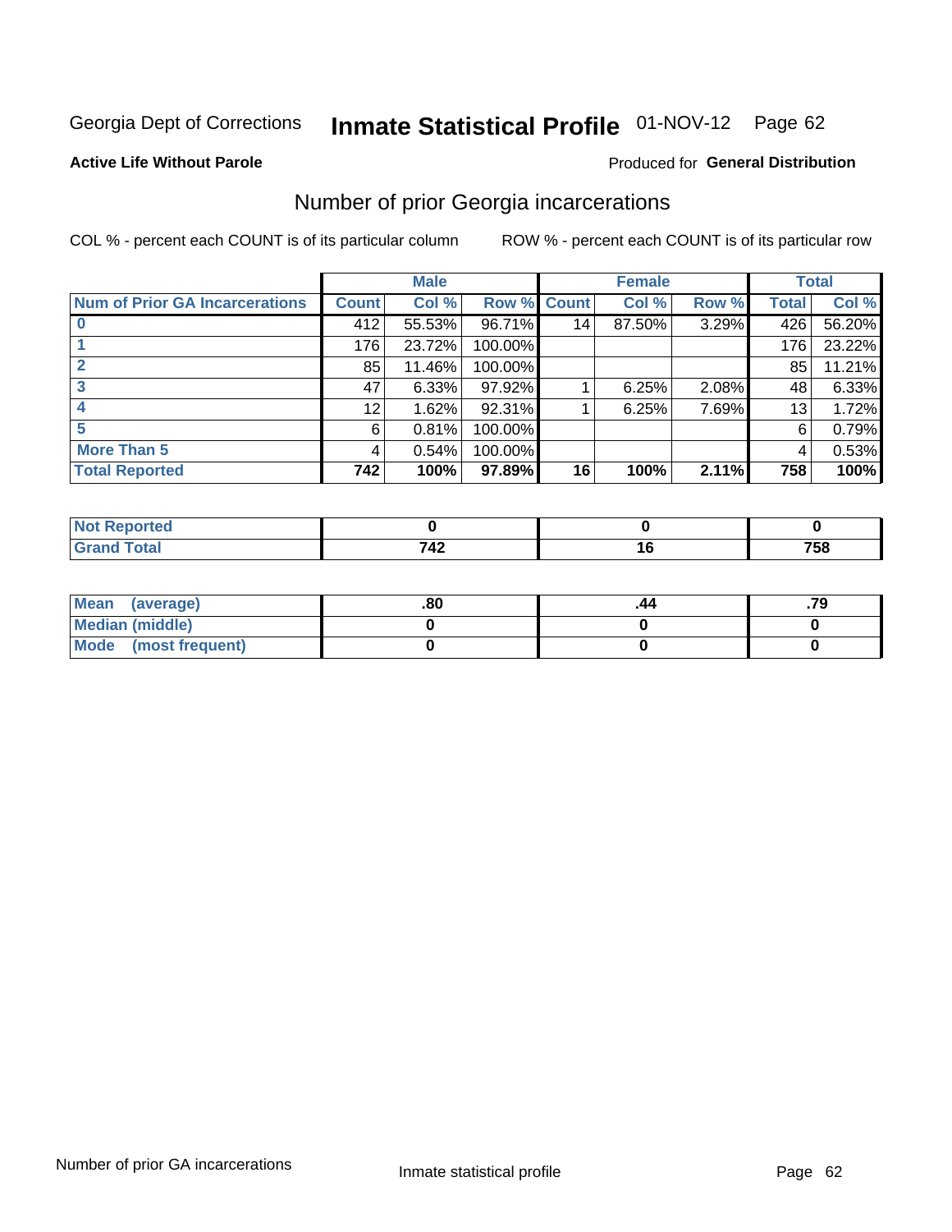Georgia Dept of Corrections **Inmate Statistical Profile** 01-NOV-12 Page 62

**Active Life Without Parole**

Produced for **General Distribution**

## Number of prior Georgia incarcerations

COL % - percent each COUNT is of its particular column ROW % - percent each COUNT is of its particular row

| | Male | | | Female | | | Total | |
|---|---|---|---|---|---|---|---|---|
| **Num of Prior GA Incarcerations** | **Count** | **Col %** | **Row %** | **Count** | **Col %** | **Row %** | **Total** | **Col %** |
| **0** | 412 | 55.53% | 96.71% | 14 | 87.50% | 3.29% | 426 | 56.20% |
| **1** | 176 | 23.72% | 100.00% | | | | 176 | 23.22% |
| **2** | 85 | 11.46% | 100.00% | | | | 85 | 11.21% |
| **3** | 47 | 6.33% | 97.92% | 1 | 6.25% | 2.08% | 48 | 6.33% |
| **4** | 12 | 1.62% | 92.31% | 1 | 6.25% | 7.69% | 13 | 1.72% |
| **5** | 6 | 0.81% | 100.00% | | | | 6 | 0.79% |
| **More Than 5** | 4 | 0.54% | 100.00% | | | | 4 | 0.53% |
| **Total Reported** | **742** | **100%** | **97.89%** | **16** | **100%** | **2.11%** | **758** | **100%** |

| | Male | Female | Total |
|---|---|---|---|
| **Not Reported** | **0** | **0** | **0** |
| **Grand Total** | **742** | **16** | **758** |

| | Male | Female | Total |
|---|---|---|---|
| **Mean (average)** | **.80** | **.44** | **.79** |
| **Median (middle)** | **0** | **0** | **0** |
| **Mode (most frequent)** | **0** | **0** | **0** |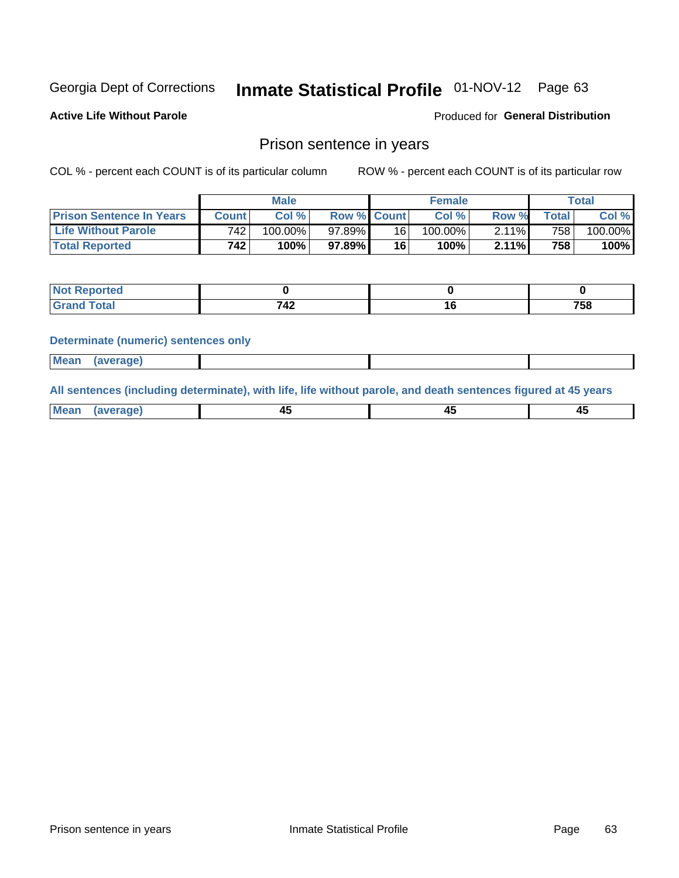Georgia Dept of Corrections **Inmate Statistical Profile** 01-NOV-12

**Active Life Without Parole**

Produced for **General Distribution**

## Prison sentence in years

COL % - percent each COUNT is of its particular column ROW % - percent each COUNT is of its particular row

| | Male | | | Female | | | Total | |
|---|---|---|---|---|---|---|---|---|
| **Prison Sentence In Years** | **Count** | **Col %** | **Row %** | **Count** | **Col %** | **Row %** | **Total** | **Col %** |
| **Life Without Parole** | 742 | 100.00% | 97.89% | 16 | 100.00% | 2.11% | 758 | 100.00% |
| **Total Reported** | **742** | **100%** | **97.89%** | **16** | **100%** | **2.11%** | **758** | **100%** |

| | Male | Female | Total |
|---|---|---|---|
| **Not Reported** | **0** | **0** | **0** |
| **Grand Total** | **742** | **16** | **758** |

**Determinate (numeric) sentences only**

| | Male | Female | Total |
|---|---|---|---|
| **Mean (average)** | | | |

**All sentences (including determinate), with life, life without parole, and death sentences figured at 45 years**

| | Male | Female | Total |
|---|---|---|---|
| **Mean (average)** | **45** | **45** | **45** |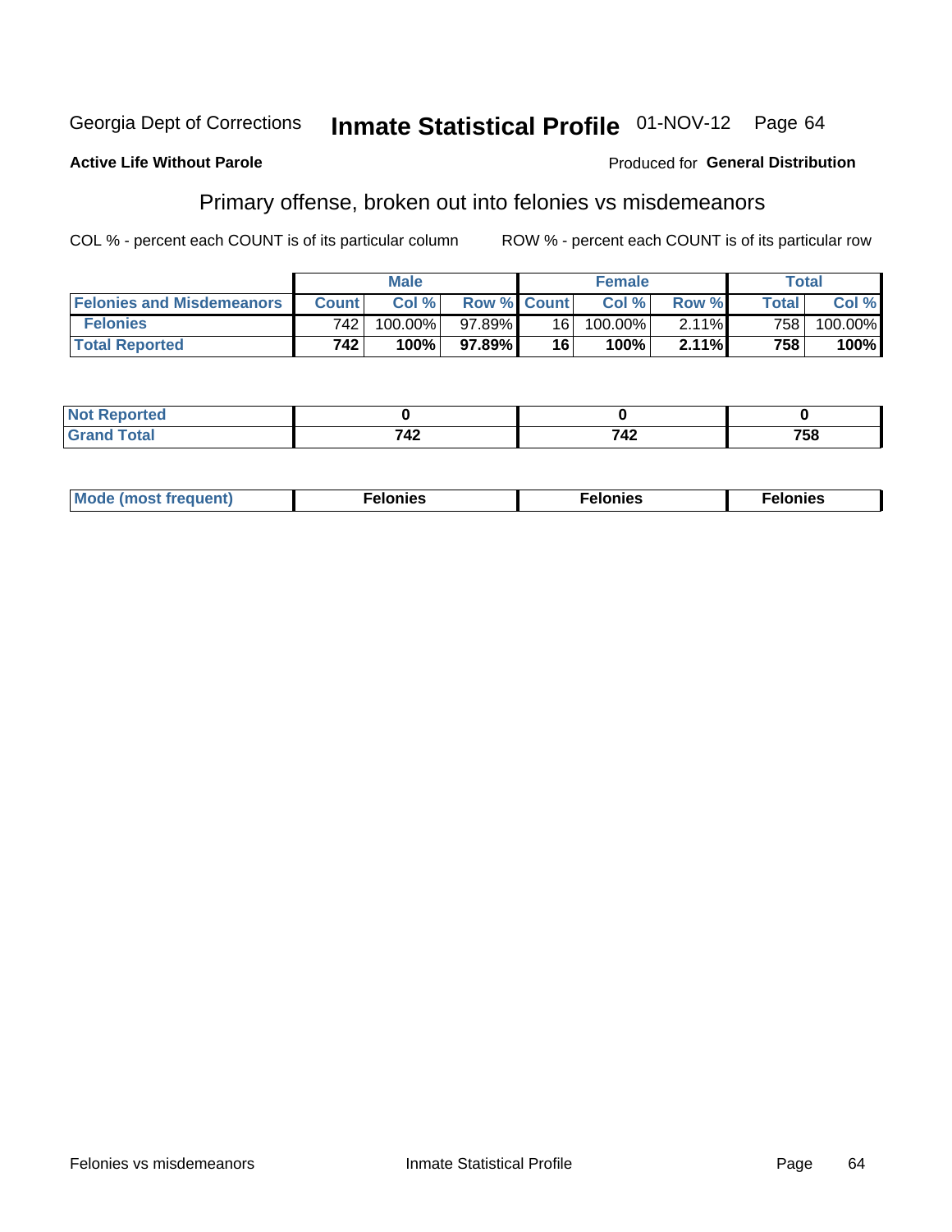Georgia Dept of Corrections **Inmate Statistical Profile** 01-NOV-12

**Active Life Without Parole**

Produced for **General Distribution**

## Primary offense, broken out into felonies vs misdemeanors

COL % - percent each COUNT is of its particular column ROW % - percent each COUNT is of its particular row

| | Male | | | Female | | | Total | |
|---|---|---|---|---|---|---|---|---|
| **Felonies and Misdemeanors** | **Count** | **Col %** | **Row %** | **Count** | **Col %** | **Row %** | **Total** | **Col %** |
| **Felonies** | 742 | 100.00% | 97.89% | 16 | 100.00% | 2.11% | 758 | 100.00% |
| **Total Reported** | **742** | **100%** | **97.89%** | **16** | **100%** | **2.11%** | **758** | **100%** |

| | Male | Female | Total |
|---|---|---|---|
| **Not Reported** | **0** | **0** | **0** |
| **Grand Total** | **742** | **742** | **758** |

| | Male | Female | Total |
|---|---|---|---|
| **Mode (most frequent)** | **Felonies** | **Felonies** | **Felonies** |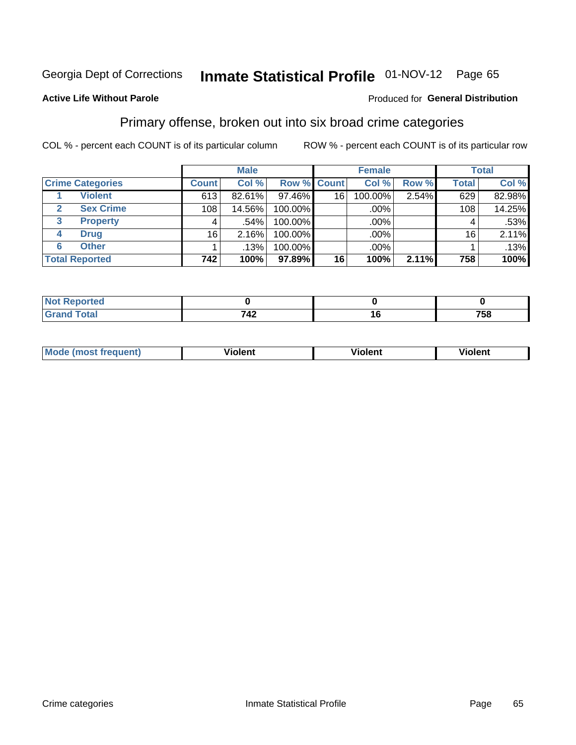Georgia Dept of Corrections **Inmate Statistical Profile** 01-NOV-12 Page 65

**Active Life Without Parole**

Produced for **General Distribution**

## Primary offense, broken out into six broad crime categories

COL % - percent each COUNT is of its particular column

ROW % - percent each COUNT is of its particular row

| | | Male | | | Female | | | Total | |
|---|---|---|---|---|---|---|---|---|---|
| **Crime Categories** | | **Count** | **Col %** | **Row %** | **Count** | **Col %** | **Row %** | **Total** | **Col %** |
| 1 | **Violent** | 613 | 82.61% | 97.46% | 16 | 100.00% | 2.54% | 629 | 82.98% |
| 2 | **Sex Crime** | 108 | 14.56% | 100.00% | | .00% | | 108 | 14.25% |
| 3 | **Property** | 4 | .54% | 100.00% | | .00% | | 4 | .53% |
| 4 | **Drug** | 16 | 2.16% | 100.00% | | .00% | | 16 | 2.11% |
| 6 | **Other** | 1 | .13% | 100.00% | | .00% | | 1 | .13% |
| **Total Reported** | | **742** | **100%** | **97.89%** | **16** | **100%** | **2.11%** | **758** | **100%** |

| | Male | Female | Total |
|---|---|---|---|
| **Not Reported** | **0** | **0** | **0** |
| **Grand Total** | **742** | **16** | **758** |

| | Male | Female | Total |
|---|---|---|---|
| **Mode (most frequent)** | **Violent** | **Violent** | **Violent** |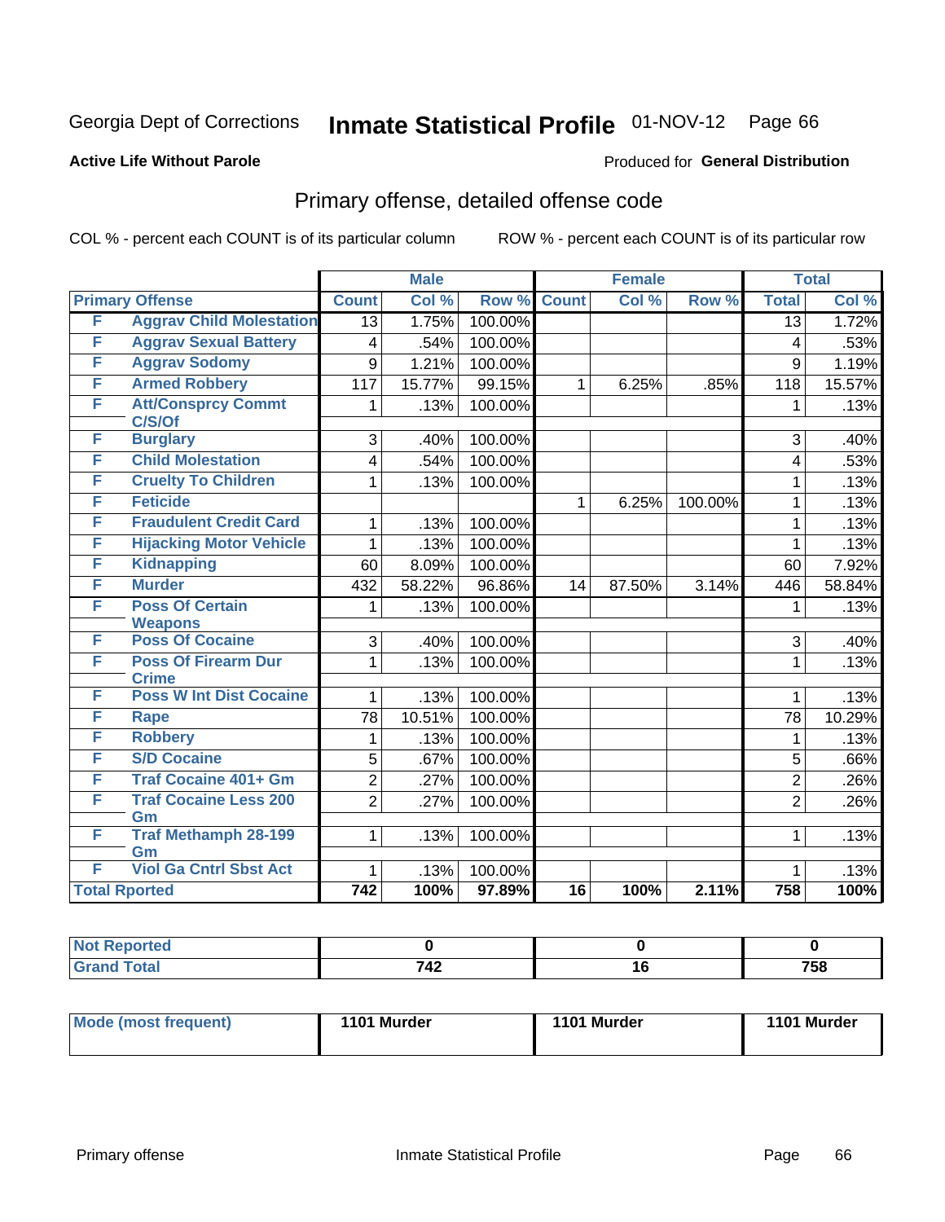Georgia Dept of Corrections **Inmate Statistical Profile** 01-NOV-12

**Active Life Without Parole**

Produced for **General Distribution**

## Primary offense, detailed offense code

COL % - percent each COUNT is of its particular column

ROW % - percent each COUNT is of its particular row

| | | Male | | | Female | | | Total | |
|---|---|---|---|---|---|---|---|---|---|
| Primary Offense | | Count | Col % | Row % | Count | Col % | Row % | Total | Col % |
| F | Aggrav Child Molestation | 13 | 1.75% | 100.00% | | | | 13 | 1.72% |
| F | Aggrav Sexual Battery | 4 | .54% | 100.00% | | | | 4 | .53% |
| F | Aggrav Sodomy | 9 | 1.21% | 100.00% | | | | 9 | 1.19% |
| F | Armed Robbery | 117 | 15.77% | 99.15% | 1 | 6.25% | .85% | 118 | 15.57% |
| F | Att/Consprcy Commt C/S/Of | 1 | .13% | 100.00% | | | | 1 | .13% |
| F | Burglary | 3 | .40% | 100.00% | | | | 3 | .40% |
| F | Child Molestation | 4 | .54% | 100.00% | | | | 4 | .53% |
| F | Cruelty To Children | 1 | .13% | 100.00% | | | | 1 | .13% |
| F | Feticide | | | | 1 | 6.25% | 100.00% | 1 | .13% |
| F | Fraudulent Credit Card | 1 | .13% | 100.00% | | | | 1 | .13% |
| F | Hijacking Motor Vehicle | 1 | .13% | 100.00% | | | | 1 | .13% |
| F | Kidnapping | 60 | 8.09% | 100.00% | | | | 60 | 7.92% |
| F | Murder | 432 | 58.22% | 96.86% | 14 | 87.50% | 3.14% | 446 | 58.84% |
| F | Poss Of Certain Weapons | 1 | .13% | 100.00% | | | | 1 | .13% |
| F | Poss Of Cocaine | 3 | .40% | 100.00% | | | | 3 | .40% |
| F | Poss Of Firearm Dur Crime | 1 | .13% | 100.00% | | | | 1 | .13% |
| F | Poss W Int Dist Cocaine | 1 | .13% | 100.00% | | | | 1 | .13% |
| F | Rape | 78 | 10.51% | 100.00% | | | | 78 | 10.29% |
| F | Robbery | 1 | .13% | 100.00% | | | | 1 | .13% |
| F | S/D Cocaine | 5 | .67% | 100.00% | | | | 5 | .66% |
| F | Traf Cocaine 401+ Gm | 2 | .27% | 100.00% | | | | 2 | .26% |
| F | Traf Cocaine Less 200 Gm | 2 | .27% | 100.00% | | | | 2 | .26% |
| F | Traf Methamph 28-199 Gm | 1 | .13% | 100.00% | | | | 1 | .13% |
| F | Viol Ga Cntrl Sbst Act | 1 | .13% | 100.00% | | | | 1 | .13% |
| Total Rported | | 742 | 100% | 97.89% | 16 | 100% | 2.11% | 758 | 100% |

| | Male | Female | Total |
|---|---|---|---|
| Not Reported | 0 | 0 | 0 |
| Grand Total | 742 | 16 | 758 |

| | Male | Female | Total |
|---|---|---|---|
| Mode (most frequent) | 1101 Murder | 1101 Murder | 1101 Murder |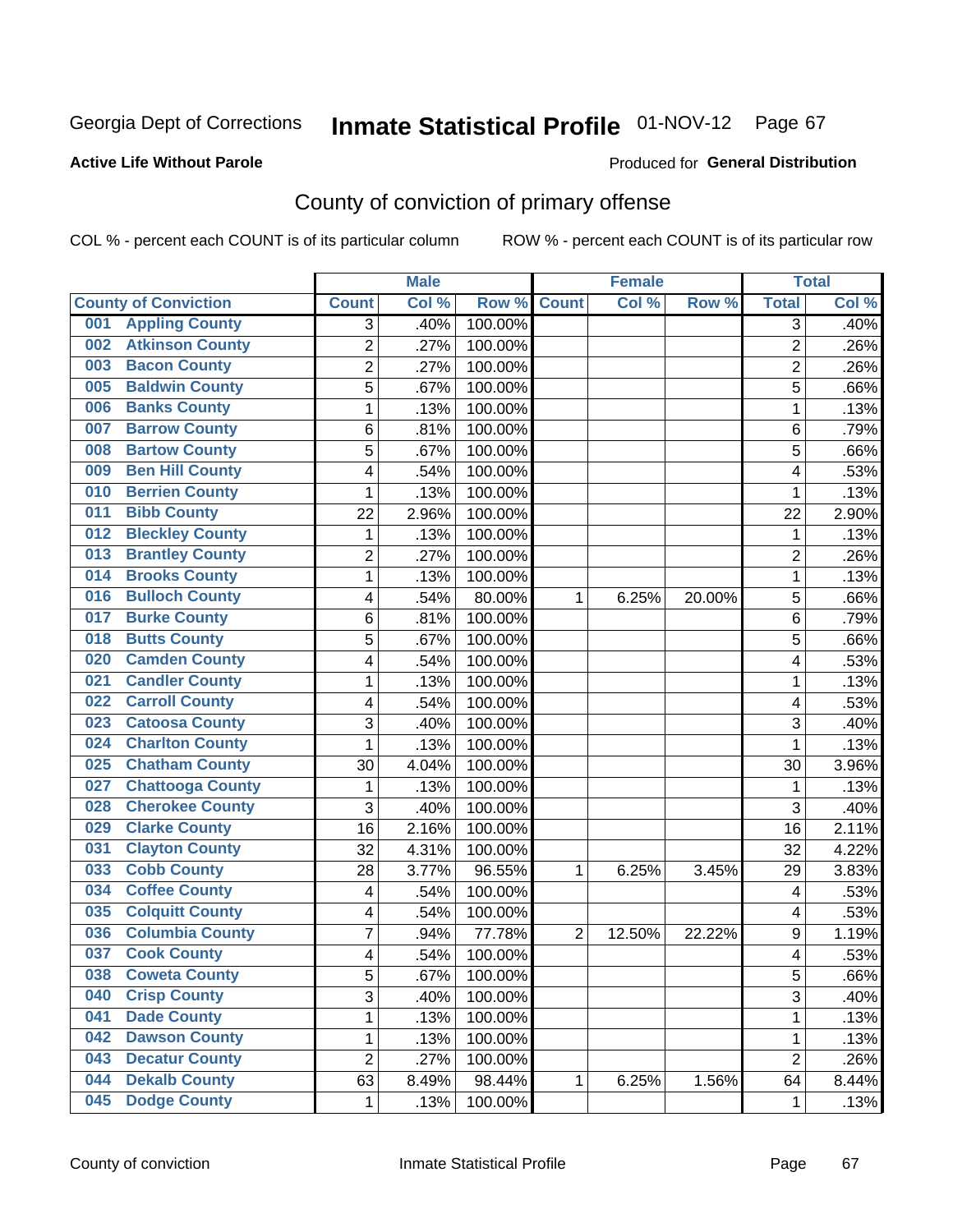Georgia Dept of Corrections **Inmate Statistical Profile** 01-NOV-12 Page 67

**Active Life Without Parole**

Produced for **General Distribution**

## County of conviction of primary offense

COL % - percent each COUNT is of its particular column ROW % - percent each COUNT is of its particular row

| County of Conviction | Male | | | Female | | | Total | |
|---|---|---|---|---|---|---|---|---|
| | Count | Col % | Row % | Count | Col % | Row % | Total | Col % |
| 001 Appling County | 3 | .40% | 100.00% | | | | 3 | .40% |
| 002 Atkinson County | 2 | .27% | 100.00% | | | | 2 | .26% |
| 003 Bacon County | 2 | .27% | 100.00% | | | | 2 | .26% |
| 005 Baldwin County | 5 | .67% | 100.00% | | | | 5 | .66% |
| 006 Banks County | 1 | .13% | 100.00% | | | | 1 | .13% |
| 007 Barrow County | 6 | .81% | 100.00% | | | | 6 | .79% |
| 008 Bartow County | 5 | .67% | 100.00% | | | | 5 | .66% |
| 009 Ben Hill County | 4 | .54% | 100.00% | | | | 4 | .53% |
| 010 Berrien County | 1 | .13% | 100.00% | | | | 1 | .13% |
| 011 Bibb County | 22 | 2.96% | 100.00% | | | | 22 | 2.90% |
| 012 Bleckley County | 1 | .13% | 100.00% | | | | 1 | .13% |
| 013 Brantley County | 2 | .27% | 100.00% | | | | 2 | .26% |
| 014 Brooks County | 1 | .13% | 100.00% | | | | 1 | .13% |
| 016 Bulloch County | 4 | .54% | 80.00% | 1 | 6.25% | 20.00% | 5 | .66% |
| 017 Burke County | 6 | .81% | 100.00% | | | | 6 | .79% |
| 018 Butts County | 5 | .67% | 100.00% | | | | 5 | .66% |
| 020 Camden County | 4 | .54% | 100.00% | | | | 4 | .53% |
| 021 Candler County | 1 | .13% | 100.00% | | | | 1 | .13% |
| 022 Carroll County | 4 | .54% | 100.00% | | | | 4 | .53% |
| 023 Catoosa County | 3 | .40% | 100.00% | | | | 3 | .40% |
| 024 Charlton County | 1 | .13% | 100.00% | | | | 1 | .13% |
| 025 Chatham County | 30 | 4.04% | 100.00% | | | | 30 | 3.96% |
| 027 Chattooga County | 1 | .13% | 100.00% | | | | 1 | .13% |
| 028 Cherokee County | 3 | .40% | 100.00% | | | | 3 | .40% |
| 029 Clarke County | 16 | 2.16% | 100.00% | | | | 16 | 2.11% |
| 031 Clayton County | 32 | 4.31% | 100.00% | | | | 32 | 4.22% |
| 033 Cobb County | 28 | 3.77% | 96.55% | 1 | 6.25% | 3.45% | 29 | 3.83% |
| 034 Coffee County | 4 | .54% | 100.00% | | | | 4 | .53% |
| 035 Colquitt County | 4 | .54% | 100.00% | | | | 4 | .53% |
| 036 Columbia County | 7 | .94% | 77.78% | 2 | 12.50% | 22.22% | 9 | 1.19% |
| 037 Cook County | 4 | .54% | 100.00% | | | | 4 | .53% |
| 038 Coweta County | 5 | .67% | 100.00% | | | | 5 | .66% |
| 040 Crisp County | 3 | .40% | 100.00% | | | | 3 | .40% |
| 041 Dade County | 1 | .13% | 100.00% | | | | 1 | .13% |
| 042 Dawson County | 1 | .13% | 100.00% | | | | 1 | .13% |
| 043 Decatur County | 2 | .27% | 100.00% | | | | 2 | .26% |
| 044 Dekalb County | 63 | 8.49% | 98.44% | 1 | 6.25% | 1.56% | 64 | 8.44% |
| 045 Dodge County | 1 | .13% | 100.00% | | | | 1 | .13% |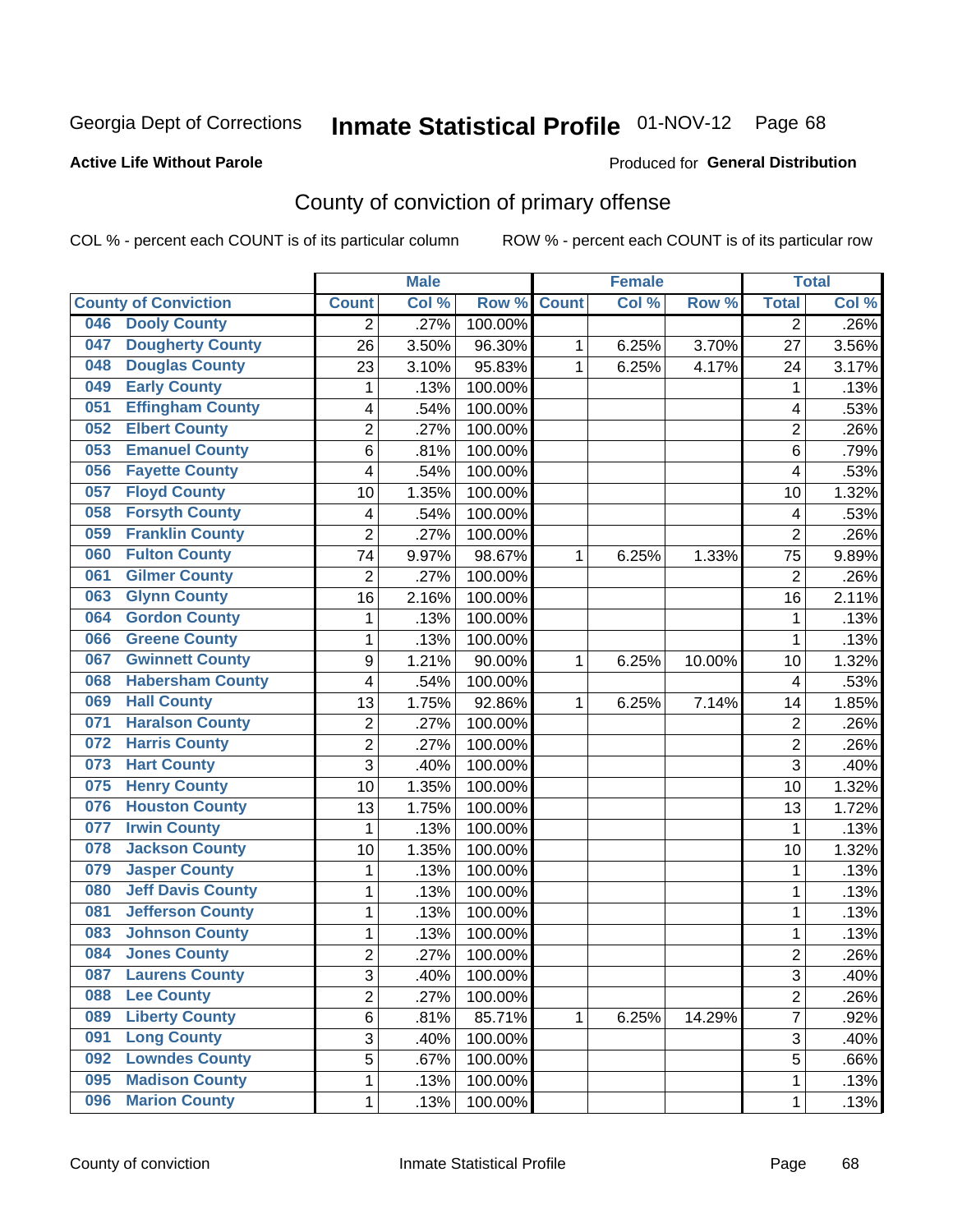Georgia Dept of Corrections **Inmate Statistical Profile** 01-NOV-12

**Active Life Without Parole**

Produced for **General Distribution**

## County of conviction of primary offense

COL % - percent each COUNT is of its particular column ROW % - percent each COUNT is of its particular row

| County of Conviction | Male | | | Female | | | Total | |
|---|---|---|---|---|---|---|---|---|
| | Count | Col % | Row % | Count | Col % | Row % | Total | Col % |
| 046 Dooly County | 2 | .27% | 100.00% | | | | 2 | .26% |
| 047 Dougherty County | 26 | 3.50% | 96.30% | 1 | 6.25% | 3.70% | 27 | 3.56% |
| 048 Douglas County | 23 | 3.10% | 95.83% | 1 | 6.25% | 4.17% | 24 | 3.17% |
| 049 Early County | 1 | .13% | 100.00% | | | | 1 | .13% |
| 051 Effingham County | 4 | .54% | 100.00% | | | | 4 | .53% |
| 052 Elbert County | 2 | .27% | 100.00% | | | | 2 | .26% |
| 053 Emanuel County | 6 | .81% | 100.00% | | | | 6 | .79% |
| 056 Fayette County | 4 | .54% | 100.00% | | | | 4 | .53% |
| 057 Floyd County | 10 | 1.35% | 100.00% | | | | 10 | 1.32% |
| 058 Forsyth County | 4 | .54% | 100.00% | | | | 4 | .53% |
| 059 Franklin County | 2 | .27% | 100.00% | | | | 2 | .26% |
| 060 Fulton County | 74 | 9.97% | 98.67% | 1 | 6.25% | 1.33% | 75 | 9.89% |
| 061 Gilmer County | 2 | .27% | 100.00% | | | | 2 | .26% |
| 063 Glynn County | 16 | 2.16% | 100.00% | | | | 16 | 2.11% |
| 064 Gordon County | 1 | .13% | 100.00% | | | | 1 | .13% |
| 066 Greene County | 1 | .13% | 100.00% | | | | 1 | .13% |
| 067 Gwinnett County | 9 | 1.21% | 90.00% | 1 | 6.25% | 10.00% | 10 | 1.32% |
| 068 Habersham County | 4 | .54% | 100.00% | | | | 4 | .53% |
| 069 Hall County | 13 | 1.75% | 92.86% | 1 | 6.25% | 7.14% | 14 | 1.85% |
| 071 Haralson County | 2 | .27% | 100.00% | | | | 2 | .26% |
| 072 Harris County | 2 | .27% | 100.00% | | | | 2 | .26% |
| 073 Hart County | 3 | .40% | 100.00% | | | | 3 | .40% |
| 075 Henry County | 10 | 1.35% | 100.00% | | | | 10 | 1.32% |
| 076 Houston County | 13 | 1.75% | 100.00% | | | | 13 | 1.72% |
| 077 Irwin County | 1 | .13% | 100.00% | | | | 1 | .13% |
| 078 Jackson County | 10 | 1.35% | 100.00% | | | | 10 | 1.32% |
| 079 Jasper County | 1 | .13% | 100.00% | | | | 1 | .13% |
| 080 Jeff Davis County | 1 | .13% | 100.00% | | | | 1 | .13% |
| 081 Jefferson County | 1 | .13% | 100.00% | | | | 1 | .13% |
| 083 Johnson County | 1 | .13% | 100.00% | | | | 1 | .13% |
| 084 Jones County | 2 | .27% | 100.00% | | | | 2 | .26% |
| 087 Laurens County | 3 | .40% | 100.00% | | | | 3 | .40% |
| 088 Lee County | 2 | .27% | 100.00% | | | | 2 | .26% |
| 089 Liberty County | 6 | .81% | 85.71% | 1 | 6.25% | 14.29% | 7 | .92% |
| 091 Long County | 3 | .40% | 100.00% | | | | 3 | .40% |
| 092 Lowndes County | 5 | .67% | 100.00% | | | | 5 | .66% |
| 095 Madison County | 1 | .13% | 100.00% | | | | 1 | .13% |
| 096 Marion County | 1 | .13% | 100.00% | | | | 1 | .13% |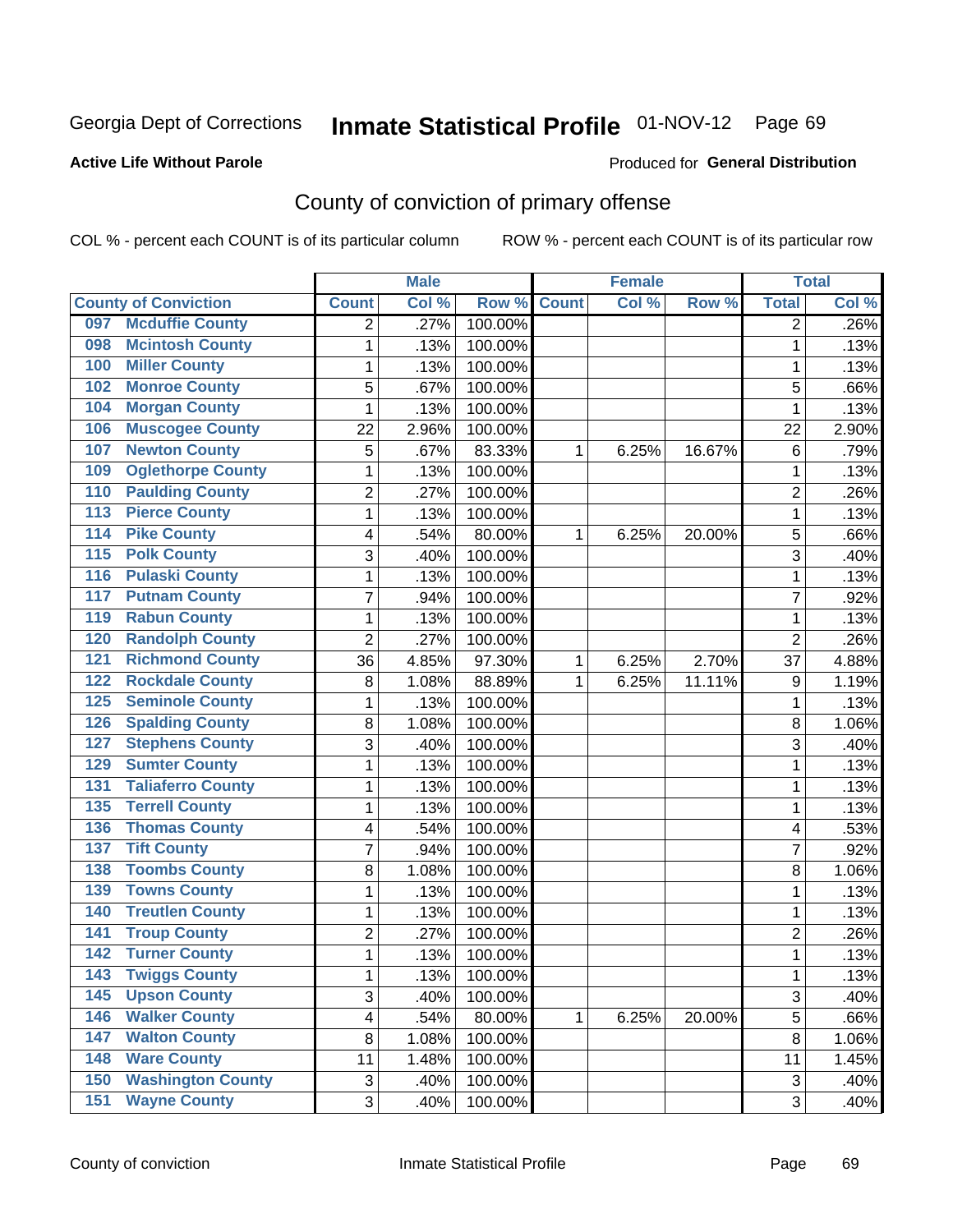Georgia Dept of Corrections **Inmate Statistical Profile** 01-NOV-12 Page 69

**Active Life Without Parole**

Produced for **General Distribution**

## County of conviction of primary offense

COL % - percent each COUNT is of its particular column ROW % - percent each COUNT is of its particular row

| | Male | | | Female | | | Total | |
|---|---|---|---|---|---|---|---|---|
| County of Conviction | Count | Col % | Row % | Count | Col % | Row % | Total | Col % |
| 097 Mcduffie County | 2 | .27% | 100.00% | | | | 2 | .26% |
| 098 Mcintosh County | 1 | .13% | 100.00% | | | | 1 | .13% |
| 100 Miller County | 1 | .13% | 100.00% | | | | 1 | .13% |
| 102 Monroe County | 5 | .67% | 100.00% | | | | 5 | .66% |
| 104 Morgan County | 1 | .13% | 100.00% | | | | 1 | .13% |
| 106 Muscogee County | 22 | 2.96% | 100.00% | | | | 22 | 2.90% |
| 107 Newton County | 5 | .67% | 83.33% | 1 | 6.25% | 16.67% | 6 | .79% |
| 109 Oglethorpe County | 1 | .13% | 100.00% | | | | 1 | .13% |
| 110 Paulding County | 2 | .27% | 100.00% | | | | 2 | .26% |
| 113 Pierce County | 1 | .13% | 100.00% | | | | 1 | .13% |
| 114 Pike County | 4 | .54% | 80.00% | 1 | 6.25% | 20.00% | 5 | .66% |
| 115 Polk County | 3 | .40% | 100.00% | | | | 3 | .40% |
| 116 Pulaski County | 1 | .13% | 100.00% | | | | 1 | .13% |
| 117 Putnam County | 7 | .94% | 100.00% | | | | 7 | .92% |
| 119 Rabun County | 1 | .13% | 100.00% | | | | 1 | .13% |
| 120 Randolph County | 2 | .27% | 100.00% | | | | 2 | .26% |
| 121 Richmond County | 36 | 4.85% | 97.30% | 1 | 6.25% | 2.70% | 37 | 4.88% |
| 122 Rockdale County | 8 | 1.08% | 88.89% | 1 | 6.25% | 11.11% | 9 | 1.19% |
| 125 Seminole County | 1 | .13% | 100.00% | | | | 1 | .13% |
| 126 Spalding County | 8 | 1.08% | 100.00% | | | | 8 | 1.06% |
| 127 Stephens County | 3 | .40% | 100.00% | | | | 3 | .40% |
| 129 Sumter County | 1 | .13% | 100.00% | | | | 1 | .13% |
| 131 Taliaferro County | 1 | .13% | 100.00% | | | | 1 | .13% |
| 135 Terrell County | 1 | .13% | 100.00% | | | | 1 | .13% |
| 136 Thomas County | 4 | .54% | 100.00% | | | | 4 | .53% |
| 137 Tift County | 7 | .94% | 100.00% | | | | 7 | .92% |
| 138 Toombs County | 8 | 1.08% | 100.00% | | | | 8 | 1.06% |
| 139 Towns County | 1 | .13% | 100.00% | | | | 1 | .13% |
| 140 Treutlen County | 1 | .13% | 100.00% | | | | 1 | .13% |
| 141 Troup County | 2 | .27% | 100.00% | | | | 2 | .26% |
| 142 Turner County | 1 | .13% | 100.00% | | | | 1 | .13% |
| 143 Twiggs County | 1 | .13% | 100.00% | | | | 1 | .13% |
| 145 Upson County | 3 | .40% | 100.00% | | | | 3 | .40% |
| 146 Walker County | 4 | .54% | 80.00% | 1 | 6.25% | 20.00% | 5 | .66% |
| 147 Walton County | 8 | 1.08% | 100.00% | | | | 8 | 1.06% |
| 148 Ware County | 11 | 1.48% | 100.00% | | | | 11 | 1.45% |
| 150 Washington County | 3 | .40% | 100.00% | | | | 3 | .40% |
| 151 Wayne County | 3 | .40% | 100.00% | | | | 3 | .40% |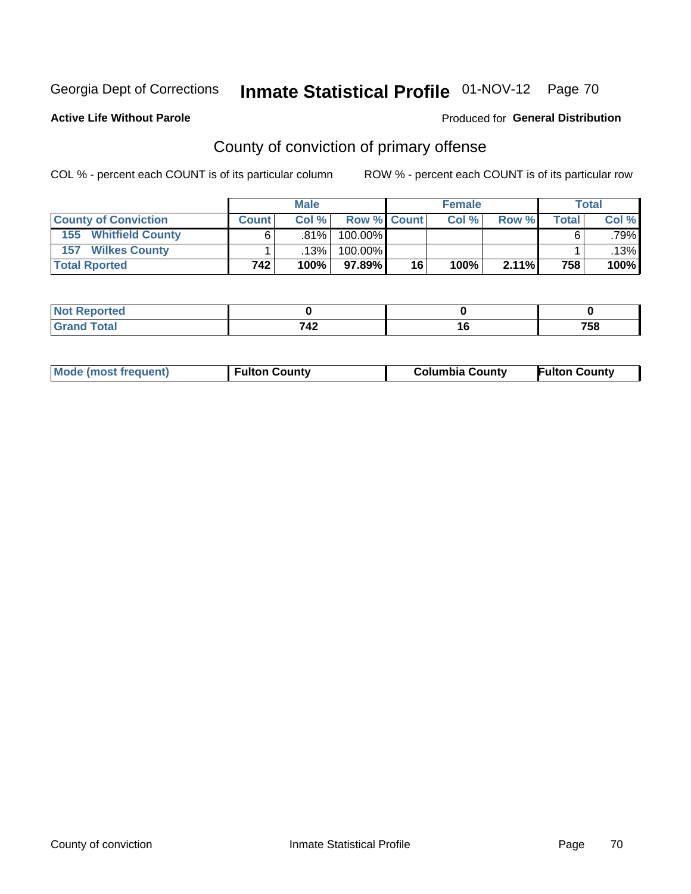Georgia Dept of Corrections **Inmate Statistical Profile** 01-NOV-12 Page 70

**Active Life Without Parole**

Produced for **General Distribution**

## County of conviction of primary offense

COL % - percent each COUNT is of its particular column

ROW % - percent each COUNT is of its particular row

| | Male | | | Female | | | Total | |
|---|---|---|---|---|---|---|---|---|
| **County of Conviction** | **Count** | **Col %** | **Row %** | **Count** | **Col %** | **Row %** | **Total** | **Col %** |
| 155 Whitfield County | 6 | .81% | 100.00% | | | | 6 | .79% |
| 157 Wilkes County | 1 | .13% | 100.00% | | | | 1 | .13% |
| **Total Rported** | **742** | **100%** | **97.89%** | **16** | **100%** | **2.11%** | **758** | **100%** |

| | Male | Female | Total |
|---|---|---|---|
| **Not Reported** | **0** | **0** | **0** |
| **Grand Total** | **742** | **16** | **758** |

| | Male | Female | Total |
|---|---|---|---|
| **Mode (most frequent)** | **Fulton County** | **Columbia County** | **Fulton County** |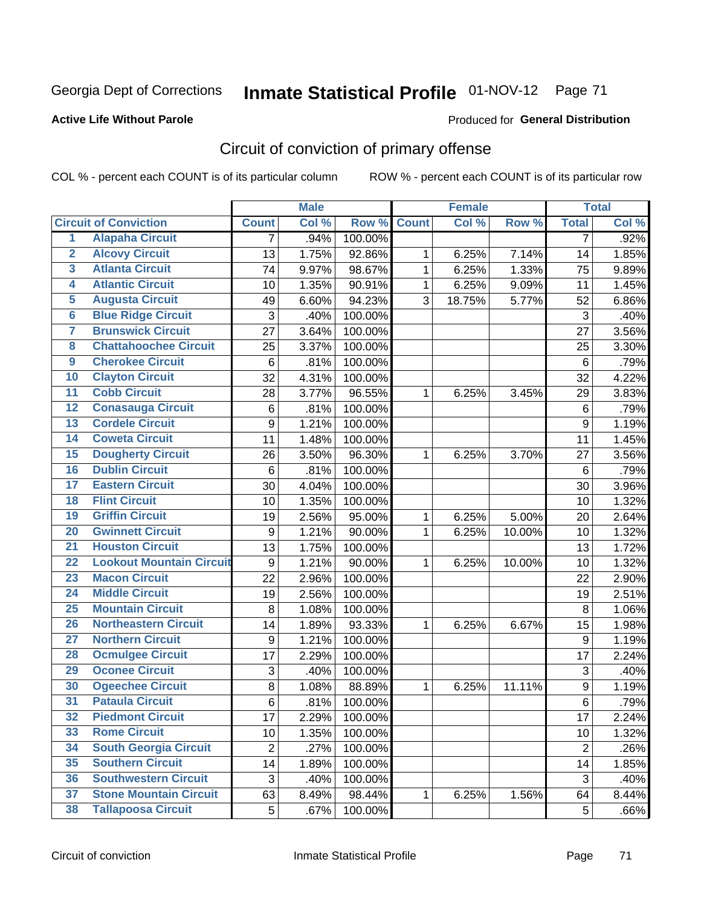Georgia Dept of Corrections **Inmate Statistical Profile** 01-NOV-12

**Active Life Without Parole**

Produced for **General Distribution**

## Circuit of conviction of primary offense

COL % - percent each COUNT is of its particular column ROW % - percent each COUNT is of its particular row

| | | Male | | | Female | | | Total | |
|---|---|---|---|---|---|---|---|---|---|
| | **Circuit of Conviction** | **Count** | **Col %** | **Row %** | **Count** | **Col %** | **Row %** | **Total** | **Col %** |
| 1 | Alapaha Circuit | 7 | .94% | 100.00% | | | | 7 | .92% |
| 2 | Alcovy Circuit | 13 | 1.75% | 92.86% | 1 | 6.25% | 7.14% | 14 | 1.85% |
| 3 | Atlanta Circuit | 74 | 9.97% | 98.67% | 1 | 6.25% | 1.33% | 75 | 9.89% |
| 4 | Atlantic Circuit | 10 | 1.35% | 90.91% | 1 | 6.25% | 9.09% | 11 | 1.45% |
| 5 | Augusta Circuit | 49 | 6.60% | 94.23% | 3 | 18.75% | 5.77% | 52 | 6.86% |
| 6 | Blue Ridge Circuit | 3 | .40% | 100.00% | | | | 3 | .40% |
| 7 | Brunswick Circuit | 27 | 3.64% | 100.00% | | | | 27 | 3.56% |
| 8 | Chattahoochee Circuit | 25 | 3.37% | 100.00% | | | | 25 | 3.30% |
| 9 | Cherokee Circuit | 6 | .81% | 100.00% | | | | 6 | .79% |
| 10 | Clayton Circuit | 32 | 4.31% | 100.00% | | | | 32 | 4.22% |
| 11 | Cobb Circuit | 28 | 3.77% | 96.55% | 1 | 6.25% | 3.45% | 29 | 3.83% |
| 12 | Conasauga Circuit | 6 | .81% | 100.00% | | | | 6 | .79% |
| 13 | Cordele Circuit | 9 | 1.21% | 100.00% | | | | 9 | 1.19% |
| 14 | Coweta Circuit | 11 | 1.48% | 100.00% | | | | 11 | 1.45% |
| 15 | Dougherty Circuit | 26 | 3.50% | 96.30% | 1 | 6.25% | 3.70% | 27 | 3.56% |
| 16 | Dublin Circuit | 6 | .81% | 100.00% | | | | 6 | .79% |
| 17 | Eastern Circuit | 30 | 4.04% | 100.00% | | | | 30 | 3.96% |
| 18 | Flint Circuit | 10 | 1.35% | 100.00% | | | | 10 | 1.32% |
| 19 | Griffin Circuit | 19 | 2.56% | 95.00% | 1 | 6.25% | 5.00% | 20 | 2.64% |
| 20 | Gwinnett Circuit | 9 | 1.21% | 90.00% | 1 | 6.25% | 10.00% | 10 | 1.32% |
| 21 | Houston Circuit | 13 | 1.75% | 100.00% | | | | 13 | 1.72% |
| 22 | Lookout Mountain Circuit | 9 | 1.21% | 90.00% | 1 | 6.25% | 10.00% | 10 | 1.32% |
| 23 | Macon Circuit | 22 | 2.96% | 100.00% | | | | 22 | 2.90% |
| 24 | Middle Circuit | 19 | 2.56% | 100.00% | | | | 19 | 2.51% |
| 25 | Mountain Circuit | 8 | 1.08% | 100.00% | | | | 8 | 1.06% |
| 26 | Northeastern Circuit | 14 | 1.89% | 93.33% | 1 | 6.25% | 6.67% | 15 | 1.98% |
| 27 | Northern Circuit | 9 | 1.21% | 100.00% | | | | 9 | 1.19% |
| 28 | Ocmulgee Circuit | 17 | 2.29% | 100.00% | | | | 17 | 2.24% |
| 29 | Oconee Circuit | 3 | .40% | 100.00% | | | | 3 | .40% |
| 30 | Ogeechee Circuit | 8 | 1.08% | 88.89% | 1 | 6.25% | 11.11% | 9 | 1.19% |
| 31 | Pataula Circuit | 6 | .81% | 100.00% | | | | 6 | .79% |
| 32 | Piedmont Circuit | 17 | 2.29% | 100.00% | | | | 17 | 2.24% |
| 33 | Rome Circuit | 10 | 1.35% | 100.00% | | | | 10 | 1.32% |
| 34 | South Georgia Circuit | 2 | .27% | 100.00% | | | | 2 | .26% |
| 35 | Southern Circuit | 14 | 1.89% | 100.00% | | | | 14 | 1.85% |
| 36 | Southwestern Circuit | 3 | .40% | 100.00% | | | | 3 | .40% |
| 37 | Stone Mountain Circuit | 63 | 8.49% | 98.44% | 1 | 6.25% | 1.56% | 64 | 8.44% |
| 38 | Tallapoosa Circuit | 5 | .67% | 100.00% | | | | 5 | .66% |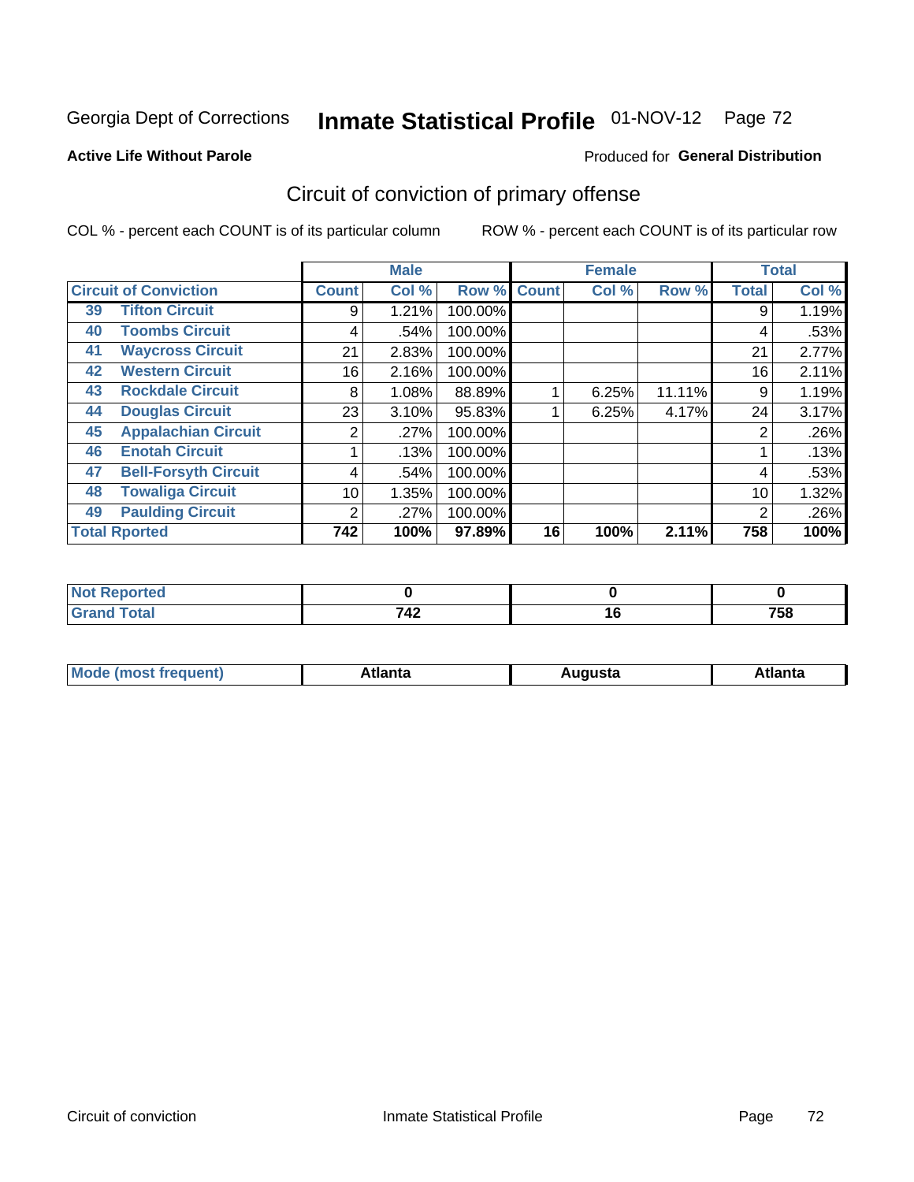Georgia Dept of Corrections **Inmate Statistical Profile** 01-NOV-12 Page 72

**Active Life Without Parole**

Produced for **General Distribution**

## Circuit of conviction of primary offense

COL % - percent each COUNT is of its particular column

ROW % - percent each COUNT is of its particular row

| Circuit of Conviction | | Male | | | Female | | | Total | |
|---|---|---|---|---|---|---|---|---|---|
| | | Count | Col % | Row % | Count | Col % | Row % | Total | Col % |
| 39 | Tifton Circuit | 9 | 1.21% | 100.00% | | | | 9 | 1.19% |
| 40 | Toombs Circuit | 4 | .54% | 100.00% | | | | 4 | .53% |
| 41 | Waycross Circuit | 21 | 2.83% | 100.00% | | | | 21 | 2.77% |
| 42 | Western Circuit | 16 | 2.16% | 100.00% | | | | 16 | 2.11% |
| 43 | Rockdale Circuit | 8 | 1.08% | 88.89% | 1 | 6.25% | 11.11% | 9 | 1.19% |
| 44 | Douglas Circuit | 23 | 3.10% | 95.83% | 1 | 6.25% | 4.17% | 24 | 3.17% |
| 45 | Appalachian Circuit | 2 | .27% | 100.00% | | | | 2 | .26% |
| 46 | Enotah Circuit | 1 | .13% | 100.00% | | | | 1 | .13% |
| 47 | Bell-Forsyth Circuit | 4 | .54% | 100.00% | | | | 4 | .53% |
| 48 | Towaliga Circuit | 10 | 1.35% | 100.00% | | | | 10 | 1.32% |
| 49 | Paulding Circuit | 2 | .27% | 100.00% | | | | 2 | .26% |
| **Total Rported** | | **742** | **100%** | **97.89%** | **16** | **100%** | **2.11%** | **758** | **100%** |

| | Male | Female | Total |
|---|---|---|---|
| **Not Reported** | **0** | **0** | **0** |
| **Grand Total** | **742** | **16** | **758** |

| | Male | Female | Total |
|---|---|---|---|
| **Mode (most frequent)** | **Atlanta** | **Augusta** | **Atlanta** |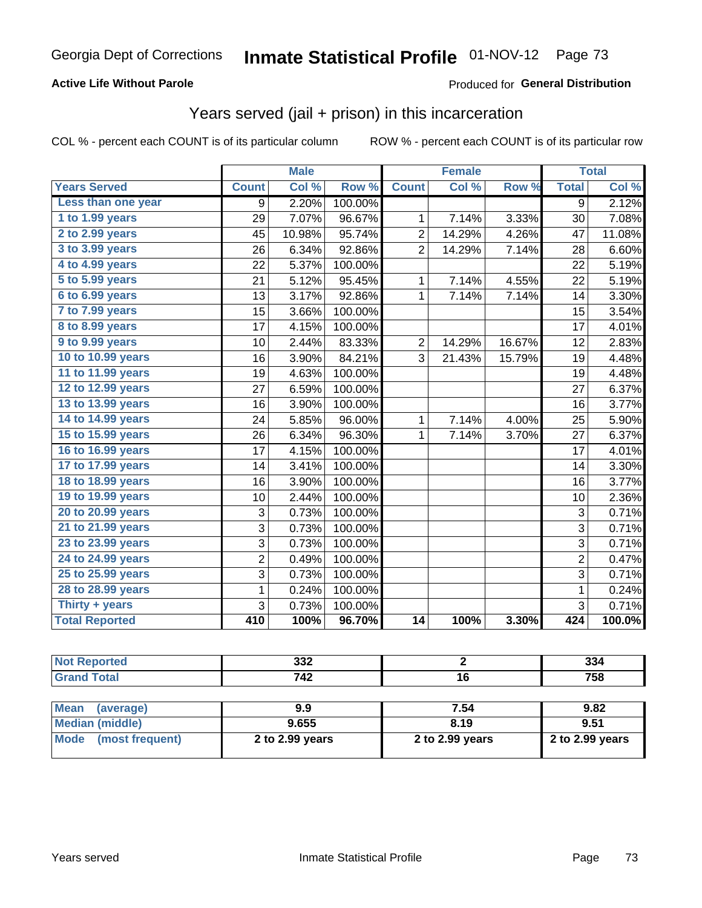Georgia Dept of Corrections **Inmate Statistical Profile** 01-NOV-12

**Active Life Without Parole**

Produced for **General Distribution**

## Years served (jail + prison) in this incarceration

COL % - percent each COUNT is of its particular column ROW % - percent each COUNT is of its particular row

| | Male | | | Female | | | Total | |
|---|---|---|---|---|---|---|---|---|
| **Years Served** | **Count** | **Col %** | **Row %** | **Count** | **Col %** | **Row %** | **Total** | **Col %** |
| Less than one year | 9 | 2.20% | 100.00% | | | | 9 | 2.12% |
| 1 to 1.99 years | 29 | 7.07% | 96.67% | 1 | 7.14% | 3.33% | 30 | 7.08% |
| 2 to 2.99 years | 45 | 10.98% | 95.74% | 2 | 14.29% | 4.26% | 47 | 11.08% |
| 3 to 3.99 years | 26 | 6.34% | 92.86% | 2 | 14.29% | 7.14% | 28 | 6.60% |
| 4 to 4.99 years | 22 | 5.37% | 100.00% | | | | 22 | 5.19% |
| 5 to 5.99 years | 21 | 5.12% | 95.45% | 1 | 7.14% | 4.55% | 22 | 5.19% |
| 6 to 6.99 years | 13 | 3.17% | 92.86% | 1 | 7.14% | 7.14% | 14 | 3.30% |
| 7 to 7.99 years | 15 | 3.66% | 100.00% | | | | 15 | 3.54% |
| 8 to 8.99 years | 17 | 4.15% | 100.00% | | | | 17 | 4.01% |
| 9 to 9.99 years | 10 | 2.44% | 83.33% | 2 | 14.29% | 16.67% | 12 | 2.83% |
| 10 to 10.99 years | 16 | 3.90% | 84.21% | 3 | 21.43% | 15.79% | 19 | 4.48% |
| 11 to 11.99 years | 19 | 4.63% | 100.00% | | | | 19 | 4.48% |
| 12 to 12.99 years | 27 | 6.59% | 100.00% | | | | 27 | 6.37% |
| 13 to 13.99 years | 16 | 3.90% | 100.00% | | | | 16 | 3.77% |
| 14 to 14.99 years | 24 | 5.85% | 96.00% | 1 | 7.14% | 4.00% | 25 | 5.90% |
| 15 to 15.99 years | 26 | 6.34% | 96.30% | 1 | 7.14% | 3.70% | 27 | 6.37% |
| 16 to 16.99 years | 17 | 4.15% | 100.00% | | | | 17 | 4.01% |
| 17 to 17.99 years | 14 | 3.41% | 100.00% | | | | 14 | 3.30% |
| 18 to 18.99 years | 16 | 3.90% | 100.00% | | | | 16 | 3.77% |
| 19 to 19.99 years | 10 | 2.44% | 100.00% | | | | 10 | 2.36% |
| 20 to 20.99 years | 3 | 0.73% | 100.00% | | | | 3 | 0.71% |
| 21 to 21.99 years | 3 | 0.73% | 100.00% | | | | 3 | 0.71% |
| 23 to 23.99 years | 3 | 0.73% | 100.00% | | | | 3 | 0.71% |
| 24 to 24.99 years | 2 | 0.49% | 100.00% | | | | 2 | 0.47% |
| 25 to 25.99 years | 3 | 0.73% | 100.00% | | | | 3 | 0.71% |
| 28 to 28.99 years | 1 | 0.24% | 100.00% | | | | 1 | 0.24% |
| Thirty + years | 3 | 0.73% | 100.00% | | | | 3 | 0.71% |
| **Total Reported** | **410** | **100%** | **96.70%** | **14** | **100%** | **3.30%** | **424** | **100.0%** |

| | Male | Female | Total |
|---|---|---|---|
| **Not Reported** | **332** | **2** | **334** |
| **Grand Total** | **742** | **16** | **758** |

| | Male | Female | Total |
|---|---|---|---|
| **Mean (average)** | **9.9** | **7.54** | **9.82** |
| **Median (middle)** | **9.655** | **8.19** | **9.51** |
| **Mode (most frequent)** | **2 to 2.99 years** | **2 to 2.99 years** | **2 to 2.99 years** |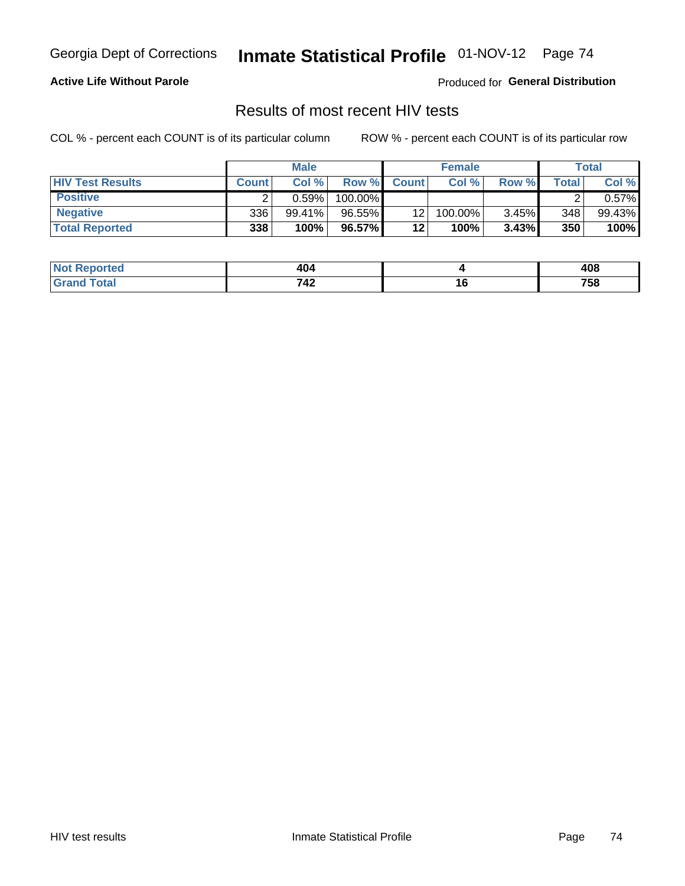Georgia Dept of Corrections **Inmate Statistical Profile** 01-NOV-12

**Active Life Without Parole**

Produced for **General Distribution**

## Results of most recent HIV tests

COL % - percent each COUNT is of its particular column        ROW % - percent each COUNT is of its particular row

| | Male | | | Female | | | Total | |
|---|---|---|---|---|---|---|---|---|
| **HIV Test Results** | **Count** | **Col %** | **Row %** | **Count** | **Col %** | **Row %** | **Total** | **Col %** |
| **Positive** | 2 | 0.59% | 100.00% | | | | 2 | 0.57% |
| **Negative** | 336 | 99.41% | 96.55% | 12 | 100.00% | 3.45% | 348 | 99.43% |
| **Total Reported** | **338** | **100%** | **96.57%** | **12** | **100%** | **3.43%** | **350** | **100%** |

| | Male | Female | Total |
|---|---|---|---|
| **Not Reported** | **404** | **4** | **408** |
| **Grand Total** | **742** | **16** | **758** |

HIV test results        Inmate Statistical Profile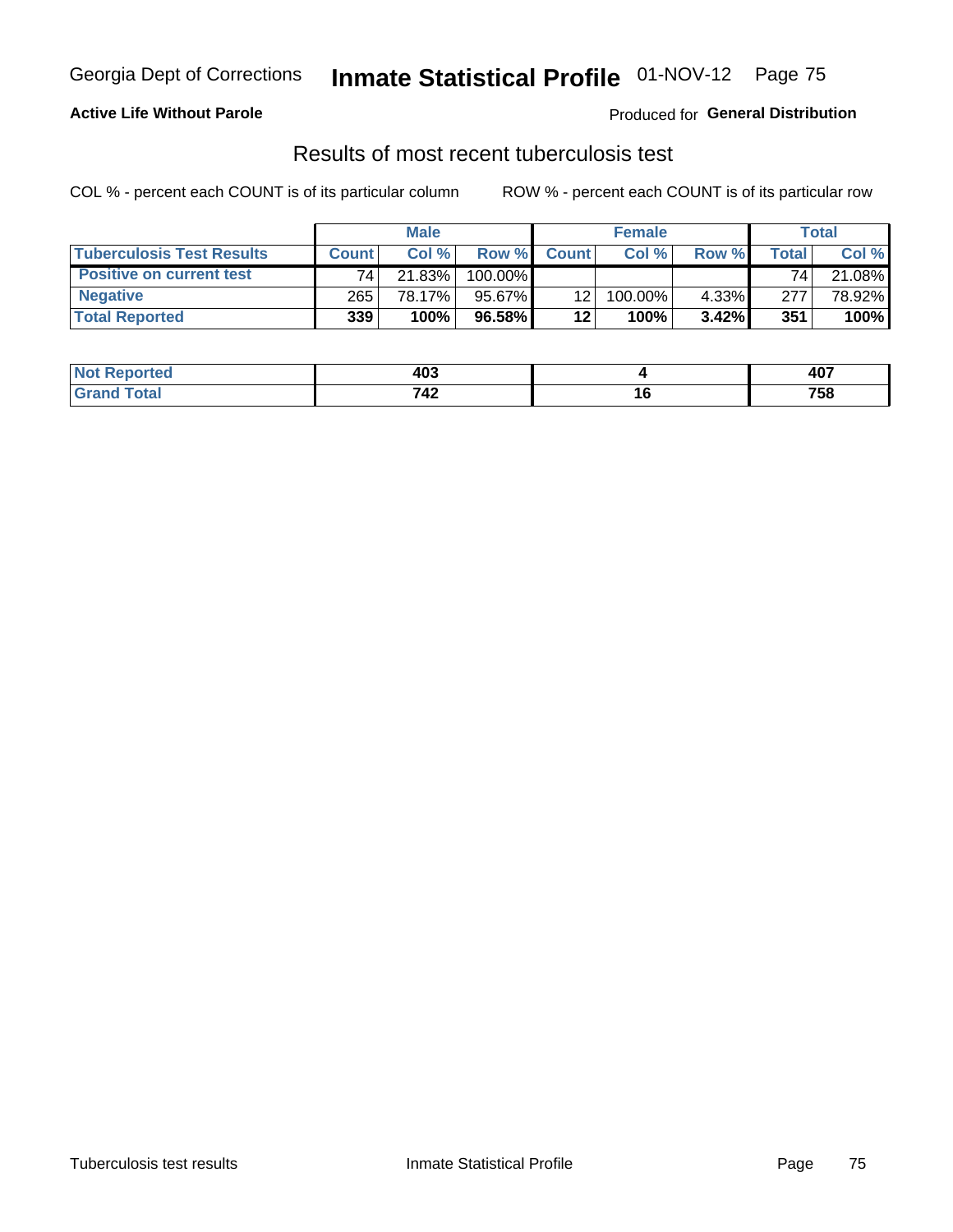Georgia Dept of Corrections **Inmate Statistical Profile** 01-NOV-12

**Active Life Without Parole**

Produced for **General Distribution**

## Results of most recent tuberculosis test

COL % - percent each COUNT is of its particular column

ROW % - percent each COUNT is of its particular row

| | Male | | | Female | | | Total | |
|---|---|---|---|---|---|---|---|---|
| **Tuberculosis Test Results** | **Count** | **Col %** | **Row %** | **Count** | **Col %** | **Row %** | **Total** | **Col %** |
| **Positive on current test** | 74 | 21.83% | 100.00% | | | | 74 | 21.08% |
| **Negative** | 265 | 78.17% | 95.67% | 12 | 100.00% | 4.33% | 277 | 78.92% |
| **Total Reported** | **339** | **100%** | **96.58%** | **12** | **100%** | **3.42%** | **351** | **100%** |

| | Male | Female | Total |
|---|---|---|---|
| **Not Reported** | **403** | **4** | **407** |
| **Grand Total** | **742** | **16** | **758** |

Tuberculosis test results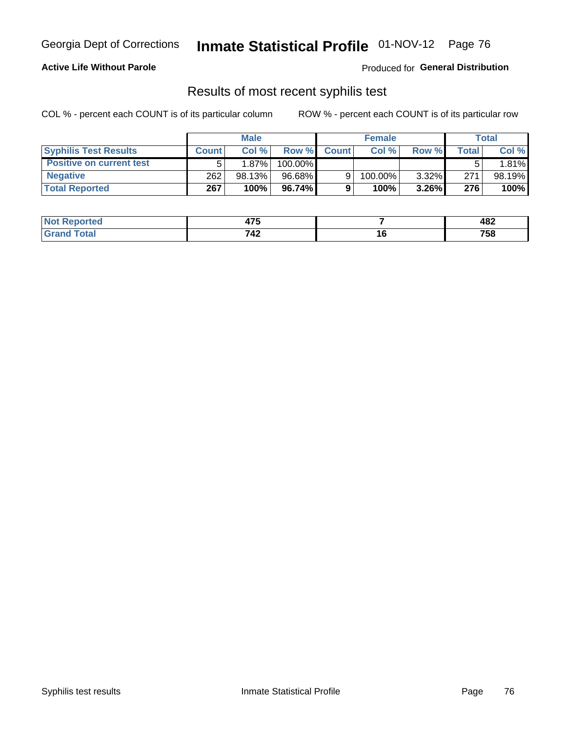Georgia Dept of Corrections **Inmate Statistical Profile** 01-NOV-12

**Active Life Without Parole**

Produced for **General Distribution**

## Results of most recent syphilis test

COL % - percent each COUNT is of its particular column

ROW % - percent each COUNT is of its particular row

| | Male | | | Female | | | Total | |
|---|---|---|---|---|---|---|---|---|
| **Syphilis Test Results** | **Count** | **Col %** | **Row %** | **Count** | **Col %** | **Row %** | **Total** | **Col %** |
| **Positive on current test** | 5 | 1.87% | 100.00% | | | | 5 | 1.81% |
| **Negative** | 262 | 98.13% | 96.68% | 9 | 100.00% | 3.32% | 271 | 98.19% |
| **Total Reported** | **267** | **100%** | **96.74%** | **9** | **100%** | **3.26%** | **276** | **100%** |

| | Male | Female | Total |
|---|---|---|---|
| **Not Reported** | **475** | **7** | **482** |
| **Grand Total** | **742** | **16** | **758** |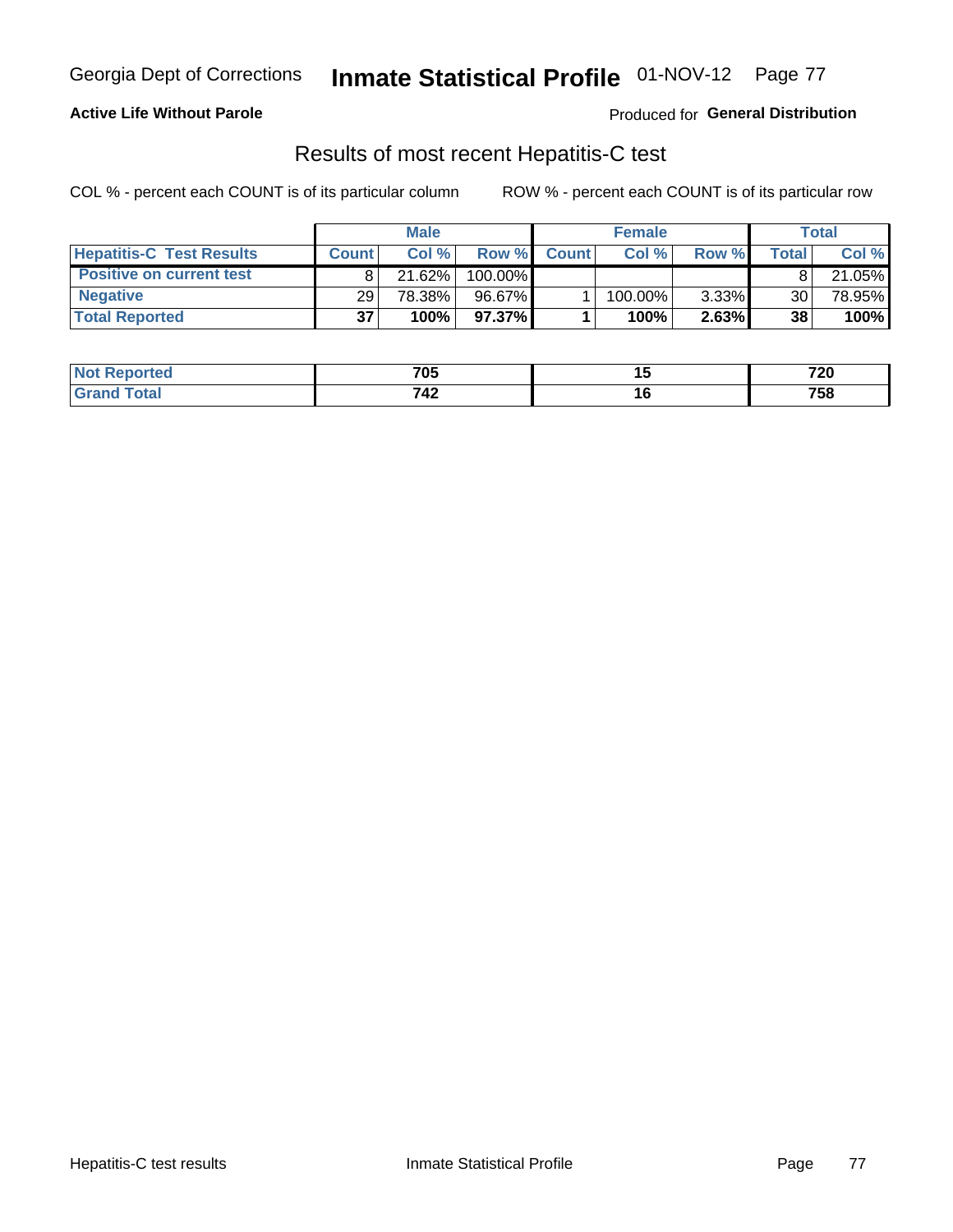Georgia Dept of Corrections **Inmate Statistical Profile** 01-NOV-12

**Active Life Without Parole**

Produced for **General Distribution**

## Results of most recent Hepatitis-C test

COL % - percent each COUNT is of its particular column

ROW % - percent each COUNT is of its particular row

| | Male | | | Female | | | Total | |
|---|---|---|---|---|---|---|---|---|
| **Hepatitis-C Test Results** | **Count** | **Col %** | **Row %** | **Count** | **Col %** | **Row %** | **Total** | **Col %** |
| **Positive on current test** | 8 | 21.62% | 100.00% | | | | 8 | 21.05% |
| **Negative** | 29 | 78.38% | 96.67% | 1 | 100.00% | 3.33% | 30 | 78.95% |
| **Total Reported** | **37** | **100%** | **97.37%** | **1** | **100%** | **2.63%** | **38** | **100%** |

| | | | |
|---|---|---|---|
| **Not Reported** | **705** | **15** | **720** |
| **Grand Total** | **742** | **16** | **758** |

Hepatitis-C test results

Inmate Statistical Profile